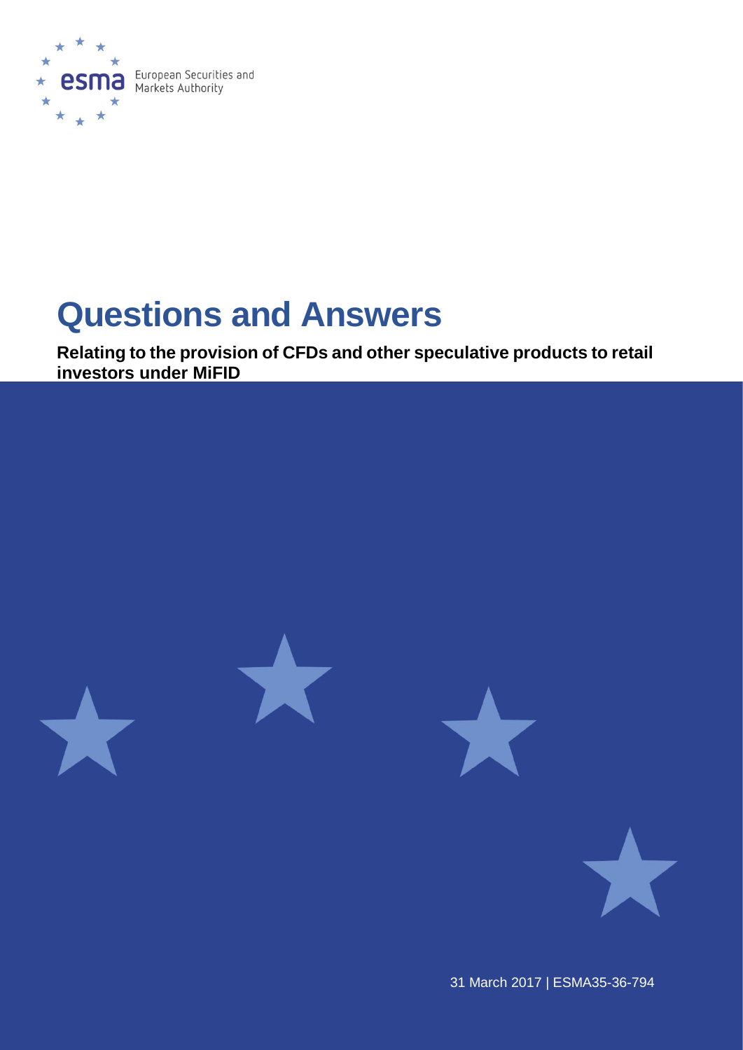European Securities and Markets Authority

# Questions and Answers

**Relating to the provision of CFDs and other speculative products to retail investors under MiFID**

31 March 2017 | ESMA35-36-794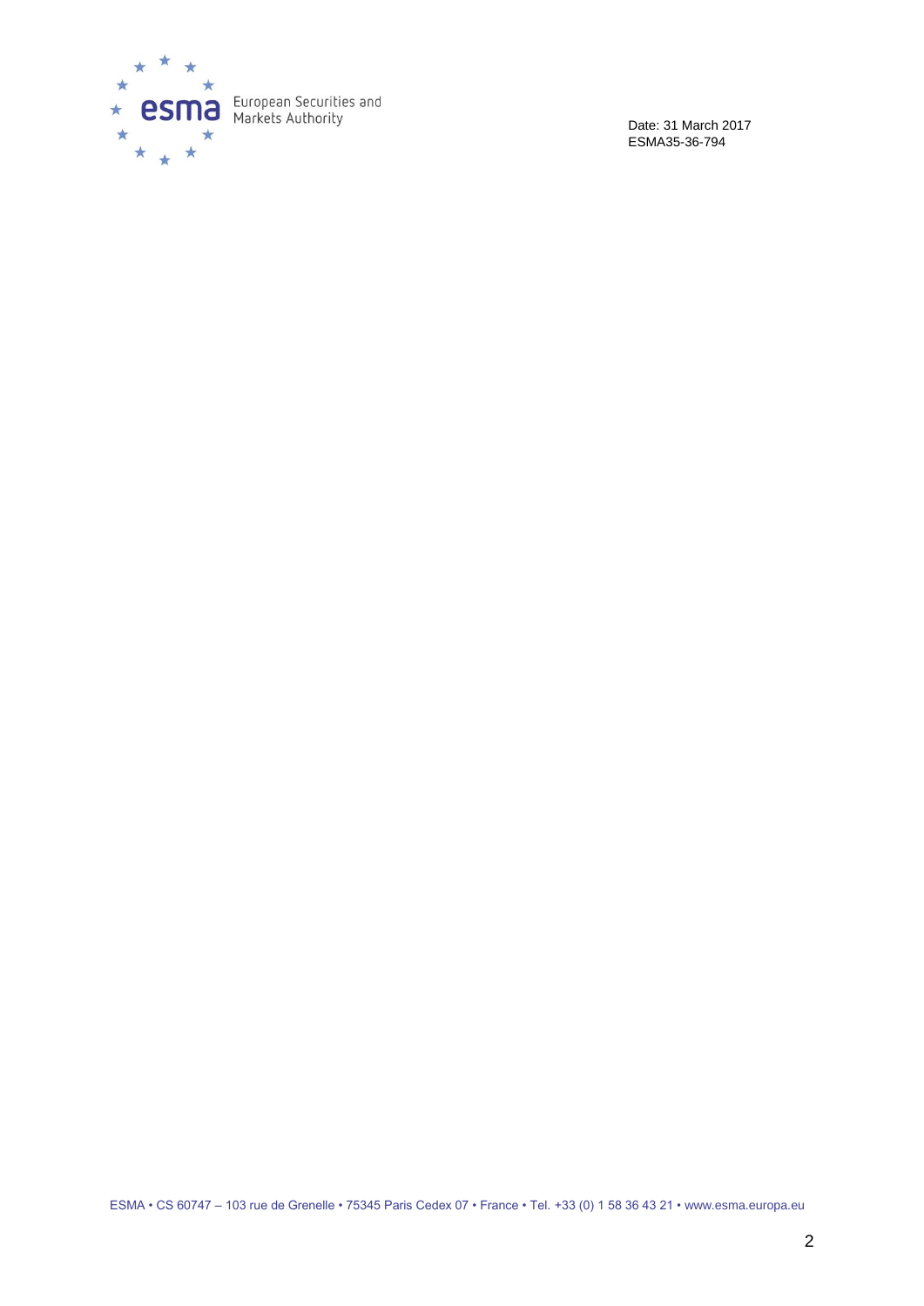Date: 31 March 2017
ESMA35-36-794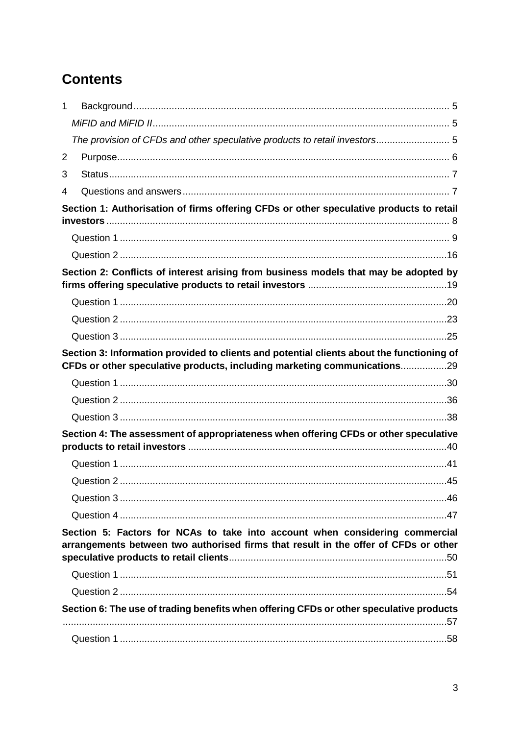# Contents

1 Background ... 5

*MiFID and MiFID II* ... 5

*The provision of CFDs and other speculative products to retail investors* ... 5

2 Purpose ... 6

3 Status ... 7

4 Questions and answers ... 7

**Section 1: Authorisation of firms offering CFDs or other speculative products to retail investors** ... 8

Question 1 ... 9

Question 2 ... 16

**Section 2: Conflicts of interest arising from business models that may be adopted by firms offering speculative products to retail investors** ... 19

Question 1 ... 20

Question 2 ... 23

Question 3 ... 25

**Section 3: Information provided to clients and potential clients about the functioning of CFDs or other speculative products, including marketing communications** ... 29

Question 1 ... 30

Question 2 ... 36

Question 3 ... 38

**Section 4: The assessment of appropriateness when offering CFDs or other speculative products to retail investors** ... 40

Question 1 ... 41

Question 2 ... 45

Question 3 ... 46

Question 4 ... 47

**Section 5: Factors for NCAs to take into account when considering commercial arrangements between two authorised firms that result in the offer of CFDs or other speculative products to retail clients** ... 50

Question 1 ... 51

Question 2 ... 54

**Section 6: The use of trading benefits when offering CFDs or other speculative products** ... 57

Question 1 ... 58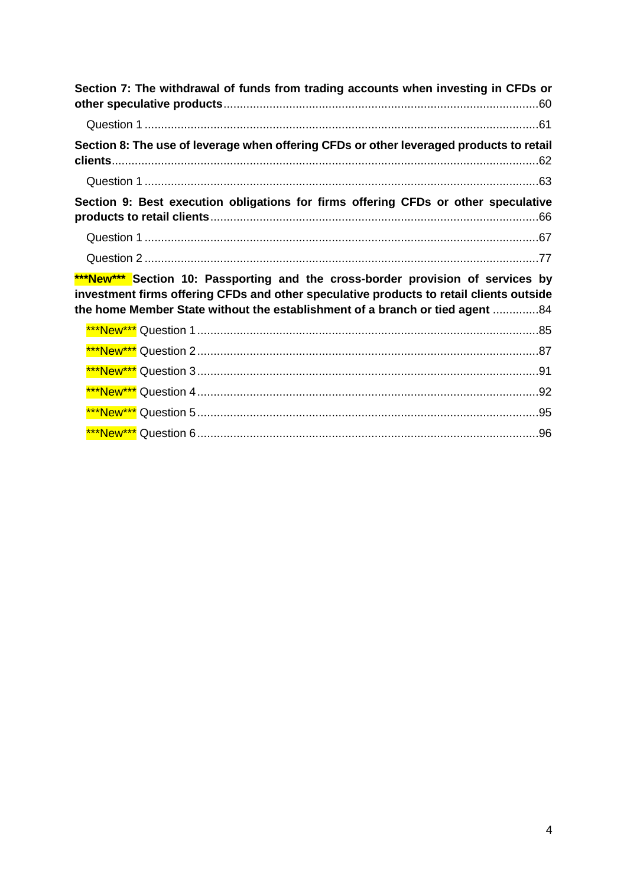**Section 7: The withdrawal of funds from trading accounts when investing in CFDs or other speculative products** ........ 60

Question 1 ........ 61

**Section 8: The use of leverage when offering CFDs or other leveraged products to retail clients** ........ 62

Question 1 ........ 63

**Section 9: Best execution obligations for firms offering CFDs or other speculative products to retail clients** ........ 66

Question 1 ........ 67

Question 2 ........ 77

**\*\*\*New\*\*\* Section 10: Passporting and the cross-border provision of services by investment firms offering CFDs and other speculative products to retail clients outside the home Member State without the establishment of a branch or tied agent** ........ 84

\*\*\*New\*\*\* Question 1 ........ 85

\*\*\*New\*\*\* Question 2 ........ 87

\*\*\*New\*\*\* Question 3 ........ 91

\*\*\*New\*\*\* Question 4 ........ 92

\*\*\*New\*\*\* Question 5 ........ 95

\*\*\*New\*\*\* Question 6 ........ 96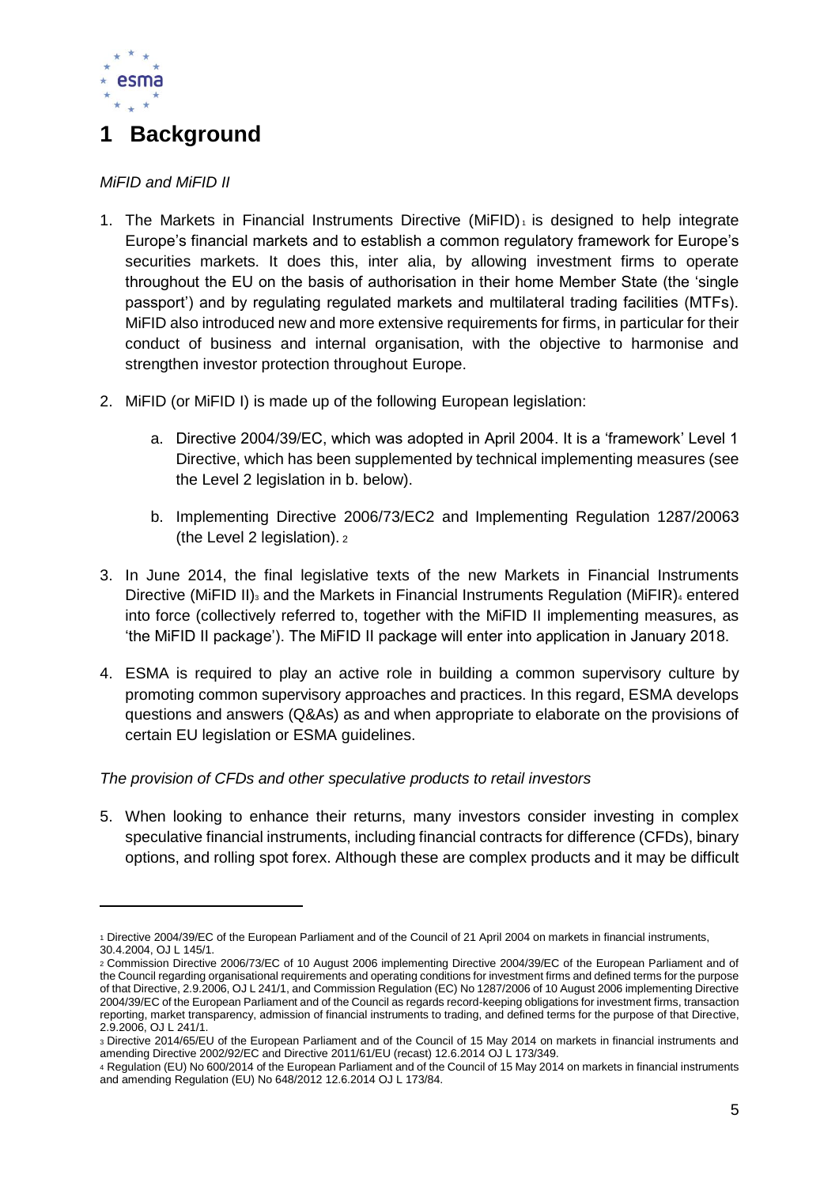# 1 Background

*MiFID and MiFID II*

1. The Markets in Financial Instruments Directive (MiFID)[1] is designed to help integrate Europe's financial markets and to establish a common regulatory framework for Europe's securities markets. It does this, inter alia, by allowing investment firms to operate throughout the EU on the basis of authorisation in their home Member State (the 'single passport') and by regulating regulated markets and multilateral trading facilities (MTFs). MiFID also introduced new and more extensive requirements for firms, in particular for their conduct of business and internal organisation, with the objective to harmonise and strengthen investor protection throughout Europe.

2. MiFID (or MiFID I) is made up of the following European legislation:

   a. Directive 2004/39/EC, which was adopted in April 2004. It is a 'framework' Level 1 Directive, which has been supplemented by technical implementing measures (see the Level 2 legislation in b. below).

   b. Implementing Directive 2006/73/EC2 and Implementing Regulation 1287/20063 (the Level 2 legislation).[2]

3. In June 2014, the final legislative texts of the new Markets in Financial Instruments Directive (MiFID II)[3] and the Markets in Financial Instruments Regulation (MiFIR)[4] entered into force (collectively referred to, together with the MiFID II implementing measures, as 'the MiFID II package'). The MiFID II package will enter into application in January 2018.

4. ESMA is required to play an active role in building a common supervisory culture by promoting common supervisory approaches and practices. In this regard, ESMA develops questions and answers (Q&As) as and when appropriate to elaborate on the provisions of certain EU legislation or ESMA guidelines.

*The provision of CFDs and other speculative products to retail investors*

5. When looking to enhance their returns, many investors consider investing in complex speculative financial instruments, including financial contracts for difference (CFDs), binary options, and rolling spot forex. Although these are complex products and it may be difficult

---

[1] Directive 2004/39/EC of the European Parliament and of the Council of 21 April 2004 on markets in financial instruments, 30.4.2004, OJ L 145/1.

[2] Commission Directive 2006/73/EC of 10 August 2006 implementing Directive 2004/39/EC of the European Parliament and of the Council regarding organisational requirements and operating conditions for investment firms and defined terms for the purpose of that Directive, 2.9.2006, OJ L 241/1, and Commission Regulation (EC) No 1287/2006 of 10 August 2006 implementing Directive 2004/39/EC of the European Parliament and of the Council as regards record-keeping obligations for investment firms, transaction reporting, market transparency, admission of financial instruments to trading, and defined terms for the purpose of that Directive, 2.9.2006, OJ L 241/1.

[3] Directive 2014/65/EU of the European Parliament and of the Council of 15 May 2014 on markets in financial instruments and amending Directive 2002/92/EC and Directive 2011/61/EU (recast) 12.6.2014 OJ L 173/349.

[4] Regulation (EU) No 600/2014 of the European Parliament and of the Council of 15 May 2014 on markets in financial instruments and amending Regulation (EU) No 648/2012 12.6.2014 OJ L 173/84.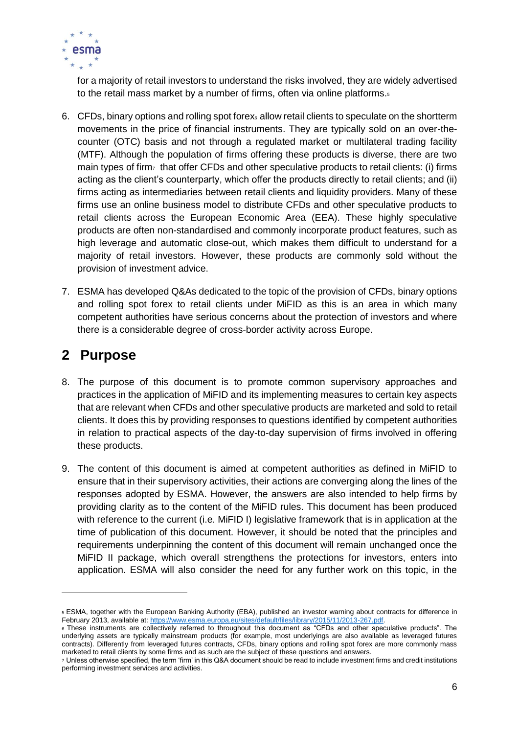for a majority of retail investors to understand the risks involved, they are widely advertised to the retail mass market by a number of firms, often via online platforms.[5]

6. CFDs, binary options and rolling spot forex[6] allow retail clients to speculate on the shortterm movements in the price of financial instruments. They are typically sold on an over-the-counter (OTC) basis and not through a regulated market or multilateral trading facility (MTF). Although the population of firms offering these products is diverse, there are two main types of firm[7] that offer CFDs and other speculative products to retail clients: (i) firms acting as the client's counterparty, which offer the products directly to retail clients; and (ii) firms acting as intermediaries between retail clients and liquidity providers. Many of these firms use an online business model to distribute CFDs and other speculative products to retail clients across the European Economic Area (EEA). These highly speculative products are often non-standardised and commonly incorporate product features, such as high leverage and automatic close-out, which makes them difficult to understand for a majority of retail investors. However, these products are commonly sold without the provision of investment advice.

7. ESMA has developed Q&As dedicated to the topic of the provision of CFDs, binary options and rolling spot forex to retail clients under MiFID as this is an area in which many competent authorities have serious concerns about the protection of investors and where there is a considerable degree of cross-border activity across Europe.

## 2 Purpose

8. The purpose of this document is to promote common supervisory approaches and practices in the application of MiFID and its implementing measures to certain key aspects that are relevant when CFDs and other speculative products are marketed and sold to retail clients. It does this by providing responses to questions identified by competent authorities in relation to practical aspects of the day-to-day supervision of firms involved in offering these products.

9. The content of this document is aimed at competent authorities as defined in MiFID to ensure that in their supervisory activities, their actions are converging along the lines of the responses adopted by ESMA. However, the answers are also intended to help firms by providing clarity as to the content of the MiFID rules. This document has been produced with reference to the current (i.e. MiFID I) legislative framework that is in application at the time of publication of this document. However, it should be noted that the principles and requirements underpinning the content of this document will remain unchanged once the MiFID II package, which overall strengthens the protections for investors, enters into application. ESMA will also consider the need for any further work on this topic, in the

---

[5] ESMA, together with the European Banking Authority (EBA), published an investor warning about contracts for difference in February 2013, available at: https://www.esma.europa.eu/sites/default/files/library/2015/11/2013-267.pdf.

[6] These instruments are collectively referred to throughout this document as "CFDs and other speculative products". The underlying assets are typically mainstream products (for example, most underlyings are also available as leveraged futures contracts). Differently from leveraged futures contracts, CFDs, binary options and rolling spot forex are more commonly mass marketed to retail clients by some firms and as such are the subject of these questions and answers.

[7] Unless otherwise specified, the term 'firm' in this Q&A document should be read to include investment firms and credit institutions performing investment services and activities.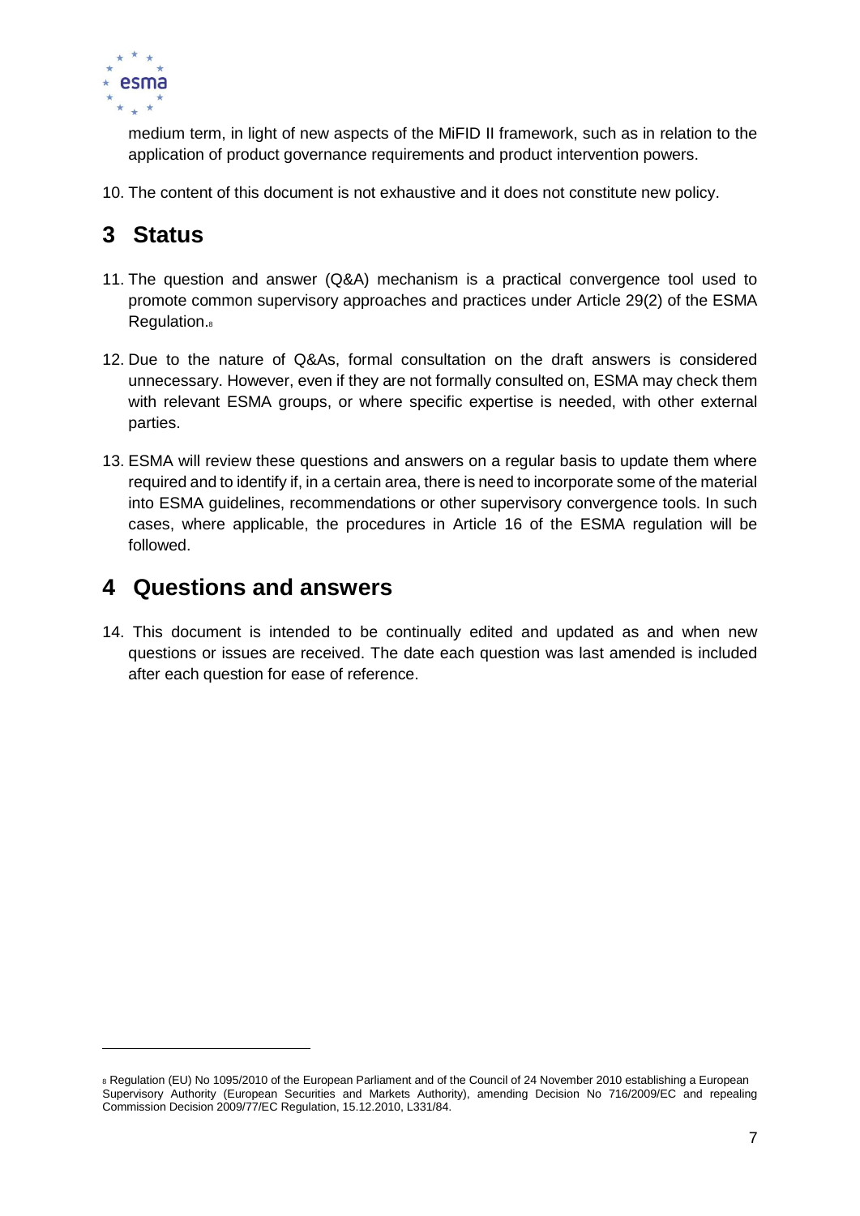medium term, in light of new aspects of the MiFID II framework, such as in relation to the application of product governance requirements and product intervention powers.

10. The content of this document is not exhaustive and it does not constitute new policy.

# 3 Status

11. The question and answer (Q&A) mechanism is a practical convergence tool used to promote common supervisory approaches and practices under Article 29(2) of the ESMA Regulation.[8]

12. Due to the nature of Q&As, formal consultation on the draft answers is considered unnecessary. However, even if they are not formally consulted on, ESMA may check them with relevant ESMA groups, or where specific expertise is needed, with other external parties.

13. ESMA will review these questions and answers on a regular basis to update them where required and to identify if, in a certain area, there is need to incorporate some of the material into ESMA guidelines, recommendations or other supervisory convergence tools. In such cases, where applicable, the procedures in Article 16 of the ESMA regulation will be followed.

# 4 Questions and answers

14. This document is intended to be continually edited and updated as and when new questions or issues are received. The date each question was last amended is included after each question for ease of reference.

[8] Regulation (EU) No 1095/2010 of the European Parliament and of the Council of 24 November 2010 establishing a European Supervisory Authority (European Securities and Markets Authority), amending Decision No 716/2009/EC and repealing Commission Decision 2009/77/EC Regulation, 15.12.2010, L331/84.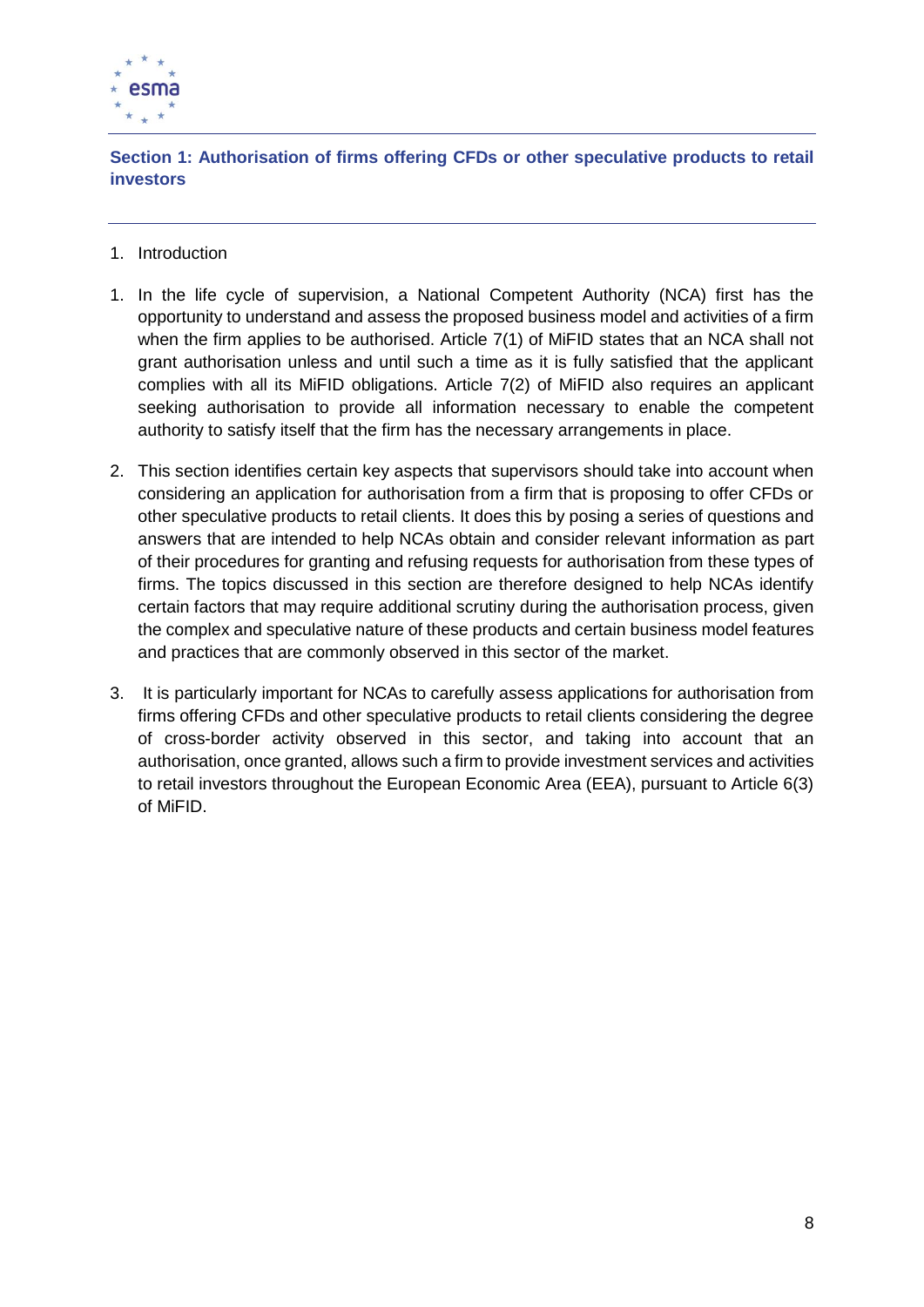## Section 1: Authorisation of firms offering CFDs or other speculative products to retail investors

1. Introduction

1. In the life cycle of supervision, a National Competent Authority (NCA) first has the opportunity to understand and assess the proposed business model and activities of a firm when the firm applies to be authorised. Article 7(1) of MiFID states that an NCA shall not grant authorisation unless and until such a time as it is fully satisfied that the applicant complies with all its MiFID obligations. Article 7(2) of MiFID also requires an applicant seeking authorisation to provide all information necessary to enable the competent authority to satisfy itself that the firm has the necessary arrangements in place.

2. This section identifies certain key aspects that supervisors should take into account when considering an application for authorisation from a firm that is proposing to offer CFDs or other speculative products to retail clients. It does this by posing a series of questions and answers that are intended to help NCAs obtain and consider relevant information as part of their procedures for granting and refusing requests for authorisation from these types of firms. The topics discussed in this section are therefore designed to help NCAs identify certain factors that may require additional scrutiny during the authorisation process, given the complex and speculative nature of these products and certain business model features and practices that are commonly observed in this sector of the market.

3. It is particularly important for NCAs to carefully assess applications for authorisation from firms offering CFDs and other speculative products to retail clients considering the degree of cross-border activity observed in this sector, and taking into account that an authorisation, once granted, allows such a firm to provide investment services and activities to retail investors throughout the European Economic Area (EEA), pursuant to Article 6(3) of MiFID.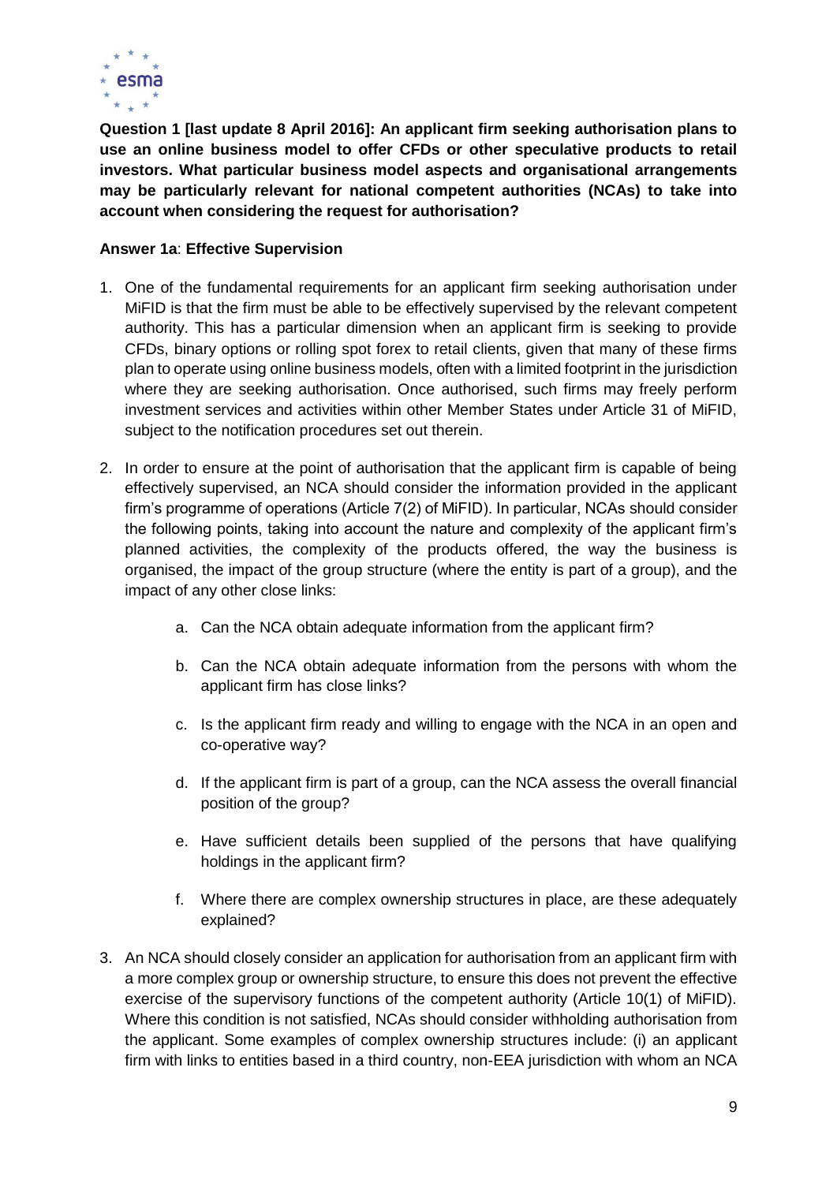**Question 1 [last update 8 April 2016]: An applicant firm seeking authorisation plans to use an online business model to offer CFDs or other speculative products to retail investors. What particular business model aspects and organisational arrangements may be particularly relevant for national competent authorities (NCAs) to take into account when considering the request for authorisation?**

**Answer 1a**: **Effective Supervision**

1. One of the fundamental requirements for an applicant firm seeking authorisation under MiFID is that the firm must be able to be effectively supervised by the relevant competent authority. This has a particular dimension when an applicant firm is seeking to provide CFDs, binary options or rolling spot forex to retail clients, given that many of these firms plan to operate using online business models, often with a limited footprint in the jurisdiction where they are seeking authorisation. Once authorised, such firms may freely perform investment services and activities within other Member States under Article 31 of MiFID, subject to the notification procedures set out therein.

2. In order to ensure at the point of authorisation that the applicant firm is capable of being effectively supervised, an NCA should consider the information provided in the applicant firm's programme of operations (Article 7(2) of MiFID). In particular, NCAs should consider the following points, taking into account the nature and complexity of the applicant firm's planned activities, the complexity of the products offered, the way the business is organised, the impact of the group structure (where the entity is part of a group), and the impact of any other close links:

    a. Can the NCA obtain adequate information from the applicant firm?

    b. Can the NCA obtain adequate information from the persons with whom the applicant firm has close links?

    c. Is the applicant firm ready and willing to engage with the NCA in an open and co-operative way?

    d. If the applicant firm is part of a group, can the NCA assess the overall financial position of the group?

    e. Have sufficient details been supplied of the persons that have qualifying holdings in the applicant firm?

    f. Where there are complex ownership structures in place, are these adequately explained?

3. An NCA should closely consider an application for authorisation from an applicant firm with a more complex group or ownership structure, to ensure this does not prevent the effective exercise of the supervisory functions of the competent authority (Article 10(1) of MiFID). Where this condition is not satisfied, NCAs should consider withholding authorisation from the applicant. Some examples of complex ownership structures include: (i) an applicant firm with links to entities based in a third country, non-EEA jurisdiction with whom an NCA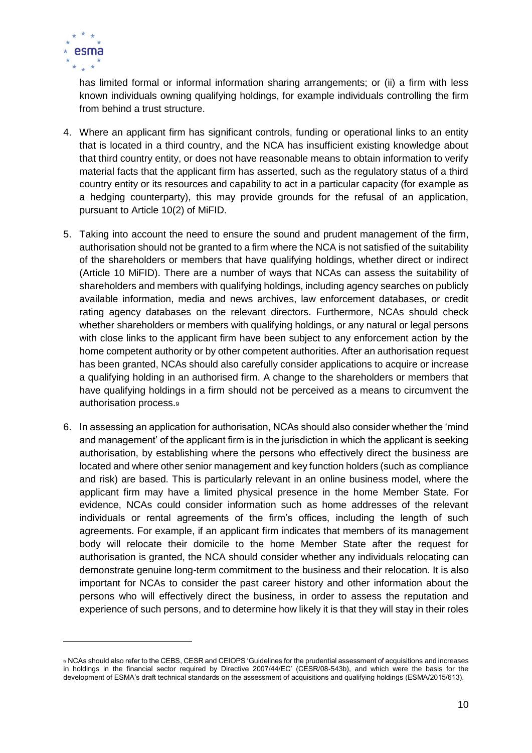has limited formal or informal information sharing arrangements; or (ii) a firm with less known individuals owning qualifying holdings, for example individuals controlling the firm from behind a trust structure.

4. Where an applicant firm has significant controls, funding or operational links to an entity that is located in a third country, and the NCA has insufficient existing knowledge about that third country entity, or does not have reasonable means to obtain information to verify material facts that the applicant firm has asserted, such as the regulatory status of a third country entity or its resources and capability to act in a particular capacity (for example as a hedging counterparty), this may provide grounds for the refusal of an application, pursuant to Article 10(2) of MiFID.

5. Taking into account the need to ensure the sound and prudent management of the firm, authorisation should not be granted to a firm where the NCA is not satisfied of the suitability of the shareholders or members that have qualifying holdings, whether direct or indirect (Article 10 MiFID). There are a number of ways that NCAs can assess the suitability of shareholders and members with qualifying holdings, including agency searches on publicly available information, media and news archives, law enforcement databases, or credit rating agency databases on the relevant directors. Furthermore, NCAs should check whether shareholders or members with qualifying holdings, or any natural or legal persons with close links to the applicant firm have been subject to any enforcement action by the home competent authority or by other competent authorities. After an authorisation request has been granted, NCAs should also carefully consider applications to acquire or increase a qualifying holding in an authorised firm. A change to the shareholders or members that have qualifying holdings in a firm should not be perceived as a means to circumvent the authorisation process.[9]

6. In assessing an application for authorisation, NCAs should also consider whether the 'mind and management' of the applicant firm is in the jurisdiction in which the applicant is seeking authorisation, by establishing where the persons who effectively direct the business are located and where other senior management and key function holders (such as compliance and risk) are based. This is particularly relevant in an online business model, where the applicant firm may have a limited physical presence in the home Member State. For evidence, NCAs could consider information such as home addresses of the relevant individuals or rental agreements of the firm's offices, including the length of such agreements. For example, if an applicant firm indicates that members of its management body will relocate their domicile to the home Member State after the request for authorisation is granted, the NCA should consider whether any individuals relocating can demonstrate genuine long-term commitment to the business and their relocation. It is also important for NCAs to consider the past career history and other information about the persons who will effectively direct the business, in order to assess the reputation and experience of such persons, and to determine how likely it is that they will stay in their roles

[9] NCAs should also refer to the CEBS, CESR and CEIOPS 'Guidelines for the prudential assessment of acquisitions and increases in holdings in the financial sector required by Directive 2007/44/EC' (CESR/08-543b), and which were the basis for the development of ESMA's draft technical standards on the assessment of acquisitions and qualifying holdings (ESMA/2015/613).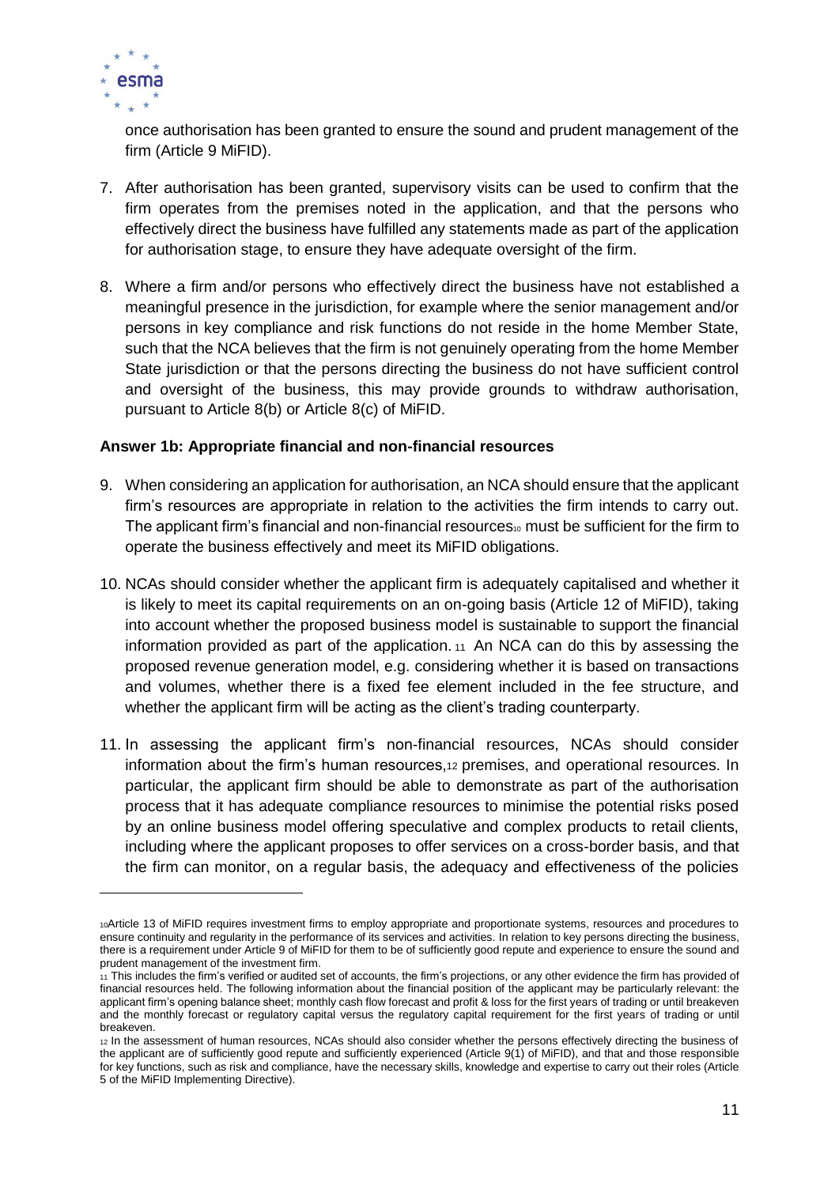once authorisation has been granted to ensure the sound and prudent management of the firm (Article 9 MiFID).

7. After authorisation has been granted, supervisory visits can be used to confirm that the firm operates from the premises noted in the application, and that the persons who effectively direct the business have fulfilled any statements made as part of the application for authorisation stage, to ensure they have adequate oversight of the firm.

8. Where a firm and/or persons who effectively direct the business have not established a meaningful presence in the jurisdiction, for example where the senior management and/or persons in key compliance and risk functions do not reside in the home Member State, such that the NCA believes that the firm is not genuinely operating from the home Member State jurisdiction or that the persons directing the business do not have sufficient control and oversight of the business, this may provide grounds to withdraw authorisation, pursuant to Article 8(b) or Article 8(c) of MiFID.

**Answer 1b: Appropriate financial and non-financial resources**

9. When considering an application for authorisation, an NCA should ensure that the applicant firm's resources are appropriate in relation to the activities the firm intends to carry out. The applicant firm's financial and non-financial resources[10] must be sufficient for the firm to operate the business effectively and meet its MiFID obligations.

10. NCAs should consider whether the applicant firm is adequately capitalised and whether it is likely to meet its capital requirements on an on-going basis (Article 12 of MiFID), taking into account whether the proposed business model is sustainable to support the financial information provided as part of the application.[11] An NCA can do this by assessing the proposed revenue generation model, e.g. considering whether it is based on transactions and volumes, whether there is a fixed fee element included in the fee structure, and whether the applicant firm will be acting as the client's trading counterparty.

11. In assessing the applicant firm's non-financial resources, NCAs should consider information about the firm's human resources,[12] premises, and operational resources. In particular, the applicant firm should be able to demonstrate as part of the authorisation process that it has adequate compliance resources to minimise the potential risks posed by an online business model offering speculative and complex products to retail clients, including where the applicant proposes to offer services on a cross-border basis, and that the firm can monitor, on a regular basis, the adequacy and effectiveness of the policies

---

[10] Article 13 of MiFID requires investment firms to employ appropriate and proportionate systems, resources and procedures to ensure continuity and regularity in the performance of its services and activities. In relation to key persons directing the business, there is a requirement under Article 9 of MiFID for them to be of sufficiently good repute and experience to ensure the sound and prudent management of the investment firm.

[11] This includes the firm's verified or audited set of accounts, the firm's projections, or any other evidence the firm has provided of financial resources held. The following information about the financial position of the applicant may be particularly relevant: the applicant firm's opening balance sheet; monthly cash flow forecast and profit & loss for the first years of trading or until breakeven and the monthly forecast or regulatory capital versus the regulatory capital requirement for the first years of trading or until breakeven.

[12] In the assessment of human resources, NCAs should also consider whether the persons effectively directing the business of the applicant are of sufficiently good repute and sufficiently experienced (Article 9(1) of MiFID), and that and those responsible for key functions, such as risk and compliance, have the necessary skills, knowledge and expertise to carry out their roles (Article 5 of the MiFID Implementing Directive).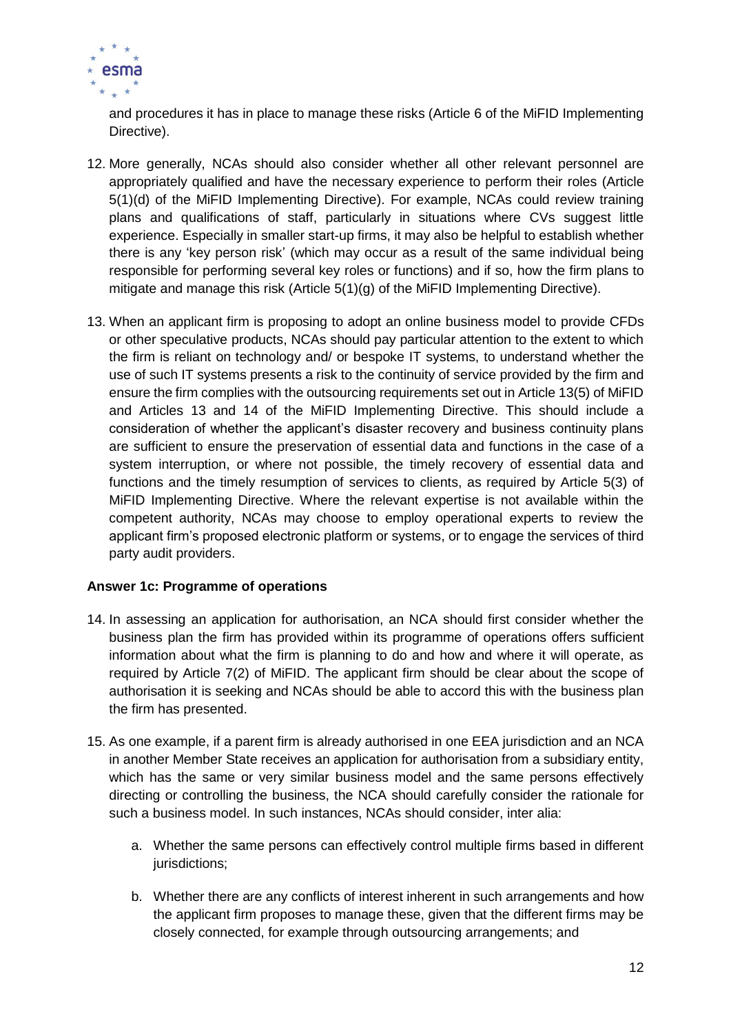and procedures it has in place to manage these risks (Article 6 of the MiFID Implementing Directive).

12. More generally, NCAs should also consider whether all other relevant personnel are appropriately qualified and have the necessary experience to perform their roles (Article 5(1)(d) of the MiFID Implementing Directive). For example, NCAs could review training plans and qualifications of staff, particularly in situations where CVs suggest little experience. Especially in smaller start-up firms, it may also be helpful to establish whether there is any 'key person risk' (which may occur as a result of the same individual being responsible for performing several key roles or functions) and if so, how the firm plans to mitigate and manage this risk (Article 5(1)(g) of the MiFID Implementing Directive).

13. When an applicant firm is proposing to adopt an online business model to provide CFDs or other speculative products, NCAs should pay particular attention to the extent to which the firm is reliant on technology and/ or bespoke IT systems, to understand whether the use of such IT systems presents a risk to the continuity of service provided by the firm and ensure the firm complies with the outsourcing requirements set out in Article 13(5) of MiFID and Articles 13 and 14 of the MiFID Implementing Directive. This should include a consideration of whether the applicant's disaster recovery and business continuity plans are sufficient to ensure the preservation of essential data and functions in the case of a system interruption, or where not possible, the timely recovery of essential data and functions and the timely resumption of services to clients, as required by Article 5(3) of MiFID Implementing Directive. Where the relevant expertise is not available within the competent authority, NCAs may choose to employ operational experts to review the applicant firm's proposed electronic platform or systems, or to engage the services of third party audit providers.

**Answer 1c: Programme of operations**

14. In assessing an application for authorisation, an NCA should first consider whether the business plan the firm has provided within its programme of operations offers sufficient information about what the firm is planning to do and how and where it will operate, as required by Article 7(2) of MiFID. The applicant firm should be clear about the scope of authorisation it is seeking and NCAs should be able to accord this with the business plan the firm has presented.

15. As one example, if a parent firm is already authorised in one EEA jurisdiction and an NCA in another Member State receives an application for authorisation from a subsidiary entity, which has the same or very similar business model and the same persons effectively directing or controlling the business, the NCA should carefully consider the rationale for such a business model. In such instances, NCAs should consider, inter alia:

    a. Whether the same persons can effectively control multiple firms based in different jurisdictions;

    b. Whether there are any conflicts of interest inherent in such arrangements and how the applicant firm proposes to manage these, given that the different firms may be closely connected, for example through outsourcing arrangements; and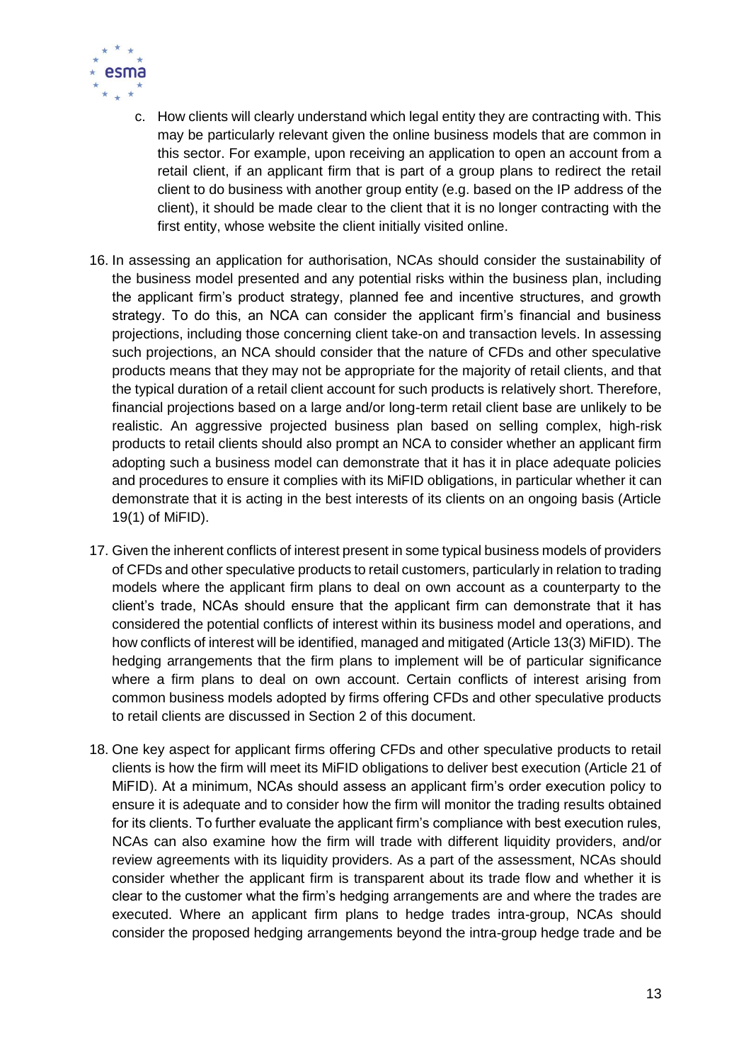c. How clients will clearly understand which legal entity they are contracting with. This may be particularly relevant given the online business models that are common in this sector. For example, upon receiving an application to open an account from a retail client, if an applicant firm that is part of a group plans to redirect the retail client to do business with another group entity (e.g. based on the IP address of the client), it should be made clear to the client that it is no longer contracting with the first entity, whose website the client initially visited online.

16. In assessing an application for authorisation, NCAs should consider the sustainability of the business model presented and any potential risks within the business plan, including the applicant firm's product strategy, planned fee and incentive structures, and growth strategy. To do this, an NCA can consider the applicant firm's financial and business projections, including those concerning client take-on and transaction levels. In assessing such projections, an NCA should consider that the nature of CFDs and other speculative products means that they may not be appropriate for the majority of retail clients, and that the typical duration of a retail client account for such products is relatively short. Therefore, financial projections based on a large and/or long-term retail client base are unlikely to be realistic. An aggressive projected business plan based on selling complex, high-risk products to retail clients should also prompt an NCA to consider whether an applicant firm adopting such a business model can demonstrate that it has it in place adequate policies and procedures to ensure it complies with its MiFID obligations, in particular whether it can demonstrate that it is acting in the best interests of its clients on an ongoing basis (Article 19(1) of MiFID).

17. Given the inherent conflicts of interest present in some typical business models of providers of CFDs and other speculative products to retail customers, particularly in relation to trading models where the applicant firm plans to deal on own account as a counterparty to the client's trade, NCAs should ensure that the applicant firm can demonstrate that it has considered the potential conflicts of interest within its business model and operations, and how conflicts of interest will be identified, managed and mitigated (Article 13(3) MiFID). The hedging arrangements that the firm plans to implement will be of particular significance where a firm plans to deal on own account. Certain conflicts of interest arising from common business models adopted by firms offering CFDs and other speculative products to retail clients are discussed in Section 2 of this document.

18. One key aspect for applicant firms offering CFDs and other speculative products to retail clients is how the firm will meet its MiFID obligations to deliver best execution (Article 21 of MiFID). At a minimum, NCAs should assess an applicant firm's order execution policy to ensure it is adequate and to consider how the firm will monitor the trading results obtained for its clients. To further evaluate the applicant firm's compliance with best execution rules, NCAs can also examine how the firm will trade with different liquidity providers, and/or review agreements with its liquidity providers. As a part of the assessment, NCAs should consider whether the applicant firm is transparent about its trade flow and whether it is clear to the customer what the firm's hedging arrangements are and where the trades are executed. Where an applicant firm plans to hedge trades intra-group, NCAs should consider the proposed hedging arrangements beyond the intra-group hedge trade and be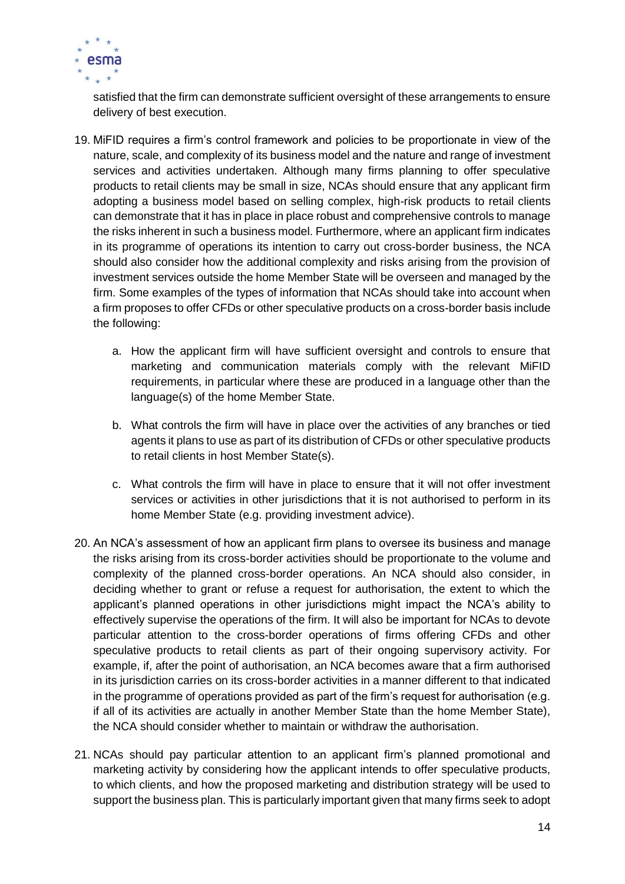satisfied that the firm can demonstrate sufficient oversight of these arrangements to ensure delivery of best execution.

19. MiFID requires a firm's control framework and policies to be proportionate in view of the nature, scale, and complexity of its business model and the nature and range of investment services and activities undertaken. Although many firms planning to offer speculative products to retail clients may be small in size, NCAs should ensure that any applicant firm adopting a business model based on selling complex, high-risk products to retail clients can demonstrate that it has in place in place robust and comprehensive controls to manage the risks inherent in such a business model. Furthermore, where an applicant firm indicates in its programme of operations its intention to carry out cross-border business, the NCA should also consider how the additional complexity and risks arising from the provision of investment services outside the home Member State will be overseen and managed by the firm. Some examples of the types of information that NCAs should take into account when a firm proposes to offer CFDs or other speculative products on a cross-border basis include the following:

    a. How the applicant firm will have sufficient oversight and controls to ensure that marketing and communication materials comply with the relevant MiFID requirements, in particular where these are produced in a language other than the language(s) of the home Member State.

    b. What controls the firm will have in place over the activities of any branches or tied agents it plans to use as part of its distribution of CFDs or other speculative products to retail clients in host Member State(s).

    c. What controls the firm will have in place to ensure that it will not offer investment services or activities in other jurisdictions that it is not authorised to perform in its home Member State (e.g. providing investment advice).

20. An NCA's assessment of how an applicant firm plans to oversee its business and manage the risks arising from its cross-border activities should be proportionate to the volume and complexity of the planned cross-border operations. An NCA should also consider, in deciding whether to grant or refuse a request for authorisation, the extent to which the applicant's planned operations in other jurisdictions might impact the NCA's ability to effectively supervise the operations of the firm. It will also be important for NCAs to devote particular attention to the cross-border operations of firms offering CFDs and other speculative products to retail clients as part of their ongoing supervisory activity. For example, if, after the point of authorisation, an NCA becomes aware that a firm authorised in its jurisdiction carries on its cross-border activities in a manner different to that indicated in the programme of operations provided as part of the firm's request for authorisation (e.g. if all of its activities are actually in another Member State than the home Member State), the NCA should consider whether to maintain or withdraw the authorisation.

21. NCAs should pay particular attention to an applicant firm's planned promotional and marketing activity by considering how the applicant intends to offer speculative products, to which clients, and how the proposed marketing and distribution strategy will be used to support the business plan. This is particularly important given that many firms seek to adopt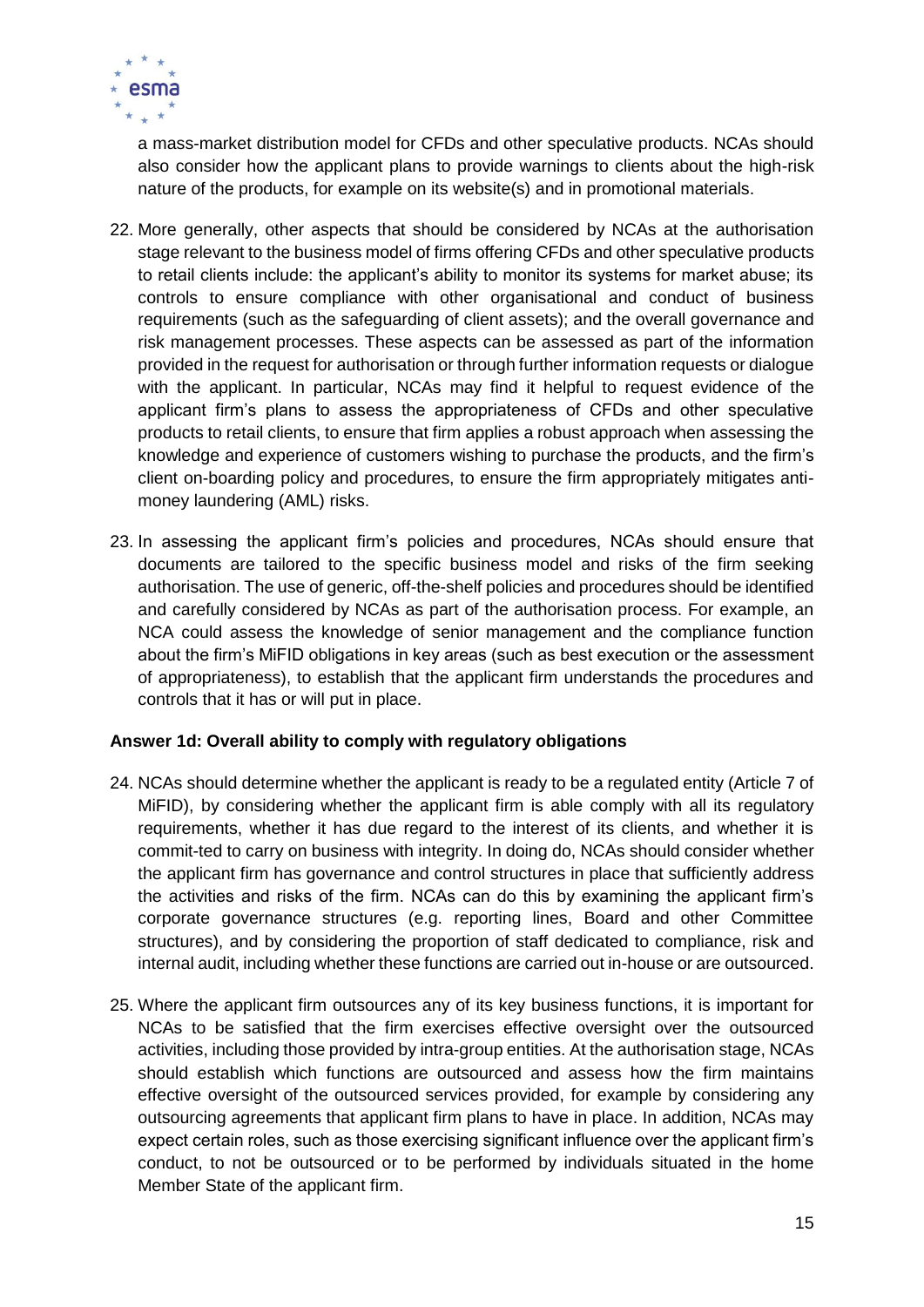a mass-market distribution model for CFDs and other speculative products. NCAs should also consider how the applicant plans to provide warnings to clients about the high-risk nature of the products, for example on its website(s) and in promotional materials.

22. More generally, other aspects that should be considered by NCAs at the authorisation stage relevant to the business model of firms offering CFDs and other speculative products to retail clients include: the applicant's ability to monitor its systems for market abuse; its controls to ensure compliance with other organisational and conduct of business requirements (such as the safeguarding of client assets); and the overall governance and risk management processes. These aspects can be assessed as part of the information provided in the request for authorisation or through further information requests or dialogue with the applicant. In particular, NCAs may find it helpful to request evidence of the applicant firm's plans to assess the appropriateness of CFDs and other speculative products to retail clients, to ensure that firm applies a robust approach when assessing the knowledge and experience of customers wishing to purchase the products, and the firm's client on-boarding policy and procedures, to ensure the firm appropriately mitigates anti-money laundering (AML) risks.

23. In assessing the applicant firm's policies and procedures, NCAs should ensure that documents are tailored to the specific business model and risks of the firm seeking authorisation. The use of generic, off-the-shelf policies and procedures should be identified and carefully considered by NCAs as part of the authorisation process. For example, an NCA could assess the knowledge of senior management and the compliance function about the firm's MiFID obligations in key areas (such as best execution or the assessment of appropriateness), to establish that the applicant firm understands the procedures and controls that it has or will put in place.

**Answer 1d: Overall ability to comply with regulatory obligations**

24. NCAs should determine whether the applicant is ready to be a regulated entity (Article 7 of MiFID), by considering whether the applicant firm is able comply with all its regulatory requirements, whether it has due regard to the interest of its clients, and whether it is commit-ted to carry on business with integrity. In doing do, NCAs should consider whether the applicant firm has governance and control structures in place that sufficiently address the activities and risks of the firm. NCAs can do this by examining the applicant firm's corporate governance structures (e.g. reporting lines, Board and other Committee structures), and by considering the proportion of staff dedicated to compliance, risk and internal audit, including whether these functions are carried out in-house or are outsourced.

25. Where the applicant firm outsources any of its key business functions, it is important for NCAs to be satisfied that the firm exercises effective oversight over the outsourced activities, including those provided by intra-group entities. At the authorisation stage, NCAs should establish which functions are outsourced and assess how the firm maintains effective oversight of the outsourced services provided, for example by considering any outsourcing agreements that applicant firm plans to have in place. In addition, NCAs may expect certain roles, such as those exercising significant influence over the applicant firm's conduct, to not be outsourced or to be performed by individuals situated in the home Member State of the applicant firm.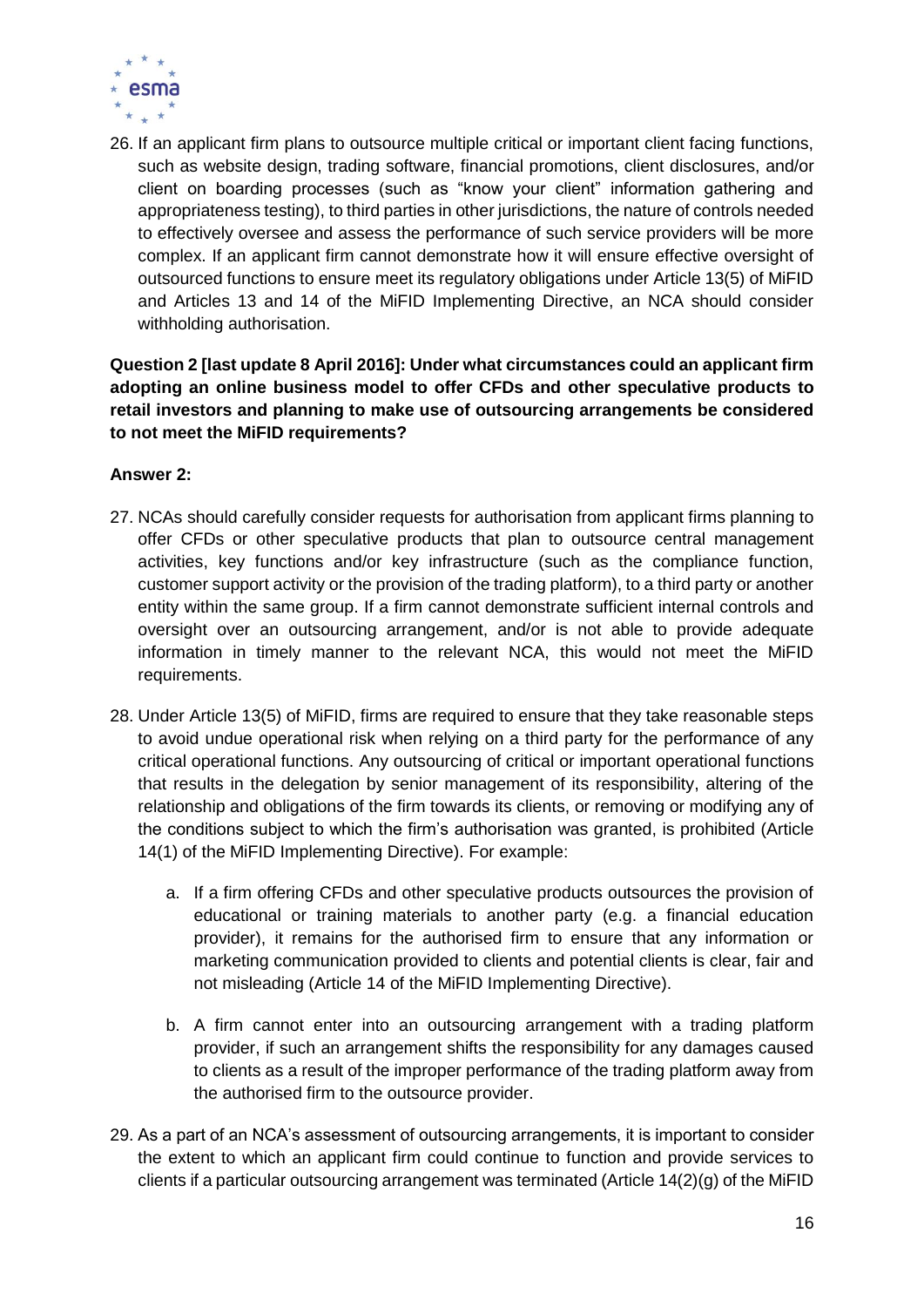26. If an applicant firm plans to outsource multiple critical or important client facing functions, such as website design, trading software, financial promotions, client disclosures, and/or client on boarding processes (such as "know your client" information gathering and appropriateness testing), to third parties in other jurisdictions, the nature of controls needed to effectively oversee and assess the performance of such service providers will be more complex. If an applicant firm cannot demonstrate how it will ensure effective oversight of outsourced functions to ensure meet its regulatory obligations under Article 13(5) of MiFID and Articles 13 and 14 of the MiFID Implementing Directive, an NCA should consider withholding authorisation.

**Question 2 [last update 8 April 2016]: Under what circumstances could an applicant firm adopting an online business model to offer CFDs and other speculative products to retail investors and planning to make use of outsourcing arrangements be considered to not meet the MiFID requirements?**

**Answer 2:**

27. NCAs should carefully consider requests for authorisation from applicant firms planning to offer CFDs or other speculative products that plan to outsource central management activities, key functions and/or key infrastructure (such as the compliance function, customer support activity or the provision of the trading platform), to a third party or another entity within the same group. If a firm cannot demonstrate sufficient internal controls and oversight over an outsourcing arrangement, and/or is not able to provide adequate information in timely manner to the relevant NCA, this would not meet the MiFID requirements.

28. Under Article 13(5) of MiFID, firms are required to ensure that they take reasonable steps to avoid undue operational risk when relying on a third party for the performance of any critical operational functions. Any outsourcing of critical or important operational functions that results in the delegation by senior management of its responsibility, altering of the relationship and obligations of the firm towards its clients, or removing or modifying any of the conditions subject to which the firm's authorisation was granted, is prohibited (Article 14(1) of the MiFID Implementing Directive). For example:

    a. If a firm offering CFDs and other speculative products outsources the provision of educational or training materials to another party (e.g. a financial education provider), it remains for the authorised firm to ensure that any information or marketing communication provided to clients and potential clients is clear, fair and not misleading (Article 14 of the MiFID Implementing Directive).

    b. A firm cannot enter into an outsourcing arrangement with a trading platform provider, if such an arrangement shifts the responsibility for any damages caused to clients as a result of the improper performance of the trading platform away from the authorised firm to the outsource provider.

29. As a part of an NCA's assessment of outsourcing arrangements, it is important to consider the extent to which an applicant firm could continue to function and provide services to clients if a particular outsourcing arrangement was terminated (Article 14(2)(g) of the MiFID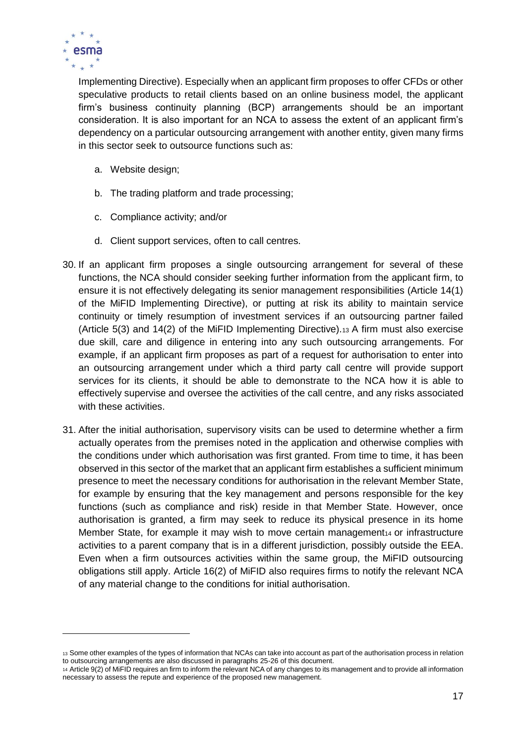Implementing Directive). Especially when an applicant firm proposes to offer CFDs or other speculative products to retail clients based on an online business model, the applicant firm's business continuity planning (BCP) arrangements should be an important consideration. It is also important for an NCA to assess the extent of an applicant firm's dependency on a particular outsourcing arrangement with another entity, given many firms in this sector seek to outsource functions such as:

a. Website design;

b. The trading platform and trade processing;

c. Compliance activity; and/or

d. Client support services, often to call centres.

30. If an applicant firm proposes a single outsourcing arrangement for several of these functions, the NCA should consider seeking further information from the applicant firm, to ensure it is not effectively delegating its senior management responsibilities (Article 14(1) of the MiFID Implementing Directive), or putting at risk its ability to maintain service continuity or timely resumption of investment services if an outsourcing partner failed (Article 5(3) and 14(2) of the MiFID Implementing Directive).[13] A firm must also exercise due skill, care and diligence in entering into any such outsourcing arrangements. For example, if an applicant firm proposes as part of a request for authorisation to enter into an outsourcing arrangement under which a third party call centre will provide support services for its clients, it should be able to demonstrate to the NCA how it is able to effectively supervise and oversee the activities of the call centre, and any risks associated with these activities.

31. After the initial authorisation, supervisory visits can be used to determine whether a firm actually operates from the premises noted in the application and otherwise complies with the conditions under which authorisation was first granted. From time to time, it has been observed in this sector of the market that an applicant firm establishes a sufficient minimum presence to meet the necessary conditions for authorisation in the relevant Member State, for example by ensuring that the key management and persons responsible for the key functions (such as compliance and risk) reside in that Member State. However, once authorisation is granted, a firm may seek to reduce its physical presence in its home Member State, for example it may wish to move certain management[14] or infrastructure activities to a parent company that is in a different jurisdiction, possibly outside the EEA. Even when a firm outsources activities within the same group, the MiFID outsourcing obligations still apply. Article 16(2) of MiFID also requires firms to notify the relevant NCA of any material change to the conditions for initial authorisation.

---

[13] Some other examples of the types of information that NCAs can take into account as part of the authorisation process in relation to outsourcing arrangements are also discussed in paragraphs 25-26 of this document.

[14] Article 9(2) of MiFID requires an firm to inform the relevant NCA of any changes to its management and to provide all information necessary to assess the repute and experience of the proposed new management.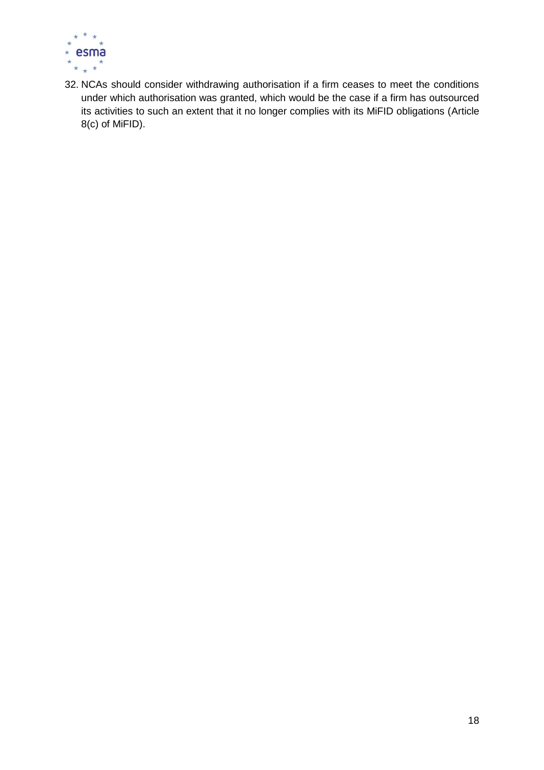32. NCAs should consider withdrawing authorisation if a firm ceases to meet the conditions under which authorisation was granted, which would be the case if a firm has outsourced its activities to such an extent that it no longer complies with its MiFID obligations (Article 8(c) of MiFID).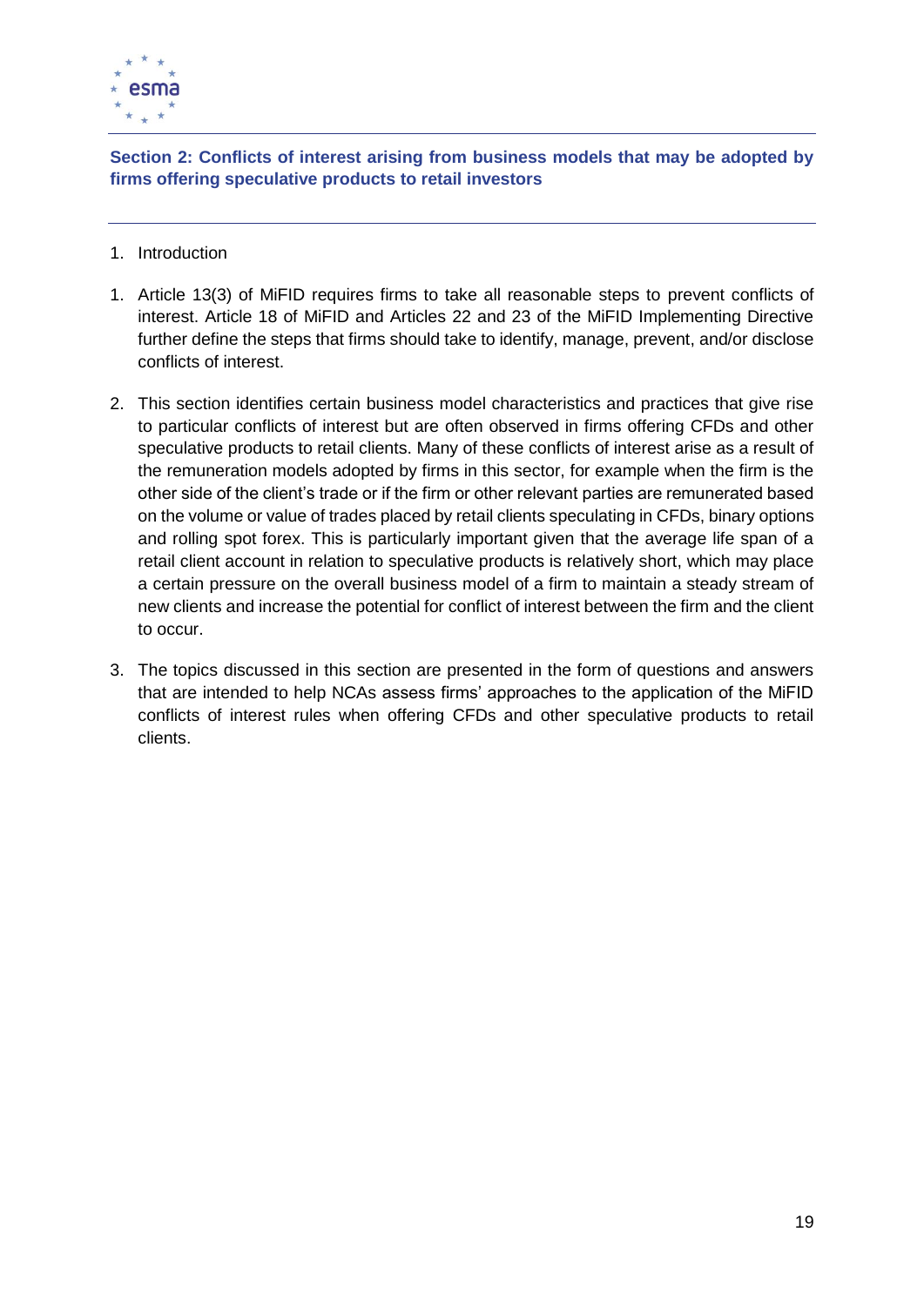## Section 2: Conflicts of interest arising from business models that may be adopted by firms offering speculative products to retail investors

1. Introduction

1. Article 13(3) of MiFID requires firms to take all reasonable steps to prevent conflicts of interest. Article 18 of MiFID and Articles 22 and 23 of the MiFID Implementing Directive further define the steps that firms should take to identify, manage, prevent, and/or disclose conflicts of interest.

2. This section identifies certain business model characteristics and practices that give rise to particular conflicts of interest but are often observed in firms offering CFDs and other speculative products to retail clients. Many of these conflicts of interest arise as a result of the remuneration models adopted by firms in this sector, for example when the firm is the other side of the client's trade or if the firm or other relevant parties are remunerated based on the volume or value of trades placed by retail clients speculating in CFDs, binary options and rolling spot forex. This is particularly important given that the average life span of a retail client account in relation to speculative products is relatively short, which may place a certain pressure on the overall business model of a firm to maintain a steady stream of new clients and increase the potential for conflict of interest between the firm and the client to occur.

3. The topics discussed in this section are presented in the form of questions and answers that are intended to help NCAs assess firms' approaches to the application of the MiFID conflicts of interest rules when offering CFDs and other speculative products to retail clients.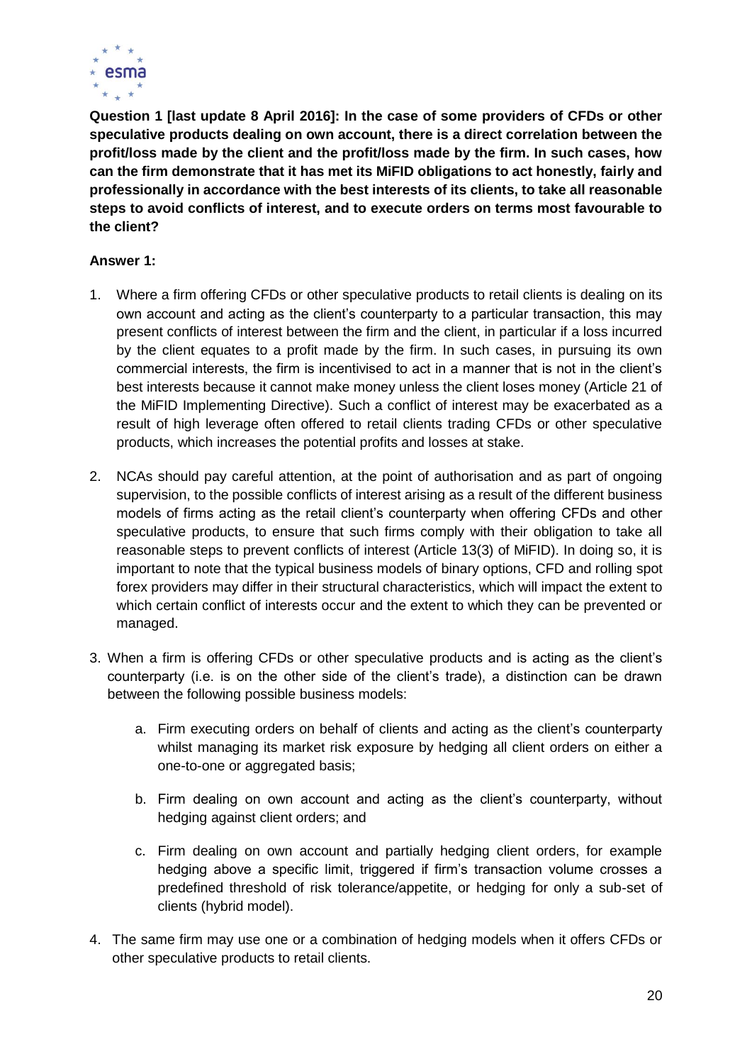**Question 1 [last update 8 April 2016]: In the case of some providers of CFDs or other speculative products dealing on own account, there is a direct correlation between the profit/loss made by the client and the profit/loss made by the firm. In such cases, how can the firm demonstrate that it has met its MiFID obligations to act honestly, fairly and professionally in accordance with the best interests of its clients, to take all reasonable steps to avoid conflicts of interest, and to execute orders on terms most favourable to the client?**

**Answer 1:**

1. Where a firm offering CFDs or other speculative products to retail clients is dealing on its own account and acting as the client's counterparty to a particular transaction, this may present conflicts of interest between the firm and the client, in particular if a loss incurred by the client equates to a profit made by the firm. In such cases, in pursuing its own commercial interests, the firm is incentivised to act in a manner that is not in the client's best interests because it cannot make money unless the client loses money (Article 21 of the MiFID Implementing Directive). Such a conflict of interest may be exacerbated as a result of high leverage often offered to retail clients trading CFDs or other speculative products, which increases the potential profits and losses at stake.

2. NCAs should pay careful attention, at the point of authorisation and as part of ongoing supervision, to the possible conflicts of interest arising as a result of the different business models of firms acting as the retail client's counterparty when offering CFDs and other speculative products, to ensure that such firms comply with their obligation to take all reasonable steps to prevent conflicts of interest (Article 13(3) of MiFID). In doing so, it is important to note that the typical business models of binary options, CFD and rolling spot forex providers may differ in their structural characteristics, which will impact the extent to which certain conflict of interests occur and the extent to which they can be prevented or managed.

3. When a firm is offering CFDs or other speculative products and is acting as the client's counterparty (i.e. is on the other side of the client's trade), a distinction can be drawn between the following possible business models:

    a. Firm executing orders on behalf of clients and acting as the client's counterparty whilst managing its market risk exposure by hedging all client orders on either a one-to-one or aggregated basis;

    b. Firm dealing on own account and acting as the client's counterparty, without hedging against client orders; and

    c. Firm dealing on own account and partially hedging client orders, for example hedging above a specific limit, triggered if firm's transaction volume crosses a predefined threshold of risk tolerance/appetite, or hedging for only a sub-set of clients (hybrid model).

4. The same firm may use one or a combination of hedging models when it offers CFDs or other speculative products to retail clients.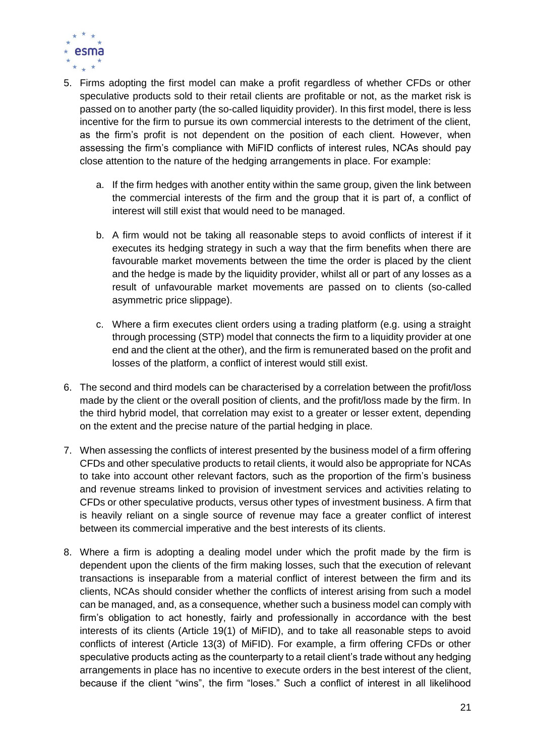5. Firms adopting the first model can make a profit regardless of whether CFDs or other speculative products sold to their retail clients are profitable or not, as the market risk is passed on to another party (the so-called liquidity provider). In this first model, there is less incentive for the firm to pursue its own commercial interests to the detriment of the client, as the firm's profit is not dependent on the position of each client. However, when assessing the firm's compliance with MiFID conflicts of interest rules, NCAs should pay close attention to the nature of the hedging arrangements in place. For example:

   a. If the firm hedges with another entity within the same group, given the link between the commercial interests of the firm and the group that it is part of, a conflict of interest will still exist that would need to be managed.

   b. A firm would not be taking all reasonable steps to avoid conflicts of interest if it executes its hedging strategy in such a way that the firm benefits when there are favourable market movements between the time the order is placed by the client and the hedge is made by the liquidity provider, whilst all or part of any losses as a result of unfavourable market movements are passed on to clients (so-called asymmetric price slippage).

   c. Where a firm executes client orders using a trading platform (e.g. using a straight through processing (STP) model that connects the firm to a liquidity provider at one end and the client at the other), and the firm is remunerated based on the profit and losses of the platform, a conflict of interest would still exist.

6. The second and third models can be characterised by a correlation between the profit/loss made by the client or the overall position of clients, and the profit/loss made by the firm. In the third hybrid model, that correlation may exist to a greater or lesser extent, depending on the extent and the precise nature of the partial hedging in place.

7. When assessing the conflicts of interest presented by the business model of a firm offering CFDs and other speculative products to retail clients, it would also be appropriate for NCAs to take into account other relevant factors, such as the proportion of the firm's business and revenue streams linked to provision of investment services and activities relating to CFDs or other speculative products, versus other types of investment business. A firm that is heavily reliant on a single source of revenue may face a greater conflict of interest between its commercial imperative and the best interests of its clients.

8. Where a firm is adopting a dealing model under which the profit made by the firm is dependent upon the clients of the firm making losses, such that the execution of relevant transactions is inseparable from a material conflict of interest between the firm and its clients, NCAs should consider whether the conflicts of interest arising from such a model can be managed, and, as a consequence, whether such a business model can comply with firm's obligation to act honestly, fairly and professionally in accordance with the best interests of its clients (Article 19(1) of MiFID), and to take all reasonable steps to avoid conflicts of interest (Article 13(3) of MiFID). For example, a firm offering CFDs or other speculative products acting as the counterparty to a retail client's trade without any hedging arrangements in place has no incentive to execute orders in the best interest of the client, because if the client "wins", the firm "loses." Such a conflict of interest in all likelihood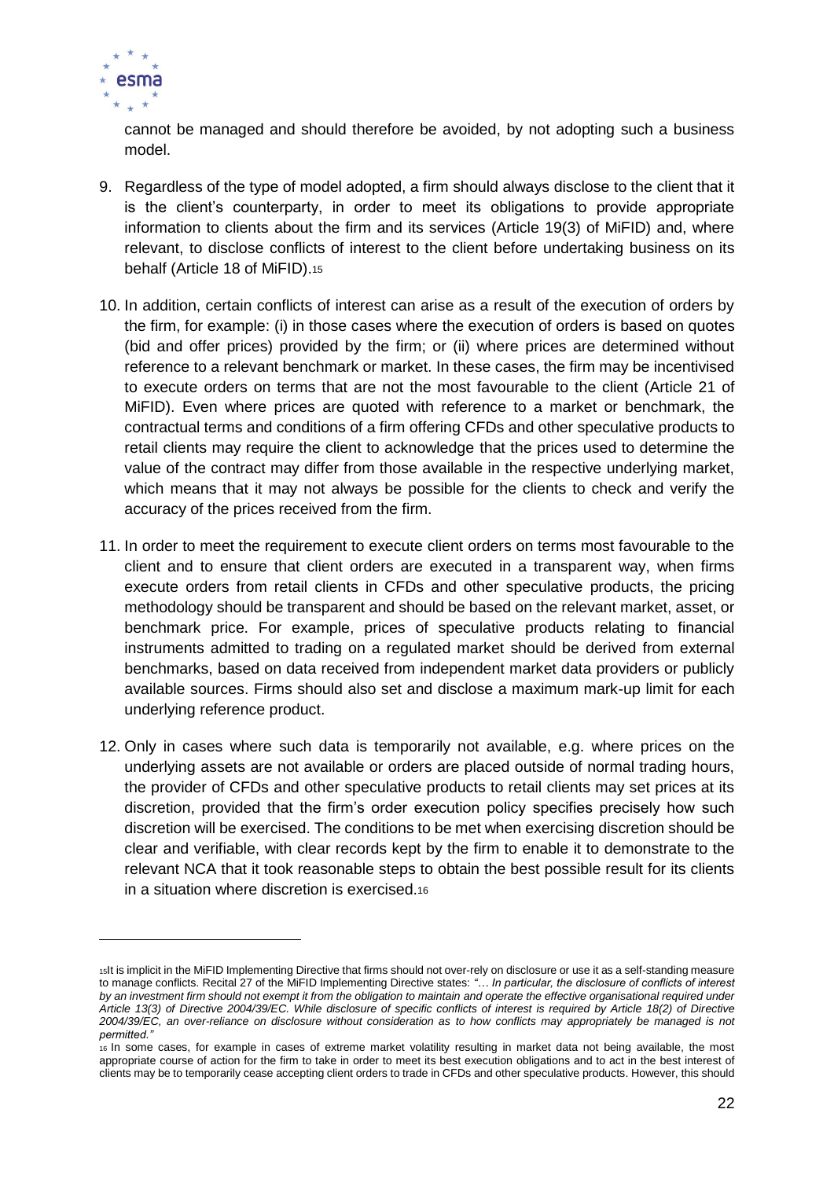cannot be managed and should therefore be avoided, by not adopting such a business model.

9. Regardless of the type of model adopted, a firm should always disclose to the client that it is the client's counterparty, in order to meet its obligations to provide appropriate information to clients about the firm and its services (Article 19(3) of MiFID) and, where relevant, to disclose conflicts of interest to the client before undertaking business on its behalf (Article 18 of MiFID).[15]

10. In addition, certain conflicts of interest can arise as a result of the execution of orders by the firm, for example: (i) in those cases where the execution of orders is based on quotes (bid and offer prices) provided by the firm; or (ii) where prices are determined without reference to a relevant benchmark or market. In these cases, the firm may be incentivised to execute orders on terms that are not the most favourable to the client (Article 21 of MiFID). Even where prices are quoted with reference to a market or benchmark, the contractual terms and conditions of a firm offering CFDs and other speculative products to retail clients may require the client to acknowledge that the prices used to determine the value of the contract may differ from those available in the respective underlying market, which means that it may not always be possible for the clients to check and verify the accuracy of the prices received from the firm.

11. In order to meet the requirement to execute client orders on terms most favourable to the client and to ensure that client orders are executed in a transparent way, when firms execute orders from retail clients in CFDs and other speculative products, the pricing methodology should be transparent and should be based on the relevant market, asset, or benchmark price. For example, prices of speculative products relating to financial instruments admitted to trading on a regulated market should be derived from external benchmarks, based on data received from independent market data providers or publicly available sources. Firms should also set and disclose a maximum mark-up limit for each underlying reference product.

12. Only in cases where such data is temporarily not available, e.g. where prices on the underlying assets are not available or orders are placed outside of normal trading hours, the provider of CFDs and other speculative products to retail clients may set prices at its discretion, provided that the firm's order execution policy specifies precisely how such discretion will be exercised. The conditions to be met when exercising discretion should be clear and verifiable, with clear records kept by the firm to enable it to demonstrate to the relevant NCA that it took reasonable steps to obtain the best possible result for its clients in a situation where discretion is exercised.[16]

---

[15] It is implicit in the MiFID Implementing Directive that firms should not over-rely on disclosure or use it as a self-standing measure to manage conflicts. Recital 27 of the MiFID Implementing Directive states: *"… In particular, the disclosure of conflicts of interest by an investment firm should not exempt it from the obligation to maintain and operate the effective organisational required under Article 13(3) of Directive 2004/39/EC. While disclosure of specific conflicts of interest is required by Article 18(2) of Directive 2004/39/EC, an over-reliance on disclosure without consideration as to how conflicts may appropriately be managed is not permitted."*

[16] In some cases, for example in cases of extreme market volatility resulting in market data not being available, the most appropriate course of action for the firm to take in order to meet its best execution obligations and to act in the best interest of clients may be to temporarily cease accepting client orders to trade in CFDs and other speculative products. However, this should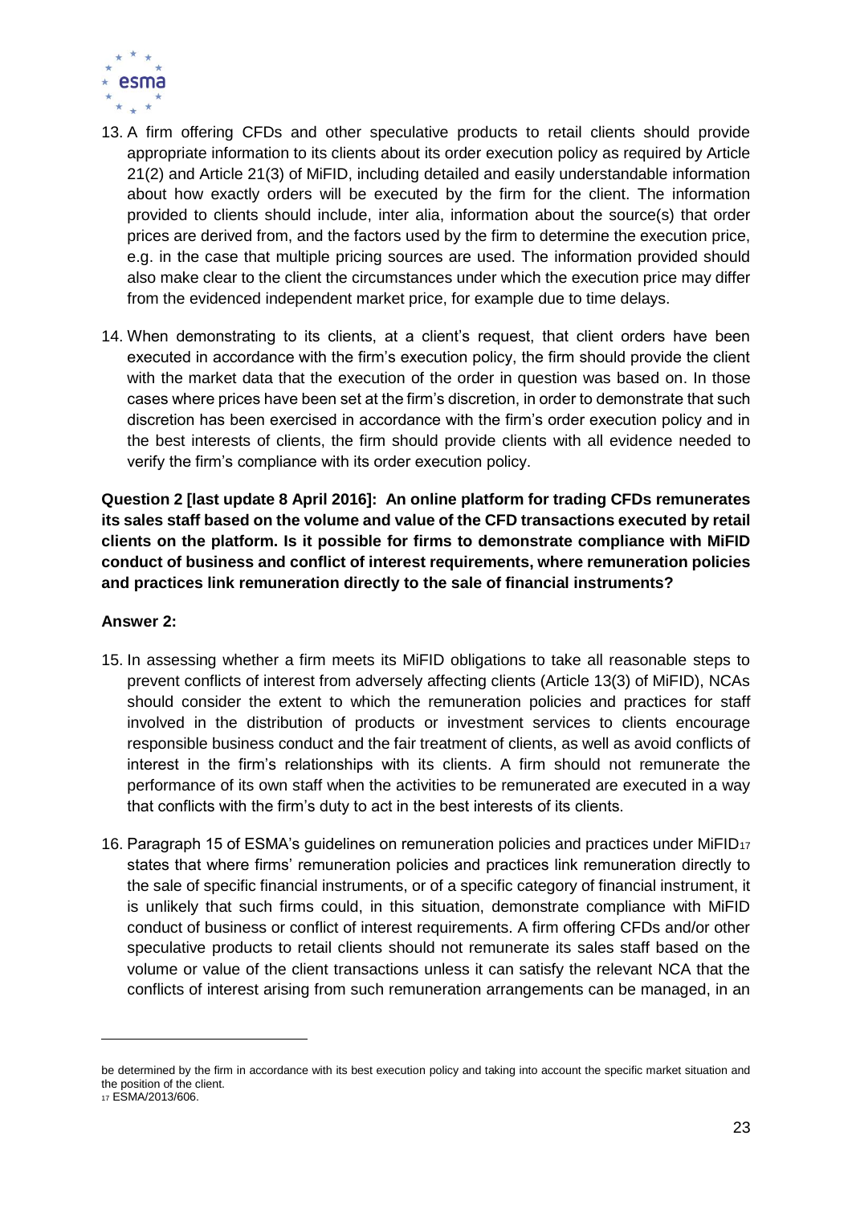13. A firm offering CFDs and other speculative products to retail clients should provide appropriate information to its clients about its order execution policy as required by Article 21(2) and Article 21(3) of MiFID, including detailed and easily understandable information about how exactly orders will be executed by the firm for the client. The information provided to clients should include, inter alia, information about the source(s) that order prices are derived from, and the factors used by the firm to determine the execution price, e.g. in the case that multiple pricing sources are used. The information provided should also make clear to the client the circumstances under which the execution price may differ from the evidenced independent market price, for example due to time delays.

14. When demonstrating to its clients, at a client's request, that client orders have been executed in accordance with the firm's execution policy, the firm should provide the client with the market data that the execution of the order in question was based on. In those cases where prices have been set at the firm's discretion, in order to demonstrate that such discretion has been exercised in accordance with the firm's order execution policy and in the best interests of clients, the firm should provide clients with all evidence needed to verify the firm's compliance with its order execution policy.

**Question 2 [last update 8 April 2016]: An online platform for trading CFDs remunerates its sales staff based on the volume and value of the CFD transactions executed by retail clients on the platform. Is it possible for firms to demonstrate compliance with MiFID conduct of business and conflict of interest requirements, where remuneration policies and practices link remuneration directly to the sale of financial instruments?**

**Answer 2:**

15. In assessing whether a firm meets its MiFID obligations to take all reasonable steps to prevent conflicts of interest from adversely affecting clients (Article 13(3) of MiFID), NCAs should consider the extent to which the remuneration policies and practices for staff involved in the distribution of products or investment services to clients encourage responsible business conduct and the fair treatment of clients, as well as avoid conflicts of interest in the firm's relationships with its clients. A firm should not remunerate the performance of its own staff when the activities to be remunerated are executed in a way that conflicts with the firm's duty to act in the best interests of its clients.

16. Paragraph 15 of ESMA's guidelines on remuneration policies and practices under MiFID[17] states that where firms' remuneration policies and practices link remuneration directly to the sale of specific financial instruments, or of a specific category of financial instrument, it is unlikely that such firms could, in this situation, demonstrate compliance with MiFID conduct of business or conflict of interest requirements. A firm offering CFDs and/or other speculative products to retail clients should not remunerate its sales staff based on the volume or value of the client transactions unless it can satisfy the relevant NCA that the conflicts of interest arising from such remuneration arrangements can be managed, in an

---

be determined by the firm in accordance with its best execution policy and taking into account the specific market situation and the position of the client.

[17] ESMA/2013/606.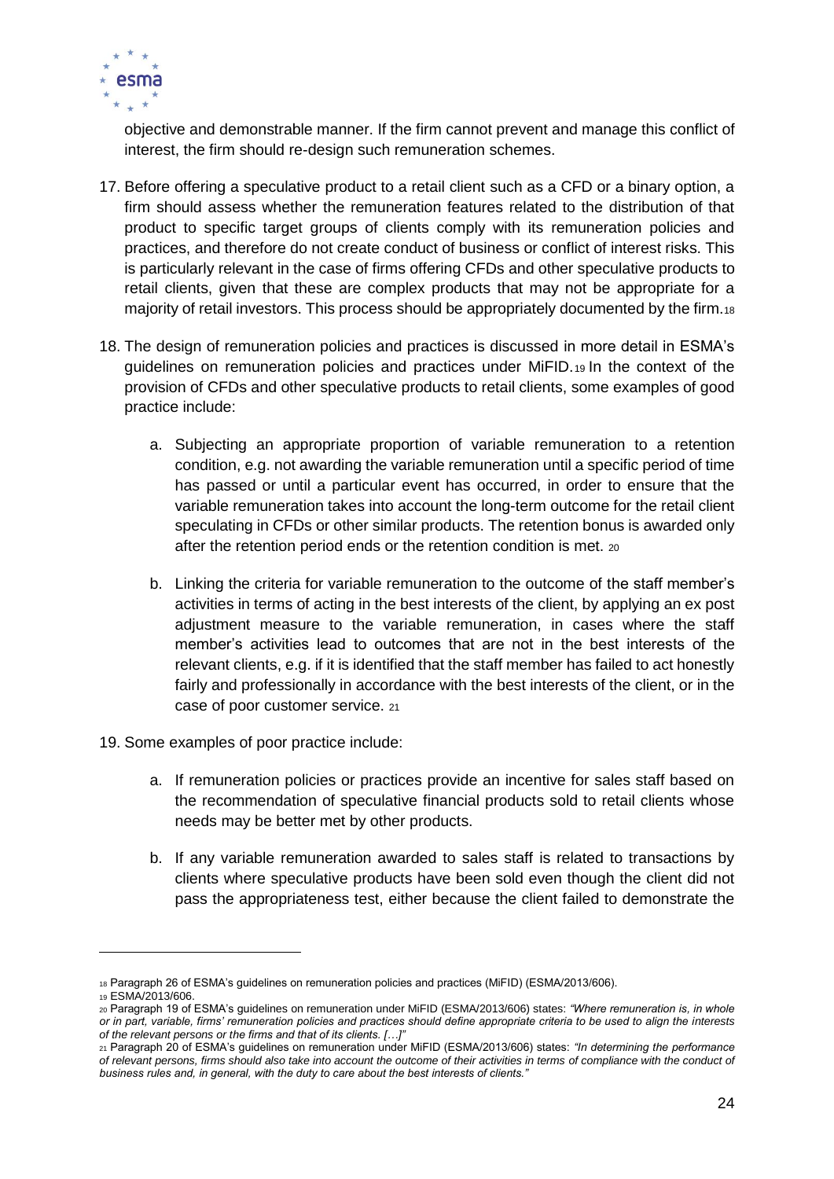objective and demonstrable manner. If the firm cannot prevent and manage this conflict of interest, the firm should re-design such remuneration schemes.

17. Before offering a speculative product to a retail client such as a CFD or a binary option, a firm should assess whether the remuneration features related to the distribution of that product to specific target groups of clients comply with its remuneration policies and practices, and therefore do not create conduct of business or conflict of interest risks. This is particularly relevant in the case of firms offering CFDs and other speculative products to retail clients, given that these are complex products that may not be appropriate for a majority of retail investors. This process should be appropriately documented by the firm.[18]

18. The design of remuneration policies and practices is discussed in more detail in ESMA's guidelines on remuneration policies and practices under MiFID.[19] In the context of the provision of CFDs and other speculative products to retail clients, some examples of good practice include:

    a. Subjecting an appropriate proportion of variable remuneration to a retention condition, e.g. not awarding the variable remuneration until a specific period of time has passed or until a particular event has occurred, in order to ensure that the variable remuneration takes into account the long-term outcome for the retail client speculating in CFDs or other similar products. The retention bonus is awarded only after the retention period ends or the retention condition is met. [20]

    b. Linking the criteria for variable remuneration to the outcome of the staff member's activities in terms of acting in the best interests of the client, by applying an ex post adjustment measure to the variable remuneration, in cases where the staff member's activities lead to outcomes that are not in the best interests of the relevant clients, e.g. if it is identified that the staff member has failed to act honestly fairly and professionally in accordance with the best interests of the client, or in the case of poor customer service. [21]

19. Some examples of poor practice include:

    a. If remuneration policies or practices provide an incentive for sales staff based on the recommendation of speculative financial products sold to retail clients whose needs may be better met by other products.

    b. If any variable remuneration awarded to sales staff is related to transactions by clients where speculative products have been sold even though the client did not pass the appropriateness test, either because the client failed to demonstrate the

---

[18] Paragraph 26 of ESMA's guidelines on remuneration policies and practices (MiFID) (ESMA/2013/606).

[19] ESMA/2013/606.

[20] Paragraph 19 of ESMA's guidelines on remuneration under MiFID (ESMA/2013/606) states: *"Where remuneration is, in whole or in part, variable, firms' remuneration policies and practices should define appropriate criteria to be used to align the interests of the relevant persons or the firms and that of its clients. […]"*

[21] Paragraph 20 of ESMA's guidelines on remuneration under MiFID (ESMA/2013/606) states: *"In determining the performance of relevant persons, firms should also take into account the outcome of their activities in terms of compliance with the conduct of business rules and, in general, with the duty to care about the best interests of clients."*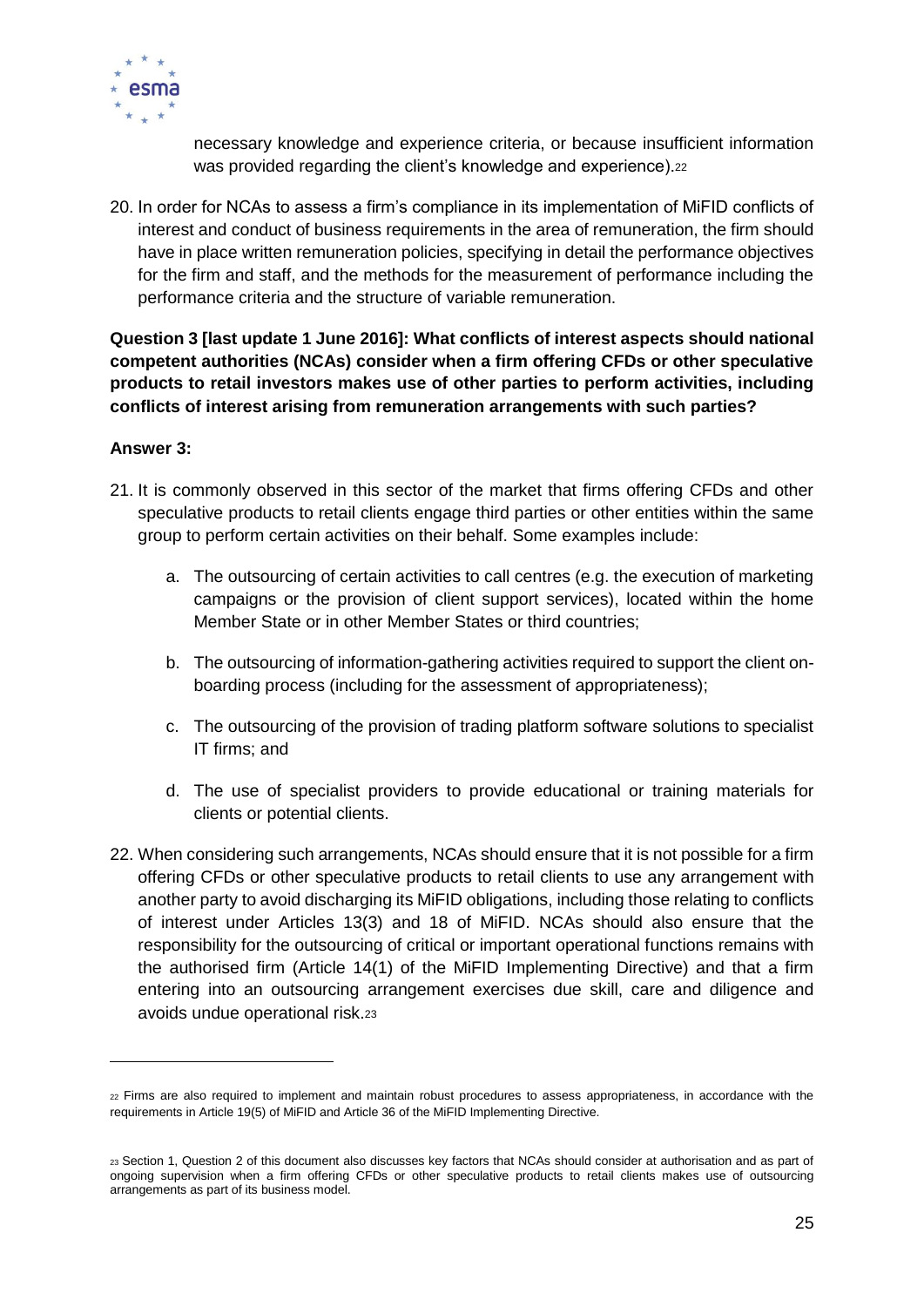necessary knowledge and experience criteria, or because insufficient information was provided regarding the client's knowledge and experience).[22]

20. In order for NCAs to assess a firm's compliance in its implementation of MiFID conflicts of interest and conduct of business requirements in the area of remuneration, the firm should have in place written remuneration policies, specifying in detail the performance objectives for the firm and staff, and the methods for the measurement of performance including the performance criteria and the structure of variable remuneration.

**Question 3 [last update 1 June 2016]: What conflicts of interest aspects should national competent authorities (NCAs) consider when a firm offering CFDs or other speculative products to retail investors makes use of other parties to perform activities, including conflicts of interest arising from remuneration arrangements with such parties?**

**Answer 3:**

21. It is commonly observed in this sector of the market that firms offering CFDs and other speculative products to retail clients engage third parties or other entities within the same group to perform certain activities on their behalf. Some examples include:

    a. The outsourcing of certain activities to call centres (e.g. the execution of marketing campaigns or the provision of client support services), located within the home Member State or in other Member States or third countries;

    b. The outsourcing of information-gathering activities required to support the client on-boarding process (including for the assessment of appropriateness);

    c. The outsourcing of the provision of trading platform software solutions to specialist IT firms; and

    d. The use of specialist providers to provide educational or training materials for clients or potential clients.

22. When considering such arrangements, NCAs should ensure that it is not possible for a firm offering CFDs or other speculative products to retail clients to use any arrangement with another party to avoid discharging its MiFID obligations, including those relating to conflicts of interest under Articles 13(3) and 18 of MiFID. NCAs should also ensure that the responsibility for the outsourcing of critical or important operational functions remains with the authorised firm (Article 14(1) of the MiFID Implementing Directive) and that a firm entering into an outsourcing arrangement exercises due skill, care and diligence and avoids undue operational risk.[23]

---

[22] Firms are also required to implement and maintain robust procedures to assess appropriateness, in accordance with the requirements in Article 19(5) of MiFID and Article 36 of the MiFID Implementing Directive.

[23] Section 1, Question 2 of this document also discusses key factors that NCAs should consider at authorisation and as part of ongoing supervision when a firm offering CFDs or other speculative products to retail clients makes use of outsourcing arrangements as part of its business model.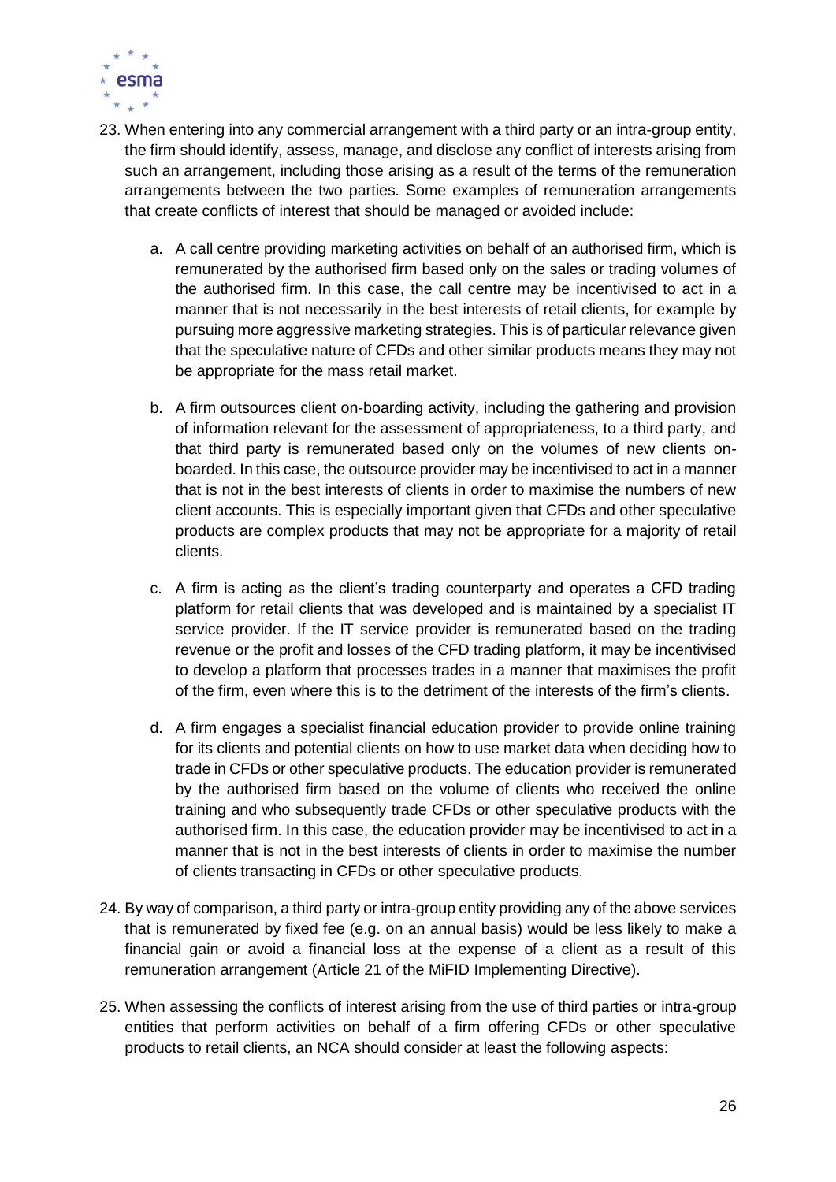23. When entering into any commercial arrangement with a third party or an intra-group entity, the firm should identify, assess, manage, and disclose any conflict of interests arising from such an arrangement, including those arising as a result of the terms of the remuneration arrangements between the two parties. Some examples of remuneration arrangements that create conflicts of interest that should be managed or avoided include:

    a. A call centre providing marketing activities on behalf of an authorised firm, which is remunerated by the authorised firm based only on the sales or trading volumes of the authorised firm. In this case, the call centre may be incentivised to act in a manner that is not necessarily in the best interests of retail clients, for example by pursuing more aggressive marketing strategies. This is of particular relevance given that the speculative nature of CFDs and other similar products means they may not be appropriate for the mass retail market.

    b. A firm outsources client on-boarding activity, including the gathering and provision of information relevant for the assessment of appropriateness, to a third party, and that third party is remunerated based only on the volumes of new clients on-boarded. In this case, the outsource provider may be incentivised to act in a manner that is not in the best interests of clients in order to maximise the numbers of new client accounts. This is especially important given that CFDs and other speculative products are complex products that may not be appropriate for a majority of retail clients.

    c. A firm is acting as the client's trading counterparty and operates a CFD trading platform for retail clients that was developed and is maintained by a specialist IT service provider. If the IT service provider is remunerated based on the trading revenue or the profit and losses of the CFD trading platform, it may be incentivised to develop a platform that processes trades in a manner that maximises the profit of the firm, even where this is to the detriment of the interests of the firm's clients.

    d. A firm engages a specialist financial education provider to provide online training for its clients and potential clients on how to use market data when deciding how to trade in CFDs or other speculative products. The education provider is remunerated by the authorised firm based on the volume of clients who received the online training and who subsequently trade CFDs or other speculative products with the authorised firm. In this case, the education provider may be incentivised to act in a manner that is not in the best interests of clients in order to maximise the number of clients transacting in CFDs or other speculative products.

24. By way of comparison, a third party or intra-group entity providing any of the above services that is remunerated by fixed fee (e.g. on an annual basis) would be less likely to make a financial gain or avoid a financial loss at the expense of a client as a result of this remuneration arrangement (Article 21 of the MiFID Implementing Directive).

25. When assessing the conflicts of interest arising from the use of third parties or intra-group entities that perform activities on behalf of a firm offering CFDs or other speculative products to retail clients, an NCA should consider at least the following aspects: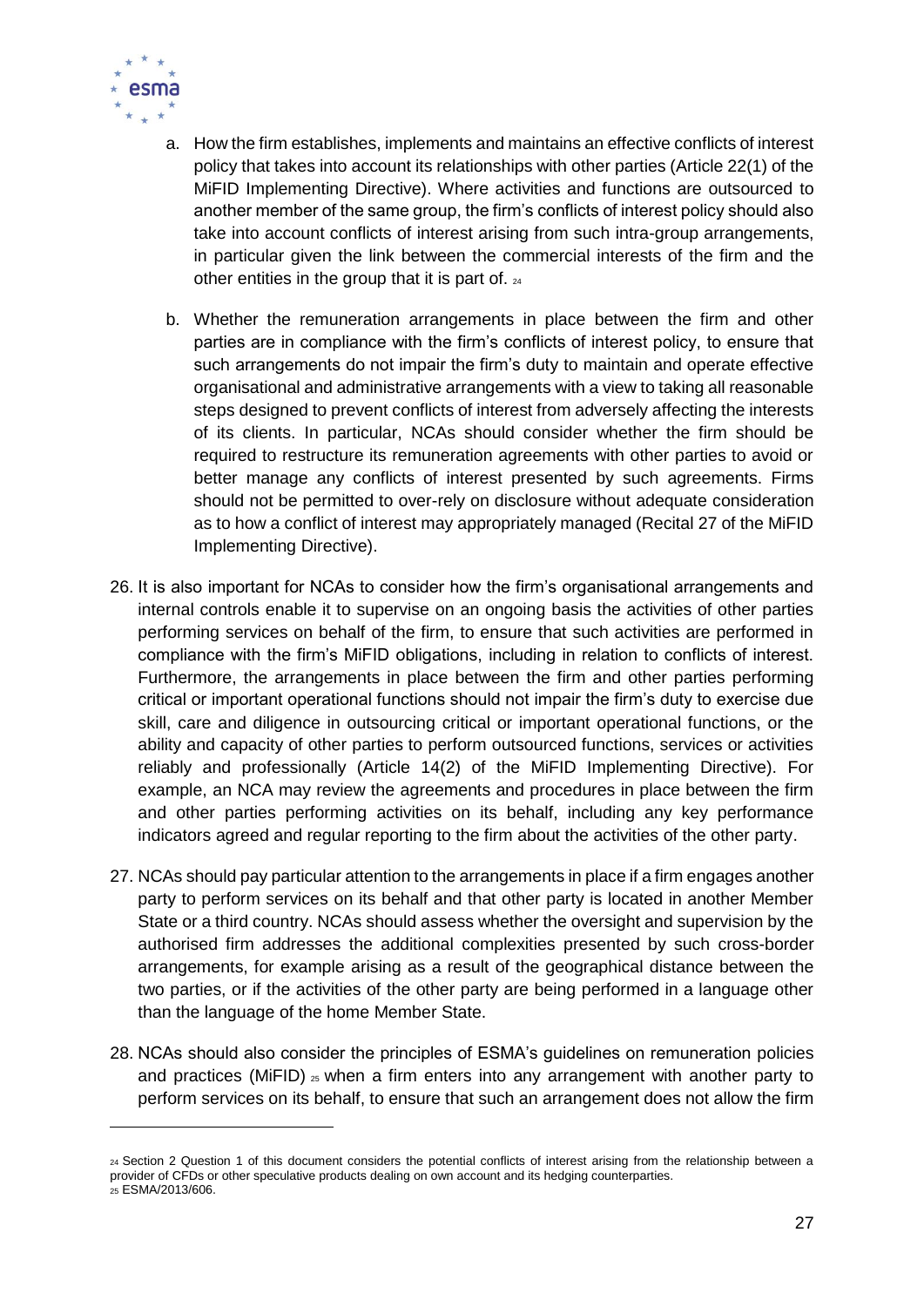a. How the firm establishes, implements and maintains an effective conflicts of interest policy that takes into account its relationships with other parties (Article 22(1) of the MiFID Implementing Directive). Where activities and functions are outsourced to another member of the same group, the firm's conflicts of interest policy should also take into account conflicts of interest arising from such intra-group arrangements, in particular given the link between the commercial interests of the firm and the other entities in the group that it is part of. [24]

b. Whether the remuneration arrangements in place between the firm and other parties are in compliance with the firm's conflicts of interest policy, to ensure that such arrangements do not impair the firm's duty to maintain and operate effective organisational and administrative arrangements with a view to taking all reasonable steps designed to prevent conflicts of interest from adversely affecting the interests of its clients. In particular, NCAs should consider whether the firm should be required to restructure its remuneration agreements with other parties to avoid or better manage any conflicts of interest presented by such agreements. Firms should not be permitted to over-rely on disclosure without adequate consideration as to how a conflict of interest may appropriately managed (Recital 27 of the MiFID Implementing Directive).

26. It is also important for NCAs to consider how the firm's organisational arrangements and internal controls enable it to supervise on an ongoing basis the activities of other parties performing services on behalf of the firm, to ensure that such activities are performed in compliance with the firm's MiFID obligations, including in relation to conflicts of interest. Furthermore, the arrangements in place between the firm and other parties performing critical or important operational functions should not impair the firm's duty to exercise due skill, care and diligence in outsourcing critical or important operational functions, or the ability and capacity of other parties to perform outsourced functions, services or activities reliably and professionally (Article 14(2) of the MiFID Implementing Directive). For example, an NCA may review the agreements and procedures in place between the firm and other parties performing activities on its behalf, including any key performance indicators agreed and regular reporting to the firm about the activities of the other party.

27. NCAs should pay particular attention to the arrangements in place if a firm engages another party to perform services on its behalf and that other party is located in another Member State or a third country. NCAs should assess whether the oversight and supervision by the authorised firm addresses the additional complexities presented by such cross-border arrangements, for example arising as a result of the geographical distance between the two parties, or if the activities of the other party are being performed in a language other than the language of the home Member State.

28. NCAs should also consider the principles of ESMA's guidelines on remuneration policies and practices (MiFID) [25] when a firm enters into any arrangement with another party to perform services on its behalf, to ensure that such an arrangement does not allow the firm

---

[24] Section 2 Question 1 of this document considers the potential conflicts of interest arising from the relationship between a provider of CFDs or other speculative products dealing on own account and its hedging counterparties.

[25] ESMA/2013/606.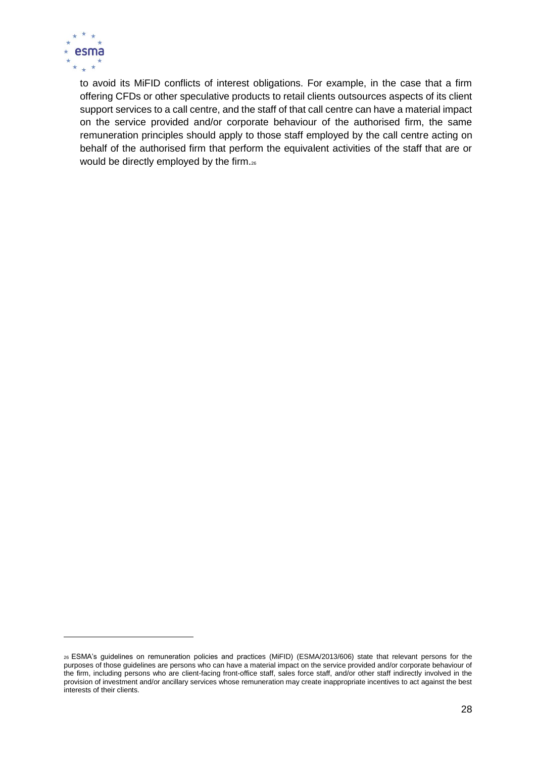to avoid its MiFID conflicts of interest obligations. For example, in the case that a firm offering CFDs or other speculative products to retail clients outsources aspects of its client support services to a call centre, and the staff of that call centre can have a material impact on the service provided and/or corporate behaviour of the authorised firm, the same remuneration principles should apply to those staff employed by the call centre acting on behalf of the authorised firm that perform the equivalent activities of the staff that are or would be directly employed by the firm.[26]

---

[26] ESMA's guidelines on remuneration policies and practices (MiFID) (ESMA/2013/606) state that relevant persons for the purposes of those guidelines are persons who can have a material impact on the service provided and/or corporate behaviour of the firm, including persons who are client-facing front-office staff, sales force staff, and/or other staff indirectly involved in the provision of investment and/or ancillary services whose remuneration may create inappropriate incentives to act against the best interests of their clients.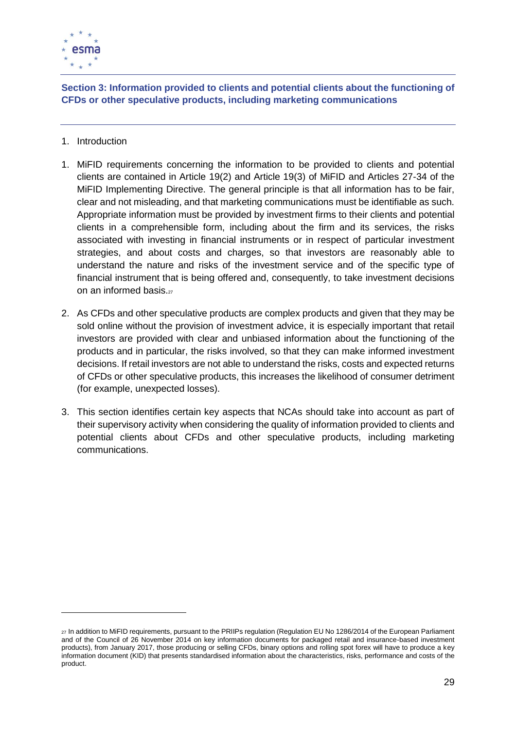## Section 3: Information provided to clients and potential clients about the functioning of CFDs or other speculative products, including marketing communications

1. Introduction

1. MiFID requirements concerning the information to be provided to clients and potential clients are contained in Article 19(2) and Article 19(3) of MiFID and Articles 27-34 of the MiFID Implementing Directive. The general principle is that all information has to be fair, clear and not misleading, and that marketing communications must be identifiable as such. Appropriate information must be provided by investment firms to their clients and potential clients in a comprehensible form, including about the firm and its services, the risks associated with investing in financial instruments or in respect of particular investment strategies, and about costs and charges, so that investors are reasonably able to understand the nature and risks of the investment service and of the specific type of financial instrument that is being offered and, consequently, to take investment decisions on an informed basis.[27]

2. As CFDs and other speculative products are complex products and given that they may be sold online without the provision of investment advice, it is especially important that retail investors are provided with clear and unbiased information about the functioning of the products and in particular, the risks involved, so that they can make informed investment decisions. If retail investors are not able to understand the risks, costs and expected returns of CFDs or other speculative products, this increases the likelihood of consumer detriment (for example, unexpected losses).

3. This section identifies certain key aspects that NCAs should take into account as part of their supervisory activity when considering the quality of information provided to clients and potential clients about CFDs and other speculative products, including marketing communications.

---

[27] In addition to MiFID requirements, pursuant to the PRIIPs regulation (Regulation EU No 1286/2014 of the European Parliament and of the Council of 26 November 2014 on key information documents for packaged retail and insurance-based investment products), from January 2017, those producing or selling CFDs, binary options and rolling spot forex will have to produce a key information document (KID) that presents standardised information about the characteristics, risks, performance and costs of the product.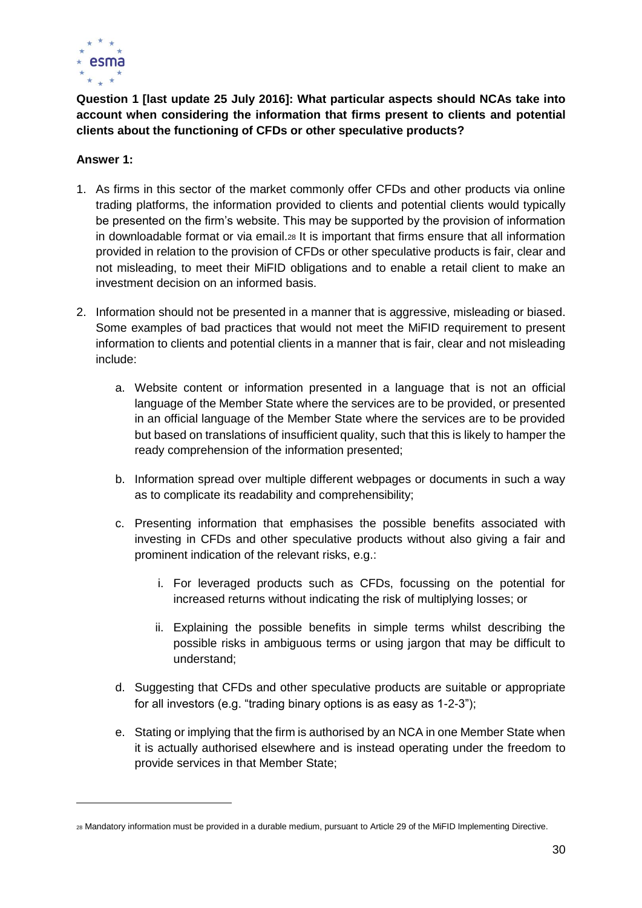**Question 1 [last update 25 July 2016]: What particular aspects should NCAs take into account when considering the information that firms present to clients and potential clients about the functioning of CFDs or other speculative products?**

**Answer 1:**

1. As firms in this sector of the market commonly offer CFDs and other products via online trading platforms, the information provided to clients and potential clients would typically be presented on the firm's website. This may be supported by the provision of information in downloadable format or via email.[28] It is important that firms ensure that all information provided in relation to the provision of CFDs or other speculative products is fair, clear and not misleading, to meet their MiFID obligations and to enable a retail client to make an investment decision on an informed basis.

2. Information should not be presented in a manner that is aggressive, misleading or biased. Some examples of bad practices that would not meet the MiFID requirement to present information to clients and potential clients in a manner that is fair, clear and not misleading include:

    a. Website content or information presented in a language that is not an official language of the Member State where the services are to be provided, or presented in an official language of the Member State where the services are to be provided but based on translations of insufficient quality, such that this is likely to hamper the ready comprehension of the information presented;

    b. Information spread over multiple different webpages or documents in such a way as to complicate its readability and comprehensibility;

    c. Presenting information that emphasises the possible benefits associated with investing in CFDs and other speculative products without also giving a fair and prominent indication of the relevant risks, e.g.:

        i. For leveraged products such as CFDs, focussing on the potential for increased returns without indicating the risk of multiplying losses; or

        ii. Explaining the possible benefits in simple terms whilst describing the possible risks in ambiguous terms or using jargon that may be difficult to understand;

    d. Suggesting that CFDs and other speculative products are suitable or appropriate for all investors (e.g. "trading binary options is as easy as 1-2-3");

    e. Stating or implying that the firm is authorised by an NCA in one Member State when it is actually authorised elsewhere and is instead operating under the freedom to provide services in that Member State;

---

[28] Mandatory information must be provided in a durable medium, pursuant to Article 29 of the MiFID Implementing Directive.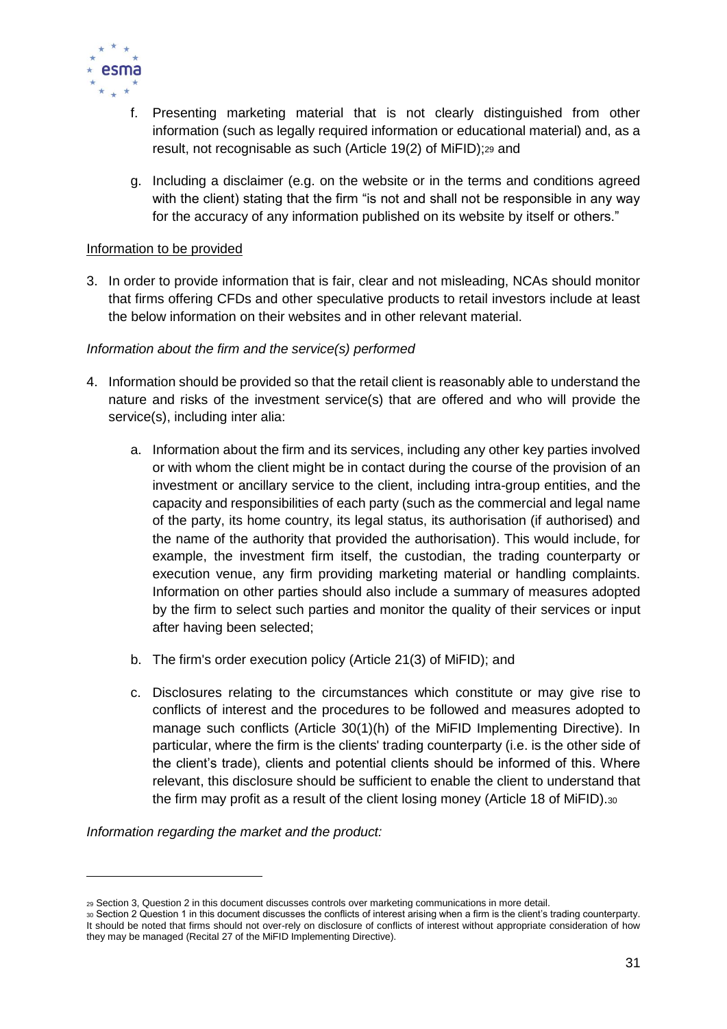f. Presenting marketing material that is not clearly distinguished from other information (such as legally required information or educational material) and, as a result, not recognisable as such (Article 19(2) of MiFID);[29] and

g. Including a disclaimer (e.g. on the website or in the terms and conditions agreed with the client) stating that the firm "is not and shall not be responsible in any way for the accuracy of any information published on its website by itself or others."

Information to be provided

3. In order to provide information that is fair, clear and not misleading, NCAs should monitor that firms offering CFDs and other speculative products to retail investors include at least the below information on their websites and in other relevant material.

*Information about the firm and the service(s) performed*

4. Information should be provided so that the retail client is reasonably able to understand the nature and risks of the investment service(s) that are offered and who will provide the service(s), including inter alia:

   a. Information about the firm and its services, including any other key parties involved or with whom the client might be in contact during the course of the provision of an investment or ancillary service to the client, including intra-group entities, and the capacity and responsibilities of each party (such as the commercial and legal name of the party, its home country, its legal status, its authorisation (if authorised) and the name of the authority that provided the authorisation). This would include, for example, the investment firm itself, the custodian, the trading counterparty or execution venue, any firm providing marketing material or handling complaints. Information on other parties should also include a summary of measures adopted by the firm to select such parties and monitor the quality of their services or input after having been selected;

   b. The firm's order execution policy (Article 21(3) of MiFID); and

   c. Disclosures relating to the circumstances which constitute or may give rise to conflicts of interest and the procedures to be followed and measures adopted to manage such conflicts (Article 30(1)(h) of the MiFID Implementing Directive). In particular, where the firm is the clients' trading counterparty (i.e. is the other side of the client's trade), clients and potential clients should be informed of this. Where relevant, this disclosure should be sufficient to enable the client to understand that the firm may profit as a result of the client losing money (Article 18 of MiFID).[30]

*Information regarding the market and the product:*

[29] Section 3, Question 2 in this document discusses controls over marketing communications in more detail.

[30] Section 2 Question 1 in this document discusses the conflicts of interest arising when a firm is the client's trading counterparty. It should be noted that firms should not over-rely on disclosure of conflicts of interest without appropriate consideration of how they may be managed (Recital 27 of the MiFID Implementing Directive).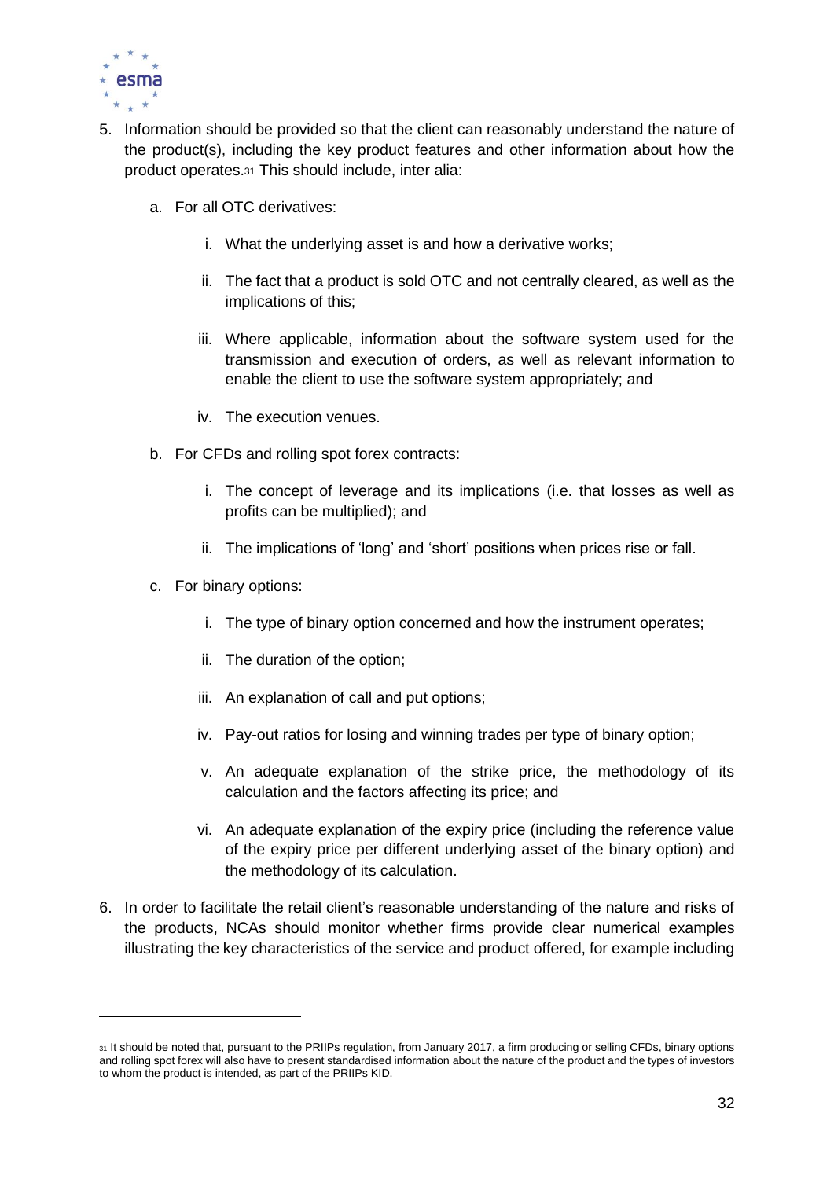5. Information should be provided so that the client can reasonably understand the nature of the product(s), including the key product features and other information about how the product operates.[31] This should include, inter alia:

   a. For all OTC derivatives:

      i. What the underlying asset is and how a derivative works;

      ii. The fact that a product is sold OTC and not centrally cleared, as well as the implications of this;

      iii. Where applicable, information about the software system used for the transmission and execution of orders, as well as relevant information to enable the client to use the software system appropriately; and

      iv. The execution venues.

   b. For CFDs and rolling spot forex contracts:

      i. The concept of leverage and its implications (i.e. that losses as well as profits can be multiplied); and

      ii. The implications of 'long' and 'short' positions when prices rise or fall.

   c. For binary options:

      i. The type of binary option concerned and how the instrument operates;

      ii. The duration of the option;

      iii. An explanation of call and put options;

      iv. Pay-out ratios for losing and winning trades per type of binary option;

      v. An adequate explanation of the strike price, the methodology of its calculation and the factors affecting its price; and

      vi. An adequate explanation of the expiry price (including the reference value of the expiry price per different underlying asset of the binary option) and the methodology of its calculation.

6. In order to facilitate the retail client's reasonable understanding of the nature and risks of the products, NCAs should monitor whether firms provide clear numerical examples illustrating the key characteristics of the service and product offered, for example including

[31] It should be noted that, pursuant to the PRIIPs regulation, from January 2017, a firm producing or selling CFDs, binary options and rolling spot forex will also have to present standardised information about the nature of the product and the types of investors to whom the product is intended, as part of the PRIIPs KID.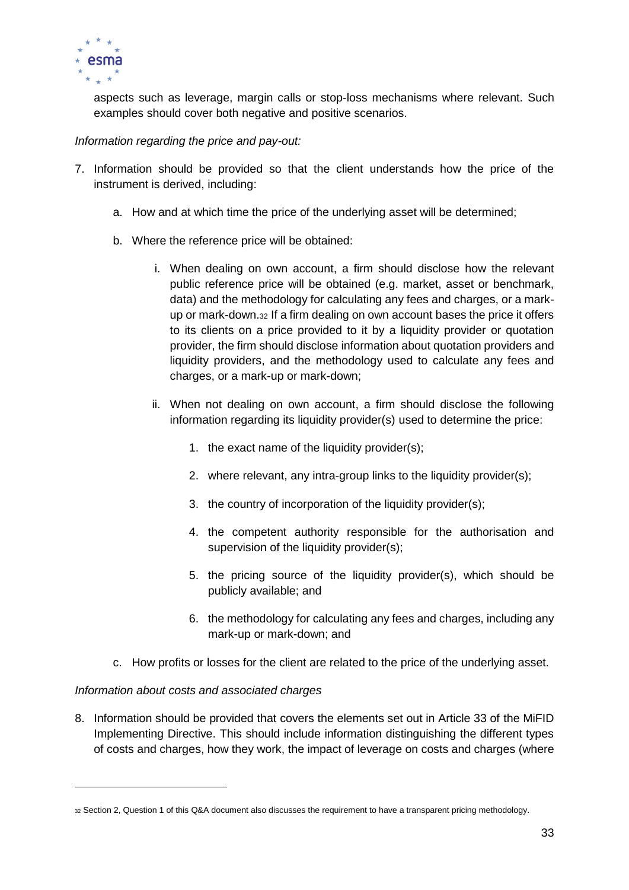aspects such as leverage, margin calls or stop-loss mechanisms where relevant. Such examples should cover both negative and positive scenarios.

*Information regarding the price and pay-out:*

7. Information should be provided so that the client understands how the price of the instrument is derived, including:

   a. How and at which time the price of the underlying asset will be determined;

   b. Where the reference price will be obtained:

      i. When dealing on own account, a firm should disclose how the relevant public reference price will be obtained (e.g. market, asset or benchmark, data) and the methodology for calculating any fees and charges, or a mark-up or mark-down.[32] If a firm dealing on own account bases the price it offers to its clients on a price provided to it by a liquidity provider or quotation provider, the firm should disclose information about quotation providers and liquidity providers, and the methodology used to calculate any fees and charges, or a mark-up or mark-down;

      ii. When not dealing on own account, a firm should disclose the following information regarding its liquidity provider(s) used to determine the price:

         1. the exact name of the liquidity provider(s);

         2. where relevant, any intra-group links to the liquidity provider(s);

         3. the country of incorporation of the liquidity provider(s);

         4. the competent authority responsible for the authorisation and supervision of the liquidity provider(s);

         5. the pricing source of the liquidity provider(s), which should be publicly available; and

         6. the methodology for calculating any fees and charges, including any mark-up or mark-down; and

   c. How profits or losses for the client are related to the price of the underlying asset.

*Information about costs and associated charges*

8. Information should be provided that covers the elements set out in Article 33 of the MiFID Implementing Directive. This should include information distinguishing the different types of costs and charges, how they work, the impact of leverage on costs and charges (where

[32] Section 2, Question 1 of this Q&A document also discusses the requirement to have a transparent pricing methodology.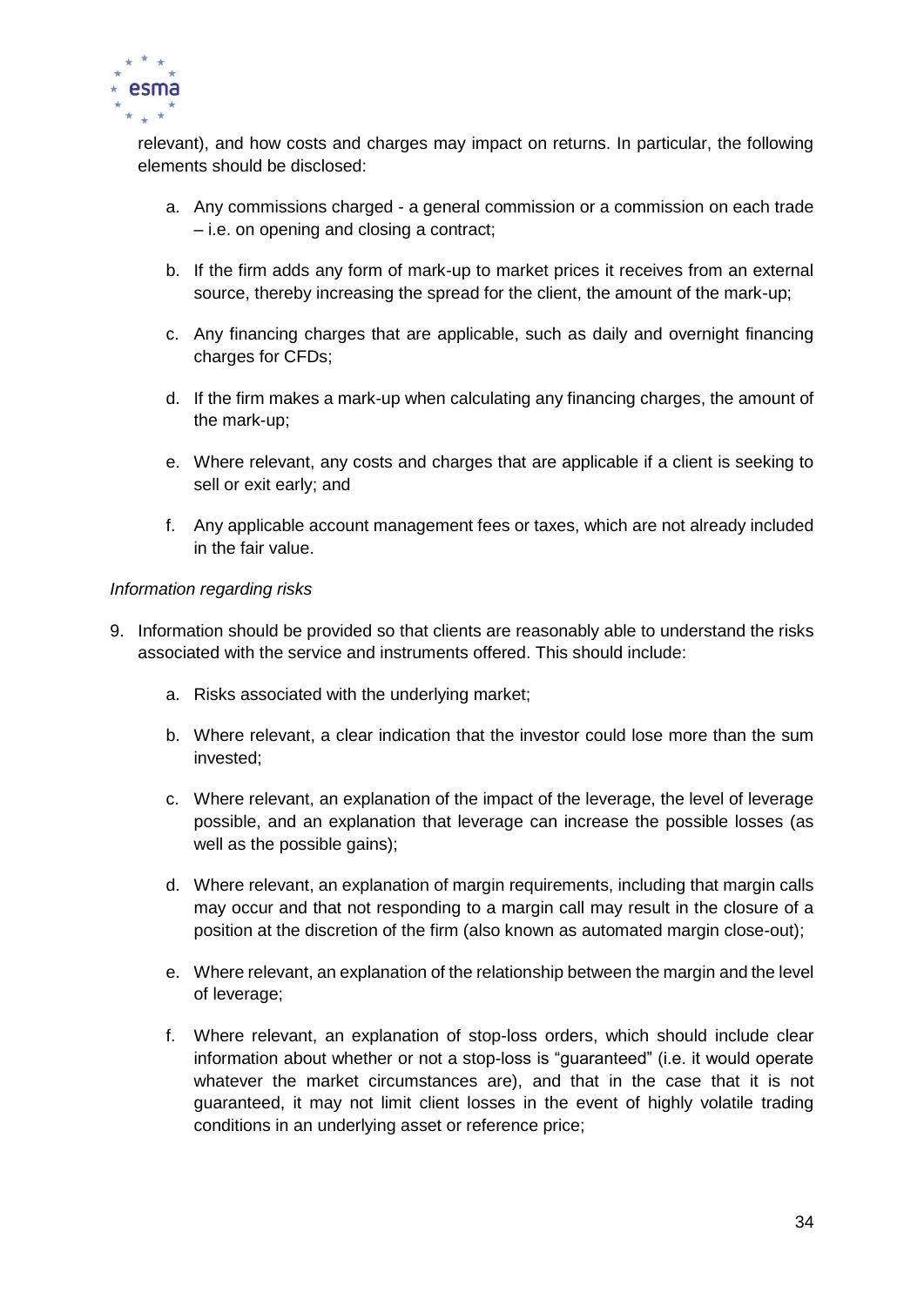relevant), and how costs and charges may impact on returns. In particular, the following elements should be disclosed:

a. Any commissions charged - a general commission or a commission on each trade – i.e. on opening and closing a contract;

b. If the firm adds any form of mark-up to market prices it receives from an external source, thereby increasing the spread for the client, the amount of the mark-up;

c. Any financing charges that are applicable, such as daily and overnight financing charges for CFDs;

d. If the firm makes a mark-up when calculating any financing charges, the amount of the mark-up;

e. Where relevant, any costs and charges that are applicable if a client is seeking to sell or exit early; and

f. Any applicable account management fees or taxes, which are not already included in the fair value.

*Information regarding risks*

9. Information should be provided so that clients are reasonably able to understand the risks associated with the service and instruments offered. This should include:

    a. Risks associated with the underlying market;

    b. Where relevant, a clear indication that the investor could lose more than the sum invested;

    c. Where relevant, an explanation of the impact of the leverage, the level of leverage possible, and an explanation that leverage can increase the possible losses (as well as the possible gains);

    d. Where relevant, an explanation of margin requirements, including that margin calls may occur and that not responding to a margin call may result in the closure of a position at the discretion of the firm (also known as automated margin close-out);

    e. Where relevant, an explanation of the relationship between the margin and the level of leverage;

    f. Where relevant, an explanation of stop-loss orders, which should include clear information about whether or not a stop-loss is "guaranteed" (i.e. it would operate whatever the market circumstances are), and that in the case that it is not guaranteed, it may not limit client losses in the event of highly volatile trading conditions in an underlying asset or reference price;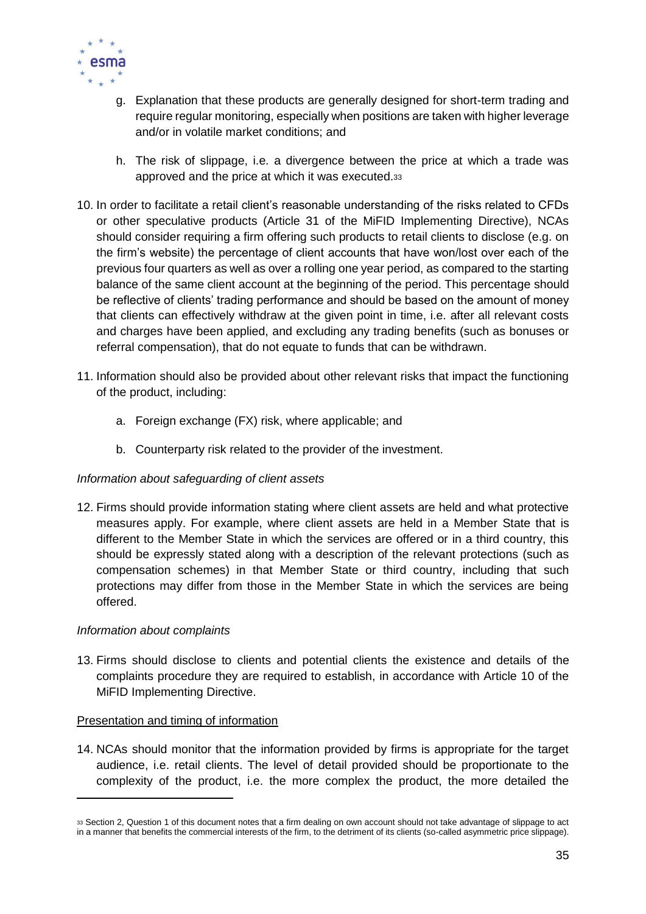g. Explanation that these products are generally designed for short-term trading and require regular monitoring, especially when positions are taken with higher leverage and/or in volatile market conditions; and

h. The risk of slippage, i.e. a divergence between the price at which a trade was approved and the price at which it was executed.[33]

10. In order to facilitate a retail client's reasonable understanding of the risks related to CFDs or other speculative products (Article 31 of the MiFID Implementing Directive), NCAs should consider requiring a firm offering such products to retail clients to disclose (e.g. on the firm's website) the percentage of client accounts that have won/lost over each of the previous four quarters as well as over a rolling one year period, as compared to the starting balance of the same client account at the beginning of the period. This percentage should be reflective of clients' trading performance and should be based on the amount of money that clients can effectively withdraw at the given point in time, i.e. after all relevant costs and charges have been applied, and excluding any trading benefits (such as bonuses or referral compensation), that do not equate to funds that can be withdrawn.

11. Information should also be provided about other relevant risks that impact the functioning of the product, including:

    a. Foreign exchange (FX) risk, where applicable; and

    b. Counterparty risk related to the provider of the investment.

*Information about safeguarding of client assets*

12. Firms should provide information stating where client assets are held and what protective measures apply. For example, where client assets are held in a Member State that is different to the Member State in which the services are offered or in a third country, this should be expressly stated along with a description of the relevant protections (such as compensation schemes) in that Member State or third country, including that such protections may differ from those in the Member State in which the services are being offered.

*Information about complaints*

13. Firms should disclose to clients and potential clients the existence and details of the complaints procedure they are required to establish, in accordance with Article 10 of the MiFID Implementing Directive.

<u>Presentation and timing of information</u>

14. NCAs should monitor that the information provided by firms is appropriate for the target audience, i.e. retail clients. The level of detail provided should be proportionate to the complexity of the product, i.e. the more complex the product, the more detailed the

[33] Section 2, Question 1 of this document notes that a firm dealing on own account should not take advantage of slippage to act in a manner that benefits the commercial interests of the firm, to the detriment of its clients (so-called asymmetric price slippage).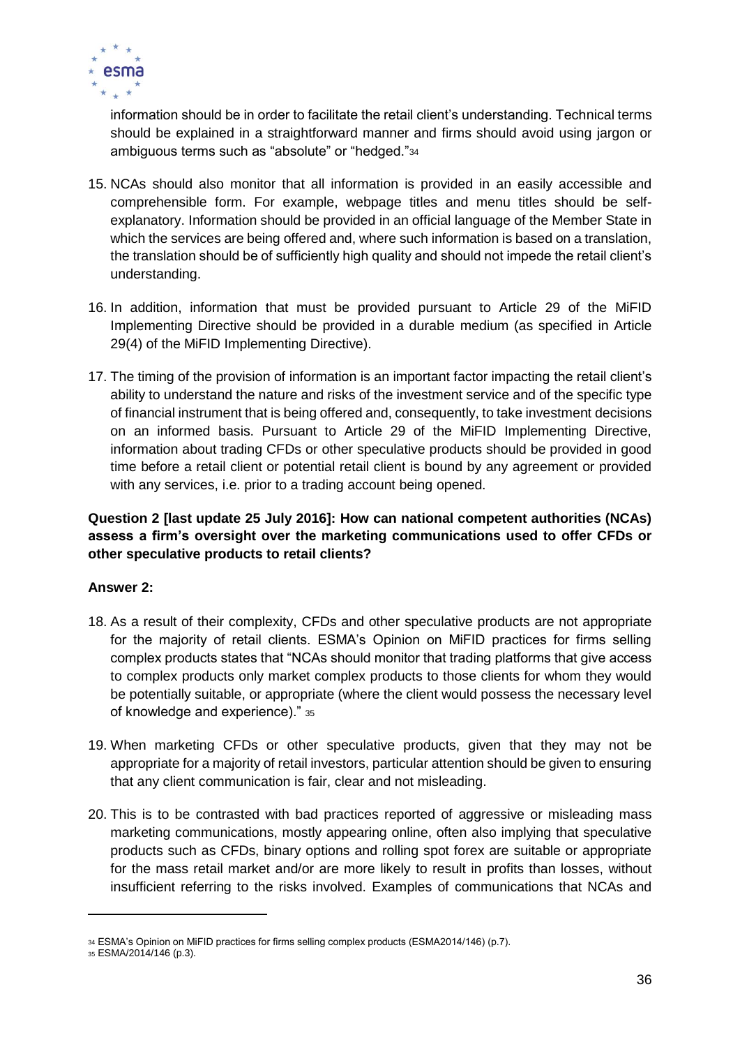information should be in order to facilitate the retail client's understanding. Technical terms should be explained in a straightforward manner and firms should avoid using jargon or ambiguous terms such as "absolute" or "hedged."[34]

15. NCAs should also monitor that all information is provided in an easily accessible and comprehensible form. For example, webpage titles and menu titles should be self-explanatory. Information should be provided in an official language of the Member State in which the services are being offered and, where such information is based on a translation, the translation should be of sufficiently high quality and should not impede the retail client's understanding.

16. In addition, information that must be provided pursuant to Article 29 of the MiFID Implementing Directive should be provided in a durable medium (as specified in Article 29(4) of the MiFID Implementing Directive).

17. The timing of the provision of information is an important factor impacting the retail client's ability to understand the nature and risks of the investment service and of the specific type of financial instrument that is being offered and, consequently, to take investment decisions on an informed basis. Pursuant to Article 29 of the MiFID Implementing Directive, information about trading CFDs or other speculative products should be provided in good time before a retail client or potential retail client is bound by any agreement or provided with any services, i.e. prior to a trading account being opened.

**Question 2 [last update 25 July 2016]: How can national competent authorities (NCAs) assess a firm's oversight over the marketing communications used to offer CFDs or other speculative products to retail clients?**

**Answer 2:**

18. As a result of their complexity, CFDs and other speculative products are not appropriate for the majority of retail clients. ESMA's Opinion on MiFID practices for firms selling complex products states that "NCAs should monitor that trading platforms that give access to complex products only market complex products to those clients for whom they would be potentially suitable, or appropriate (where the client would possess the necessary level of knowledge and experience)." [35]

19. When marketing CFDs or other speculative products, given that they may not be appropriate for a majority of retail investors, particular attention should be given to ensuring that any client communication is fair, clear and not misleading.

20. This is to be contrasted with bad practices reported of aggressive or misleading mass marketing communications, mostly appearing online, often also implying that speculative products such as CFDs, binary options and rolling spot forex are suitable or appropriate for the mass retail market and/or are more likely to result in profits than losses, without insufficient referring to the risks involved. Examples of communications that NCAs and

[34] ESMA's Opinion on MiFID practices for firms selling complex products (ESMA2014/146) (p.7).

[35] ESMA/2014/146 (p.3).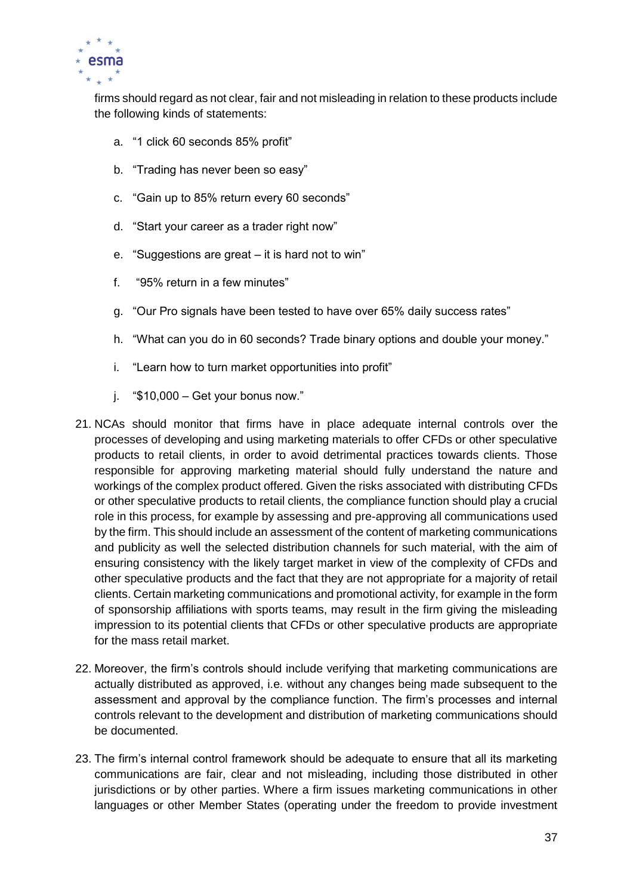firms should regard as not clear, fair and not misleading in relation to these products include the following kinds of statements:

a. "1 click 60 seconds 85% profit"

b. "Trading has never been so easy"

c. "Gain up to 85% return every 60 seconds"

d. "Start your career as a trader right now"

e. "Suggestions are great – it is hard not to win"

f. "95% return in a few minutes"

g. "Our Pro signals have been tested to have over 65% daily success rates"

h. "What can you do in 60 seconds? Trade binary options and double your money."

i. "Learn how to turn market opportunities into profit"

j. "$10,000 – Get your bonus now."

21. NCAs should monitor that firms have in place adequate internal controls over the processes of developing and using marketing materials to offer CFDs or other speculative products to retail clients, in order to avoid detrimental practices towards clients. Those responsible for approving marketing material should fully understand the nature and workings of the complex product offered. Given the risks associated with distributing CFDs or other speculative products to retail clients, the compliance function should play a crucial role in this process, for example by assessing and pre-approving all communications used by the firm. This should include an assessment of the content of marketing communications and publicity as well the selected distribution channels for such material, with the aim of ensuring consistency with the likely target market in view of the complexity of CFDs and other speculative products and the fact that they are not appropriate for a majority of retail clients. Certain marketing communications and promotional activity, for example in the form of sponsorship affiliations with sports teams, may result in the firm giving the misleading impression to its potential clients that CFDs or other speculative products are appropriate for the mass retail market.

22. Moreover, the firm's controls should include verifying that marketing communications are actually distributed as approved, i.e. without any changes being made subsequent to the assessment and approval by the compliance function. The firm's processes and internal controls relevant to the development and distribution of marketing communications should be documented.

23. The firm's internal control framework should be adequate to ensure that all its marketing communications are fair, clear and not misleading, including those distributed in other jurisdictions or by other parties. Where a firm issues marketing communications in other languages or other Member States (operating under the freedom to provide investment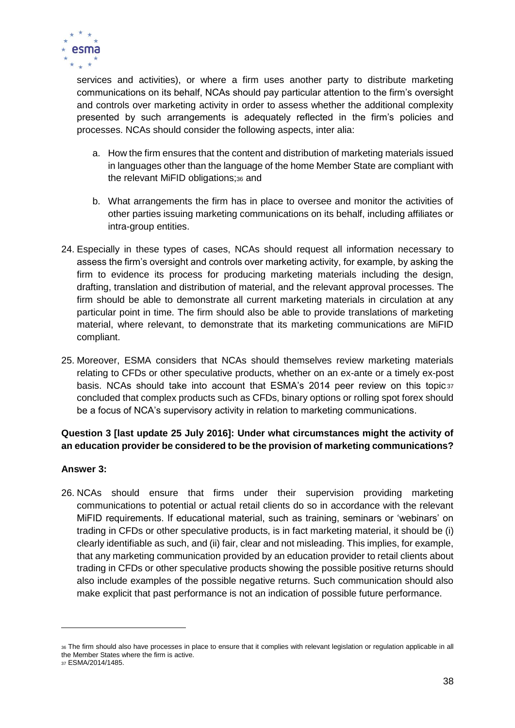services and activities), or where a firm uses another party to distribute marketing communications on its behalf, NCAs should pay particular attention to the firm's oversight and controls over marketing activity in order to assess whether the additional complexity presented by such arrangements is adequately reflected in the firm's policies and processes. NCAs should consider the following aspects, inter alia:

a. How the firm ensures that the content and distribution of marketing materials issued in languages other than the language of the home Member State are compliant with the relevant MiFID obligations;[36] and

b. What arrangements the firm has in place to oversee and monitor the activities of other parties issuing marketing communications on its behalf, including affiliates or intra-group entities.

24. Especially in these types of cases, NCAs should request all information necessary to assess the firm's oversight and controls over marketing activity, for example, by asking the firm to evidence its process for producing marketing materials including the design, drafting, translation and distribution of material, and the relevant approval processes. The firm should be able to demonstrate all current marketing materials in circulation at any particular point in time. The firm should also be able to provide translations of marketing material, where relevant, to demonstrate that its marketing communications are MiFID compliant.

25. Moreover, ESMA considers that NCAs should themselves review marketing materials relating to CFDs or other speculative products, whether on an ex-ante or a timely ex-post basis. NCAs should take into account that ESMA's 2014 peer review on this topic[37] concluded that complex products such as CFDs, binary options or rolling spot forex should be a focus of NCA's supervisory activity in relation to marketing communications.

**Question 3 [last update 25 July 2016]: Under what circumstances might the activity of an education provider be considered to be the provision of marketing communications?**

**Answer 3:**

26. NCAs should ensure that firms under their supervision providing marketing communications to potential or actual retail clients do so in accordance with the relevant MiFID requirements. If educational material, such as training, seminars or 'webinars' on trading in CFDs or other speculative products, is in fact marketing material, it should be (i) clearly identifiable as such, and (ii) fair, clear and not misleading. This implies, for example, that any marketing communication provided by an education provider to retail clients about trading in CFDs or other speculative products showing the possible positive returns should also include examples of the possible negative returns. Such communication should also make explicit that past performance is not an indication of possible future performance.

---

[36] The firm should also have processes in place to ensure that it complies with relevant legislation or regulation applicable in all the Member States where the firm is active.

[37] ESMA/2014/1485.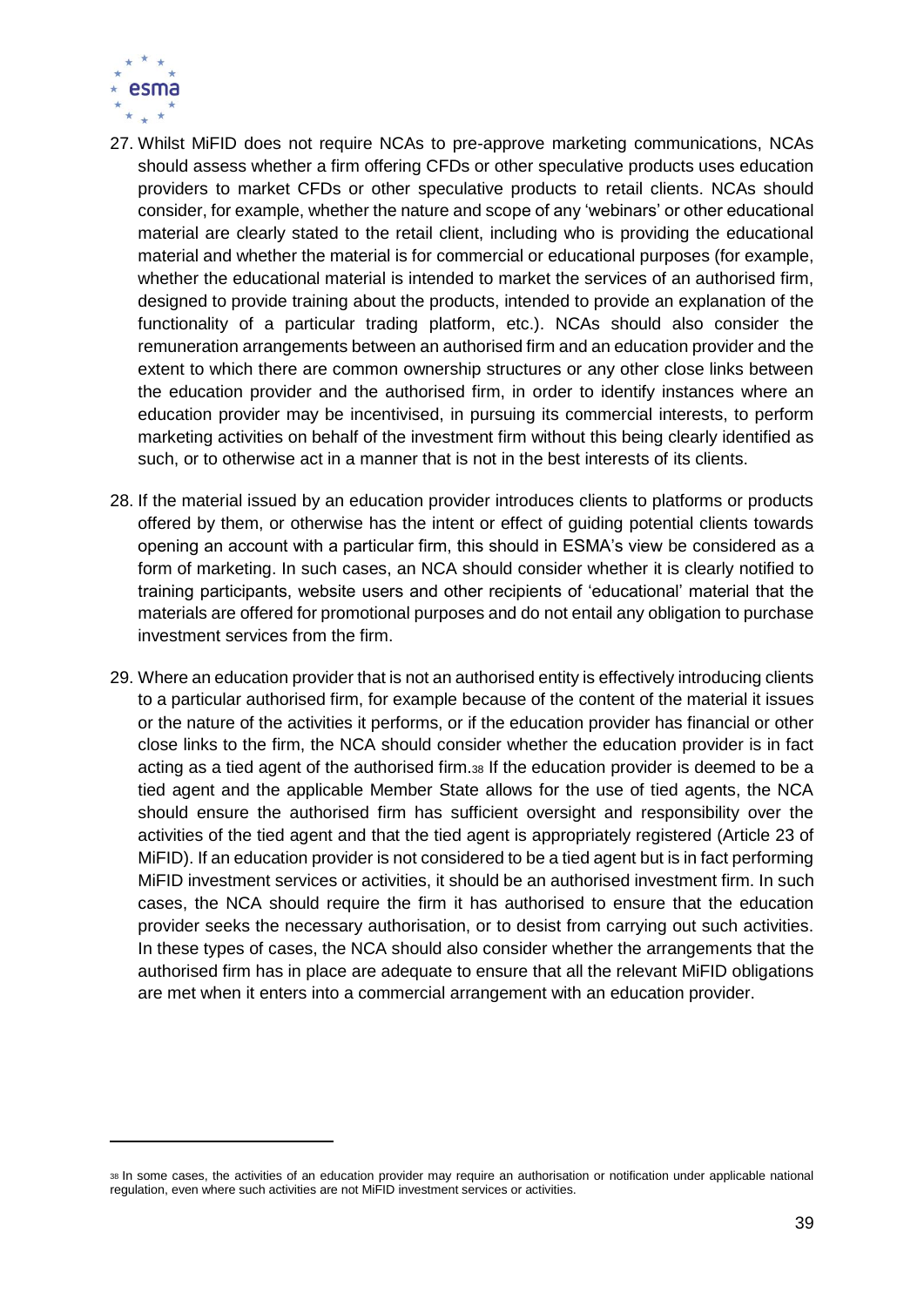27. Whilst MiFID does not require NCAs to pre-approve marketing communications, NCAs should assess whether a firm offering CFDs or other speculative products uses education providers to market CFDs or other speculative products to retail clients. NCAs should consider, for example, whether the nature and scope of any 'webinars' or other educational material are clearly stated to the retail client, including who is providing the educational material and whether the material is for commercial or educational purposes (for example, whether the educational material is intended to market the services of an authorised firm, designed to provide training about the products, intended to provide an explanation of the functionality of a particular trading platform, etc.). NCAs should also consider the remuneration arrangements between an authorised firm and an education provider and the extent to which there are common ownership structures or any other close links between the education provider and the authorised firm, in order to identify instances where an education provider may be incentivised, in pursuing its commercial interests, to perform marketing activities on behalf of the investment firm without this being clearly identified as such, or to otherwise act in a manner that is not in the best interests of its clients.

28. If the material issued by an education provider introduces clients to platforms or products offered by them, or otherwise has the intent or effect of guiding potential clients towards opening an account with a particular firm, this should in ESMA's view be considered as a form of marketing. In such cases, an NCA should consider whether it is clearly notified to training participants, website users and other recipients of 'educational' material that the materials are offered for promotional purposes and do not entail any obligation to purchase investment services from the firm.

29. Where an education provider that is not an authorised entity is effectively introducing clients to a particular authorised firm, for example because of the content of the material it issues or the nature of the activities it performs, or if the education provider has financial or other close links to the firm, the NCA should consider whether the education provider is in fact acting as a tied agent of the authorised firm.[38] If the education provider is deemed to be a tied agent and the applicable Member State allows for the use of tied agents, the NCA should ensure the authorised firm has sufficient oversight and responsibility over the activities of the tied agent and that the tied agent is appropriately registered (Article 23 of MiFID). If an education provider is not considered to be a tied agent but is in fact performing MiFID investment services or activities, it should be an authorised investment firm. In such cases, the NCA should require the firm it has authorised to ensure that the education provider seeks the necessary authorisation, or to desist from carrying out such activities. In these types of cases, the NCA should also consider whether the arrangements that the authorised firm has in place are adequate to ensure that all the relevant MiFID obligations are met when it enters into a commercial arrangement with an education provider.

[38] In some cases, the activities of an education provider may require an authorisation or notification under applicable national regulation, even where such activities are not MiFID investment services or activities.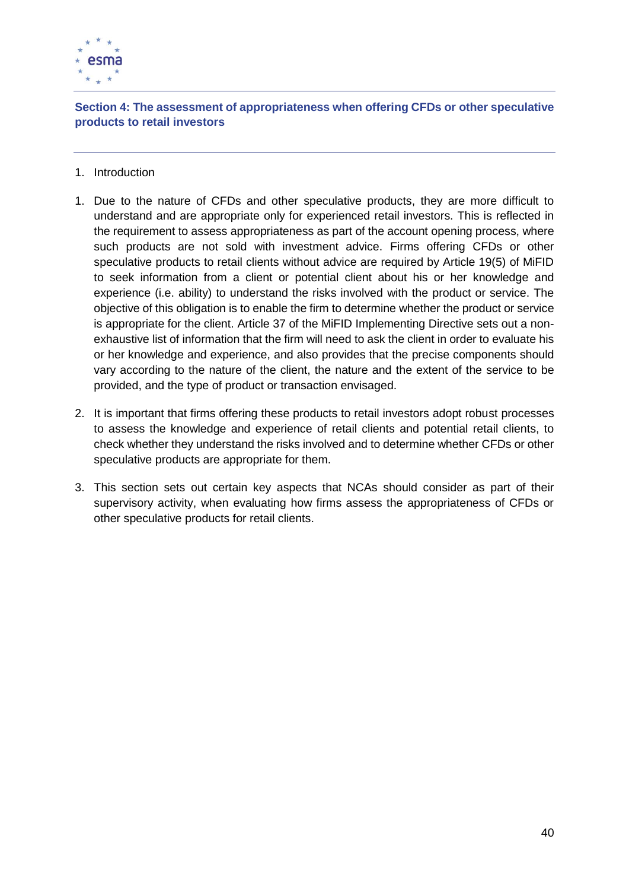## Section 4: The assessment of appropriateness when offering CFDs or other speculative products to retail investors

1. Introduction

1. Due to the nature of CFDs and other speculative products, they are more difficult to understand and are appropriate only for experienced retail investors. This is reflected in the requirement to assess appropriateness as part of the account opening process, where such products are not sold with investment advice. Firms offering CFDs or other speculative products to retail clients without advice are required by Article 19(5) of MiFID to seek information from a client or potential client about his or her knowledge and experience (i.e. ability) to understand the risks involved with the product or service. The objective of this obligation is to enable the firm to determine whether the product or service is appropriate for the client. Article 37 of the MiFID Implementing Directive sets out a non-exhaustive list of information that the firm will need to ask the client in order to evaluate his or her knowledge and experience, and also provides that the precise components should vary according to the nature of the client, the nature and the extent of the service to be provided, and the type of product or transaction envisaged.

2. It is important that firms offering these products to retail investors adopt robust processes to assess the knowledge and experience of retail clients and potential retail clients, to check whether they understand the risks involved and to determine whether CFDs or other speculative products are appropriate for them.

3. This section sets out certain key aspects that NCAs should consider as part of their supervisory activity, when evaluating how firms assess the appropriateness of CFDs or other speculative products for retail clients.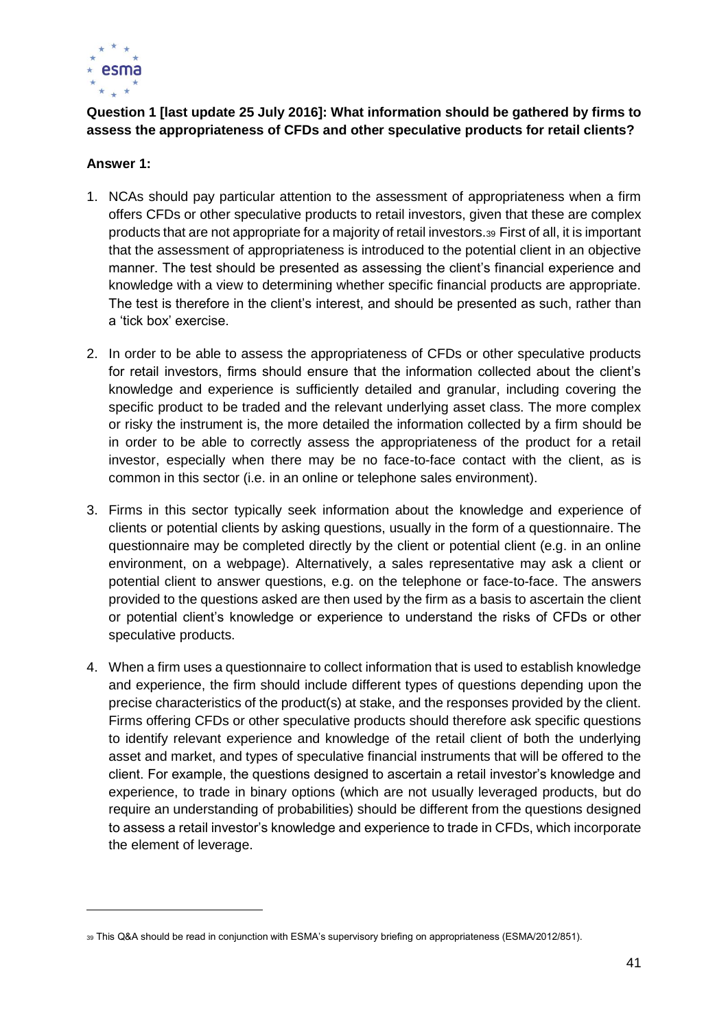**Question 1 [last update 25 July 2016]: What information should be gathered by firms to assess the appropriateness of CFDs and other speculative products for retail clients?**

**Answer 1:**

1. NCAs should pay particular attention to the assessment of appropriateness when a firm offers CFDs or other speculative products to retail investors, given that these are complex products that are not appropriate for a majority of retail investors.[39] First of all, it is important that the assessment of appropriateness is introduced to the potential client in an objective manner. The test should be presented as assessing the client's financial experience and knowledge with a view to determining whether specific financial products are appropriate. The test is therefore in the client's interest, and should be presented as such, rather than a 'tick box' exercise.

2. In order to be able to assess the appropriateness of CFDs or other speculative products for retail investors, firms should ensure that the information collected about the client's knowledge and experience is sufficiently detailed and granular, including covering the specific product to be traded and the relevant underlying asset class. The more complex or risky the instrument is, the more detailed the information collected by a firm should be in order to be able to correctly assess the appropriateness of the product for a retail investor, especially when there may be no face-to-face contact with the client, as is common in this sector (i.e. in an online or telephone sales environment).

3. Firms in this sector typically seek information about the knowledge and experience of clients or potential clients by asking questions, usually in the form of a questionnaire. The questionnaire may be completed directly by the client or potential client (e.g. in an online environment, on a webpage). Alternatively, a sales representative may ask a client or potential client to answer questions, e.g. on the telephone or face-to-face. The answers provided to the questions asked are then used by the firm as a basis to ascertain the client or potential client's knowledge or experience to understand the risks of CFDs or other speculative products.

4. When a firm uses a questionnaire to collect information that is used to establish knowledge and experience, the firm should include different types of questions depending upon the precise characteristics of the product(s) at stake, and the responses provided by the client. Firms offering CFDs or other speculative products should therefore ask specific questions to identify relevant experience and knowledge of the retail client of both the underlying asset and market, and types of speculative financial instruments that will be offered to the client. For example, the questions designed to ascertain a retail investor's knowledge and experience, to trade in binary options (which are not usually leveraged products, but do require an understanding of probabilities) should be different from the questions designed to assess a retail investor's knowledge and experience to trade in CFDs, which incorporate the element of leverage.

[39] This Q&A should be read in conjunction with ESMA's supervisory briefing on appropriateness (ESMA/2012/851).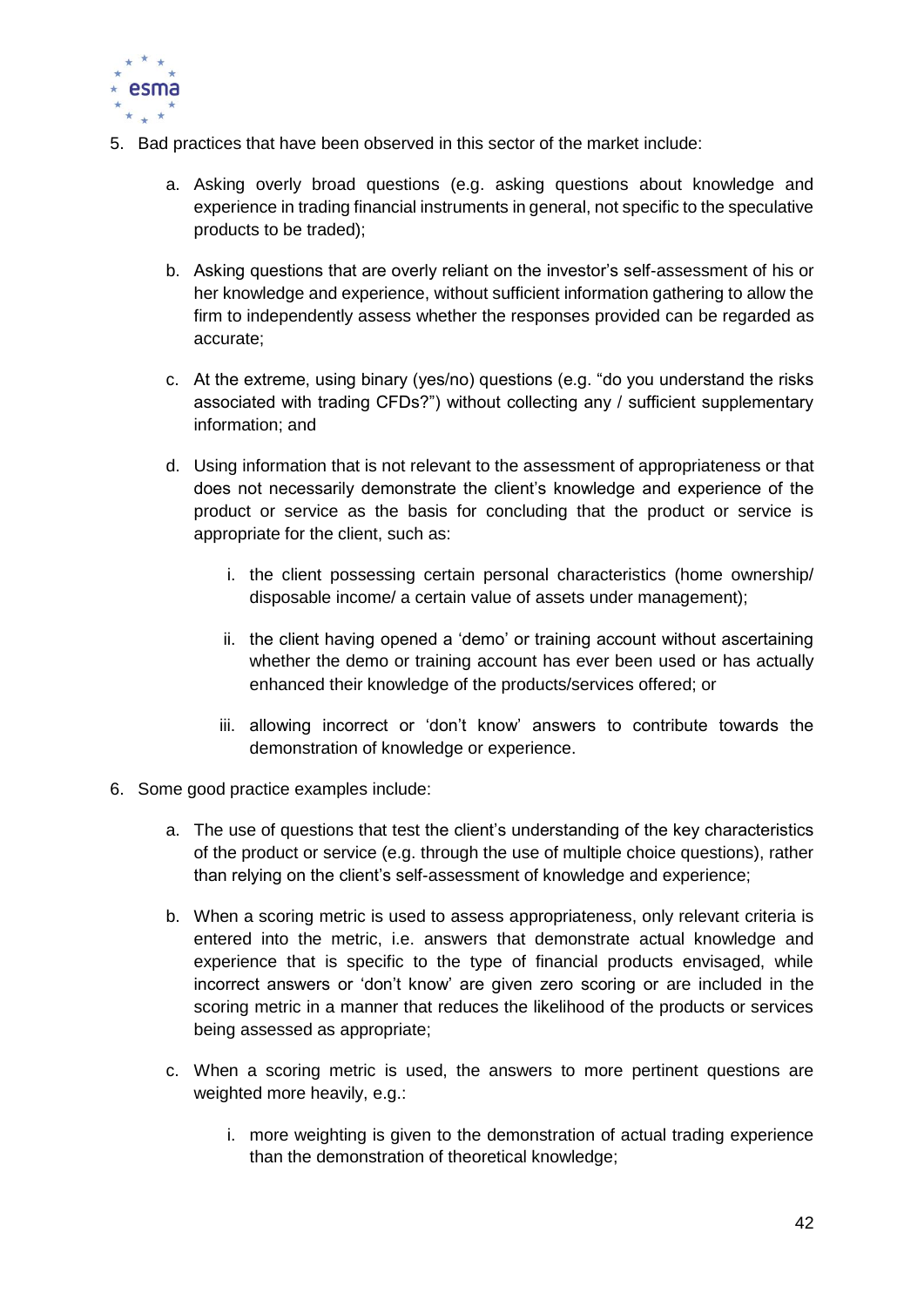5. Bad practices that have been observed in this sector of the market include:

   a. Asking overly broad questions (e.g. asking questions about knowledge and experience in trading financial instruments in general, not specific to the speculative products to be traded);

   b. Asking questions that are overly reliant on the investor's self-assessment of his or her knowledge and experience, without sufficient information gathering to allow the firm to independently assess whether the responses provided can be regarded as accurate;

   c. At the extreme, using binary (yes/no) questions (e.g. "do you understand the risks associated with trading CFDs?") without collecting any / sufficient supplementary information; and

   d. Using information that is not relevant to the assessment of appropriateness or that does not necessarily demonstrate the client's knowledge and experience of the product or service as the basis for concluding that the product or service is appropriate for the client, such as:

      i. the client possessing certain personal characteristics (home ownership/ disposable income/ a certain value of assets under management);

      ii. the client having opened a 'demo' or training account without ascertaining whether the demo or training account has ever been used or has actually enhanced their knowledge of the products/services offered; or

      iii. allowing incorrect or 'don't know' answers to contribute towards the demonstration of knowledge or experience.

6. Some good practice examples include:

   a. The use of questions that test the client's understanding of the key characteristics of the product or service (e.g. through the use of multiple choice questions), rather than relying on the client's self-assessment of knowledge and experience;

   b. When a scoring metric is used to assess appropriateness, only relevant criteria is entered into the metric, i.e. answers that demonstrate actual knowledge and experience that is specific to the type of financial products envisaged, while incorrect answers or 'don't know' are given zero scoring or are included in the scoring metric in a manner that reduces the likelihood of the products or services being assessed as appropriate;

   c. When a scoring metric is used, the answers to more pertinent questions are weighted more heavily, e.g.:

      i. more weighting is given to the demonstration of actual trading experience than the demonstration of theoretical knowledge;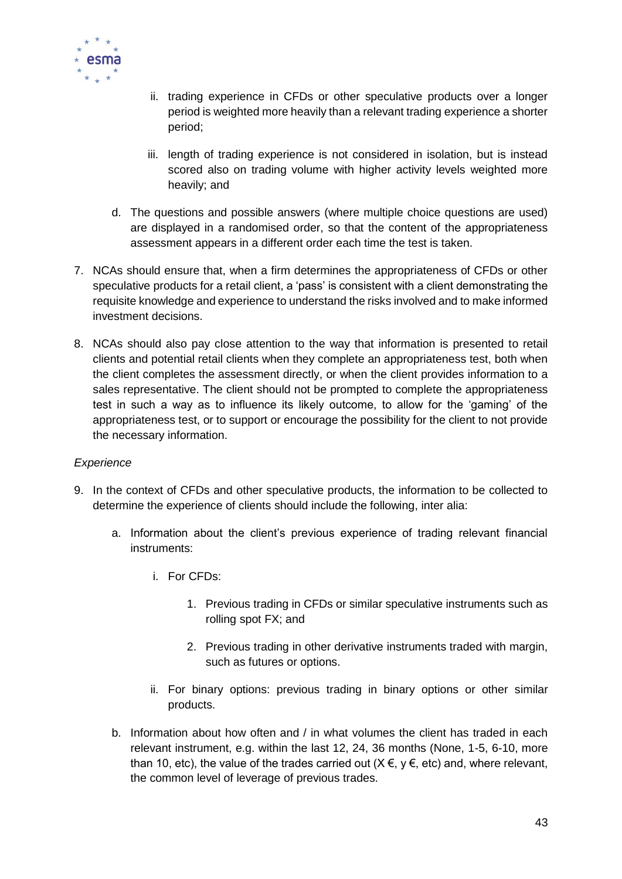ii. trading experience in CFDs or other speculative products over a longer period is weighted more heavily than a relevant trading experience a shorter period;

   iii. length of trading experience is not considered in isolation, but is instead scored also on trading volume with higher activity levels weighted more heavily; and

d. The questions and possible answers (where multiple choice questions are used) are displayed in a randomised order, so that the content of the appropriateness assessment appears in a different order each time the test is taken.

7. NCAs should ensure that, when a firm determines the appropriateness of CFDs or other speculative products for a retail client, a 'pass' is consistent with a client demonstrating the requisite knowledge and experience to understand the risks involved and to make informed investment decisions.

8. NCAs should also pay close attention to the way that information is presented to retail clients and potential retail clients when they complete an appropriateness test, both when the client completes the assessment directly, or when the client provides information to a sales representative. The client should not be prompted to complete the appropriateness test in such a way as to influence its likely outcome, to allow for the 'gaming' of the appropriateness test, or to support or encourage the possibility for the client to not provide the necessary information.

*Experience*

9. In the context of CFDs and other speculative products, the information to be collected to determine the experience of clients should include the following, inter alia:

   a. Information about the client's previous experience of trading relevant financial instruments:

      i. For CFDs:

         1. Previous trading in CFDs or similar speculative instruments such as rolling spot FX; and

         2. Previous trading in other derivative instruments traded with margin, such as futures or options.

      ii. For binary options: previous trading in binary options or other similar products.

   b. Information about how often and / in what volumes the client has traded in each relevant instrument, e.g. within the last 12, 24, 36 months (None, 1-5, 6-10, more than 10, etc), the value of the trades carried out (X €, y €, etc) and, where relevant, the common level of leverage of previous trades.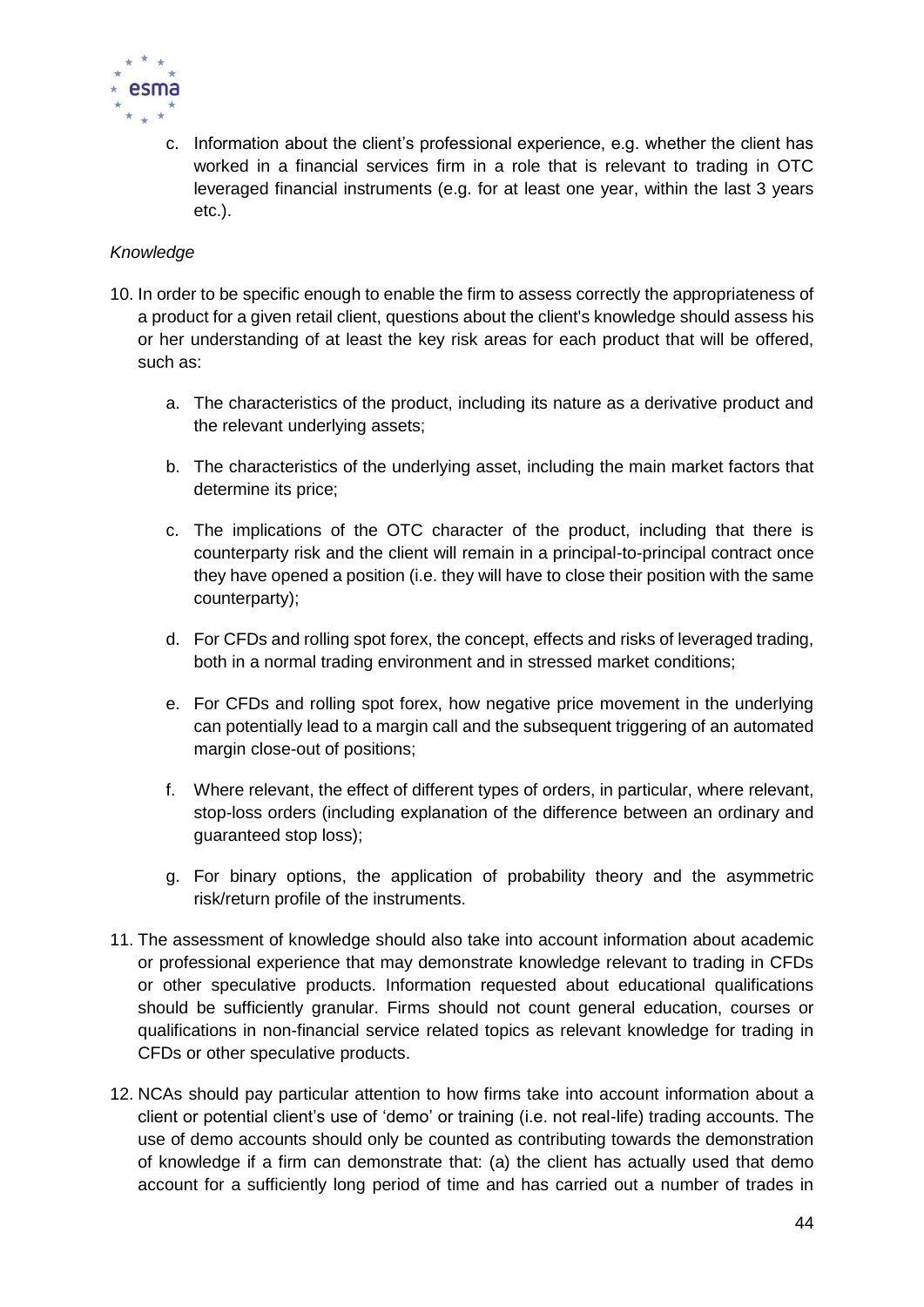c. Information about the client's professional experience, e.g. whether the client has worked in a financial services firm in a role that is relevant to trading in OTC leveraged financial instruments (e.g. for at least one year, within the last 3 years etc.).

*Knowledge*

10. In order to be specific enough to enable the firm to assess correctly the appropriateness of a product for a given retail client, questions about the client's knowledge should assess his or her understanding of at least the key risk areas for each product that will be offered, such as:

    a. The characteristics of the product, including its nature as a derivative product and the relevant underlying assets;

    b. The characteristics of the underlying asset, including the main market factors that determine its price;

    c. The implications of the OTC character of the product, including that there is counterparty risk and the client will remain in a principal-to-principal contract once they have opened a position (i.e. they will have to close their position with the same counterparty);

    d. For CFDs and rolling spot forex, the concept, effects and risks of leveraged trading, both in a normal trading environment and in stressed market conditions;

    e. For CFDs and rolling spot forex, how negative price movement in the underlying can potentially lead to a margin call and the subsequent triggering of an automated margin close-out of positions;

    f. Where relevant, the effect of different types of orders, in particular, where relevant, stop-loss orders (including explanation of the difference between an ordinary and guaranteed stop loss);

    g. For binary options, the application of probability theory and the asymmetric risk/return profile of the instruments.

11. The assessment of knowledge should also take into account information about academic or professional experience that may demonstrate knowledge relevant to trading in CFDs or other speculative products. Information requested about educational qualifications should be sufficiently granular. Firms should not count general education, courses or qualifications in non-financial service related topics as relevant knowledge for trading in CFDs or other speculative products.

12. NCAs should pay particular attention to how firms take into account information about a client or potential client's use of 'demo' or training (i.e. not real-life) trading accounts. The use of demo accounts should only be counted as contributing towards the demonstration of knowledge if a firm can demonstrate that: (a) the client has actually used that demo account for a sufficiently long period of time and has carried out a number of trades in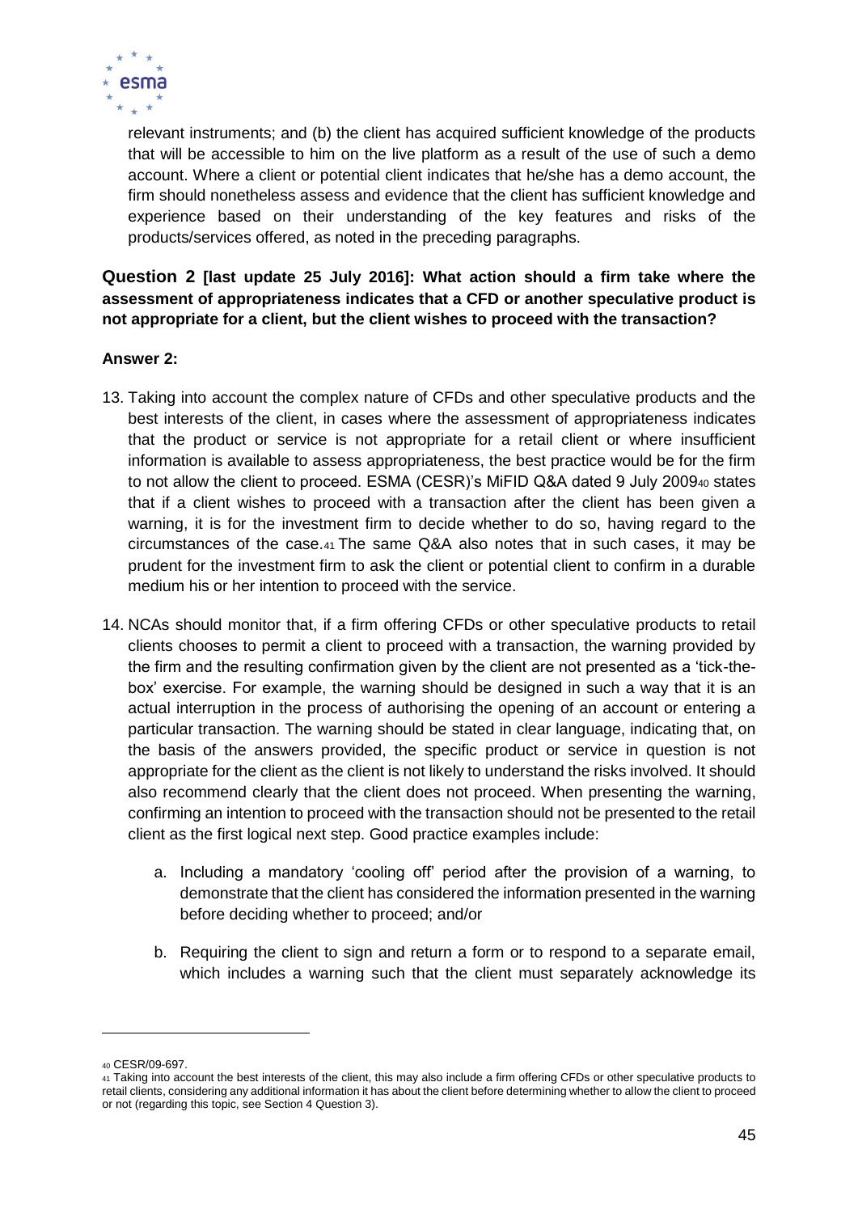relevant instruments; and (b) the client has acquired sufficient knowledge of the products that will be accessible to him on the live platform as a result of the use of such a demo account. Where a client or potential client indicates that he/she has a demo account, the firm should nonetheless assess and evidence that the client has sufficient knowledge and experience based on their understanding of the key features and risks of the products/services offered, as noted in the preceding paragraphs.

**Question 2 [last update 25 July 2016]: What action should a firm take where the assessment of appropriateness indicates that a CFD or another speculative product is not appropriate for a client, but the client wishes to proceed with the transaction?**

**Answer 2:**

13. Taking into account the complex nature of CFDs and other speculative products and the best interests of the client, in cases where the assessment of appropriateness indicates that the product or service is not appropriate for a retail client or where insufficient information is available to assess appropriateness, the best practice would be for the firm to not allow the client to proceed. ESMA (CESR)'s MiFID Q&A dated 9 July 2009[40] states that if a client wishes to proceed with a transaction after the client has been given a warning, it is for the investment firm to decide whether to do so, having regard to the circumstances of the case.[41] The same Q&A also notes that in such cases, it may be prudent for the investment firm to ask the client or potential client to confirm in a durable medium his or her intention to proceed with the service.

14. NCAs should monitor that, if a firm offering CFDs or other speculative products to retail clients chooses to permit a client to proceed with a transaction, the warning provided by the firm and the resulting confirmation given by the client are not presented as a 'tick-the-box' exercise. For example, the warning should be designed in such a way that it is an actual interruption in the process of authorising the opening of an account or entering a particular transaction. The warning should be stated in clear language, indicating that, on the basis of the answers provided, the specific product or service in question is not appropriate for the client as the client is not likely to understand the risks involved. It should also recommend clearly that the client does not proceed. When presenting the warning, confirming an intention to proceed with the transaction should not be presented to the retail client as the first logical next step. Good practice examples include:

    a. Including a mandatory 'cooling off' period after the provision of a warning, to demonstrate that the client has considered the information presented in the warning before deciding whether to proceed; and/or

    b. Requiring the client to sign and return a form or to respond to a separate email, which includes a warning such that the client must separately acknowledge its

---

[40] CESR/09-697.

[41] Taking into account the best interests of the client, this may also include a firm offering CFDs or other speculative products to retail clients, considering any additional information it has about the client before determining whether to allow the client to proceed or not (regarding this topic, see Section 4 Question 3).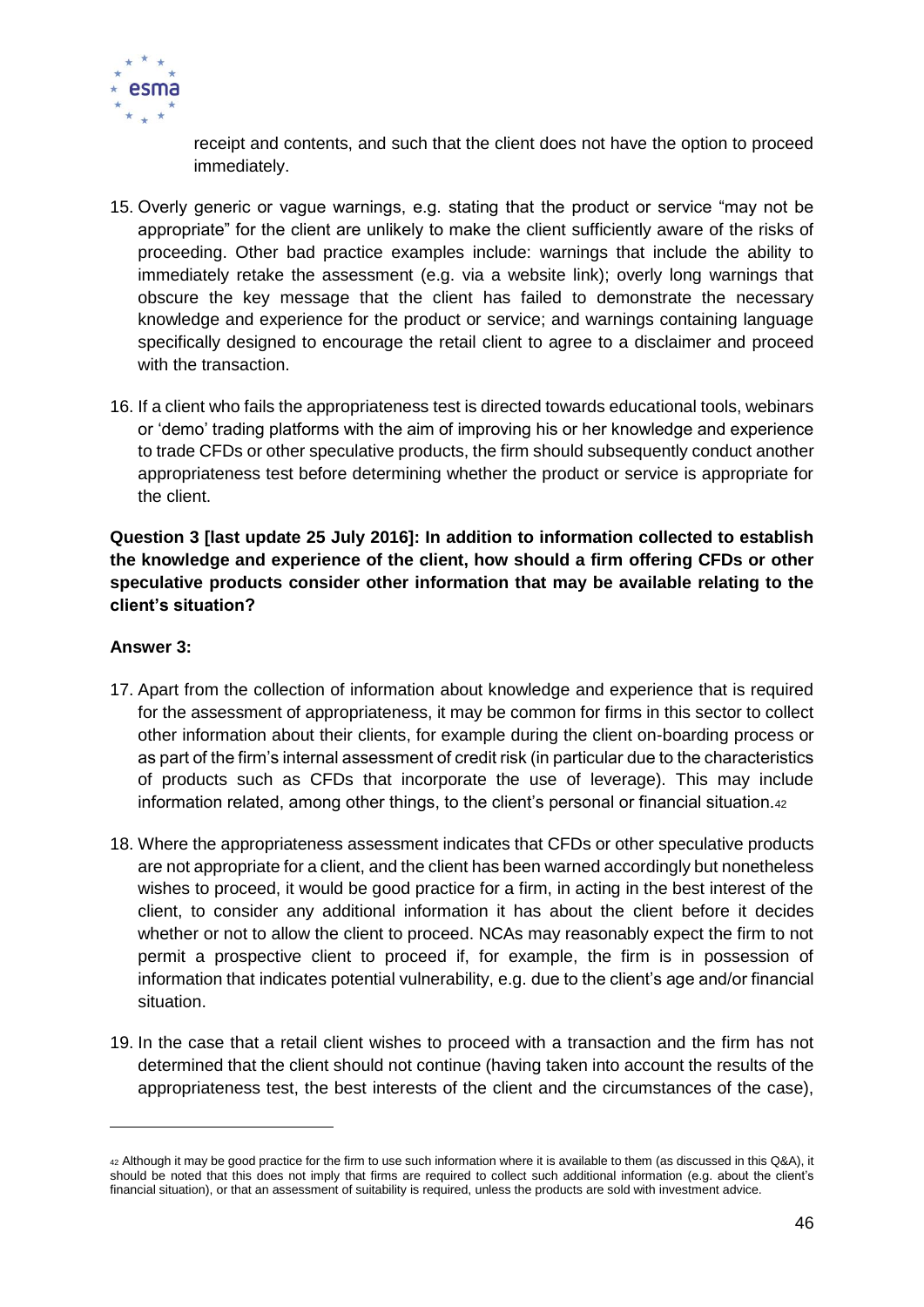receipt and contents, and such that the client does not have the option to proceed immediately.

15. Overly generic or vague warnings, e.g. stating that the product or service "may not be appropriate" for the client are unlikely to make the client sufficiently aware of the risks of proceeding. Other bad practice examples include: warnings that include the ability to immediately retake the assessment (e.g. via a website link); overly long warnings that obscure the key message that the client has failed to demonstrate the necessary knowledge and experience for the product or service; and warnings containing language specifically designed to encourage the retail client to agree to a disclaimer and proceed with the transaction.

16. If a client who fails the appropriateness test is directed towards educational tools, webinars or 'demo' trading platforms with the aim of improving his or her knowledge and experience to trade CFDs or other speculative products, the firm should subsequently conduct another appropriateness test before determining whether the product or service is appropriate for the client.

**Question 3 [last update 25 July 2016]: In addition to information collected to establish the knowledge and experience of the client, how should a firm offering CFDs or other speculative products consider other information that may be available relating to the client's situation?**

**Answer 3:**

17. Apart from the collection of information about knowledge and experience that is required for the assessment of appropriateness, it may be common for firms in this sector to collect other information about their clients, for example during the client on-boarding process or as part of the firm's internal assessment of credit risk (in particular due to the characteristics of products such as CFDs that incorporate the use of leverage). This may include information related, among other things, to the client's personal or financial situation.[42]

18. Where the appropriateness assessment indicates that CFDs or other speculative products are not appropriate for a client, and the client has been warned accordingly but nonetheless wishes to proceed, it would be good practice for a firm, in acting in the best interest of the client, to consider any additional information it has about the client before it decides whether or not to allow the client to proceed. NCAs may reasonably expect the firm to not permit a prospective client to proceed if, for example, the firm is in possession of information that indicates potential vulnerability, e.g. due to the client's age and/or financial situation.

19. In the case that a retail client wishes to proceed with a transaction and the firm has not determined that the client should not continue (having taken into account the results of the appropriateness test, the best interests of the client and the circumstances of the case),

---

[42] Although it may be good practice for the firm to use such information where it is available to them (as discussed in this Q&A), it should be noted that this does not imply that firms are required to collect such additional information (e.g. about the client's financial situation), or that an assessment of suitability is required, unless the products are sold with investment advice.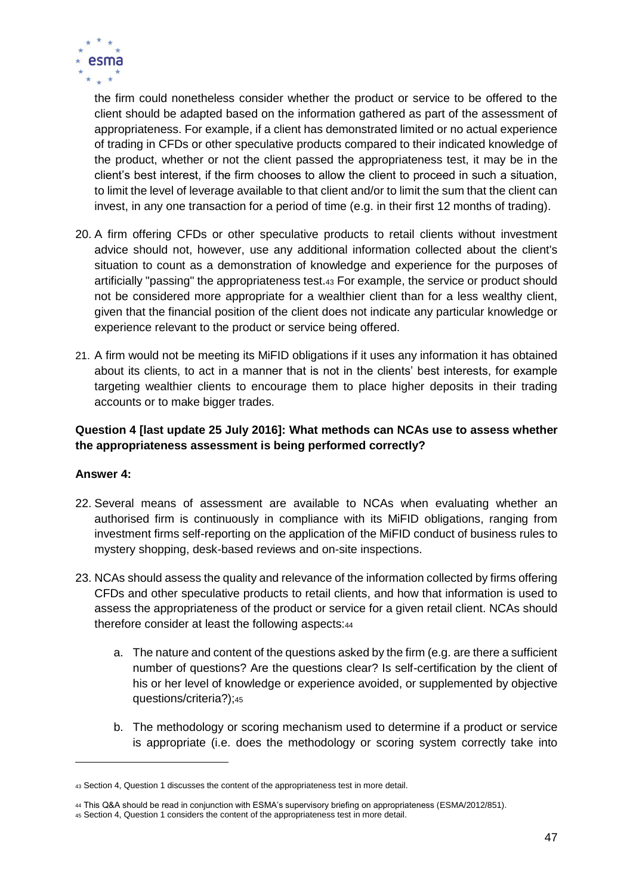the firm could nonetheless consider whether the product or service to be offered to the client should be adapted based on the information gathered as part of the assessment of appropriateness. For example, if a client has demonstrated limited or no actual experience of trading in CFDs or other speculative products compared to their indicated knowledge of the product, whether or not the client passed the appropriateness test, it may be in the client's best interest, if the firm chooses to allow the client to proceed in such a situation, to limit the level of leverage available to that client and/or to limit the sum that the client can invest, in any one transaction for a period of time (e.g. in their first 12 months of trading).

20. A firm offering CFDs or other speculative products to retail clients without investment advice should not, however, use any additional information collected about the client's situation to count as a demonstration of knowledge and experience for the purposes of artificially "passing" the appropriateness test.[43] For example, the service or product should not be considered more appropriate for a wealthier client than for a less wealthy client, given that the financial position of the client does not indicate any particular knowledge or experience relevant to the product or service being offered.

21. A firm would not be meeting its MiFID obligations if it uses any information it has obtained about its clients, to act in a manner that is not in the clients' best interests, for example targeting wealthier clients to encourage them to place higher deposits in their trading accounts or to make bigger trades.

**Question 4 [last update 25 July 2016]: What methods can NCAs use to assess whether the appropriateness assessment is being performed correctly?**

**Answer 4:**

22. Several means of assessment are available to NCAs when evaluating whether an authorised firm is continuously in compliance with its MiFID obligations, ranging from investment firms self-reporting on the application of the MiFID conduct of business rules to mystery shopping, desk-based reviews and on-site inspections.

23. NCAs should assess the quality and relevance of the information collected by firms offering CFDs and other speculative products to retail clients, and how that information is used to assess the appropriateness of the product or service for a given retail client. NCAs should therefore consider at least the following aspects:[44]

    a. The nature and content of the questions asked by the firm (e.g. are there a sufficient number of questions? Are the questions clear? Is self-certification by the client of his or her level of knowledge or experience avoided, or supplemented by objective questions/criteria?);[45]

    b. The methodology or scoring mechanism used to determine if a product or service is appropriate (i.e. does the methodology or scoring system correctly take into

[43] Section 4, Question 1 discusses the content of the appropriateness test in more detail.

[44] This Q&A should be read in conjunction with ESMA's supervisory briefing on appropriateness (ESMA/2012/851).

[45] Section 4, Question 1 considers the content of the appropriateness test in more detail.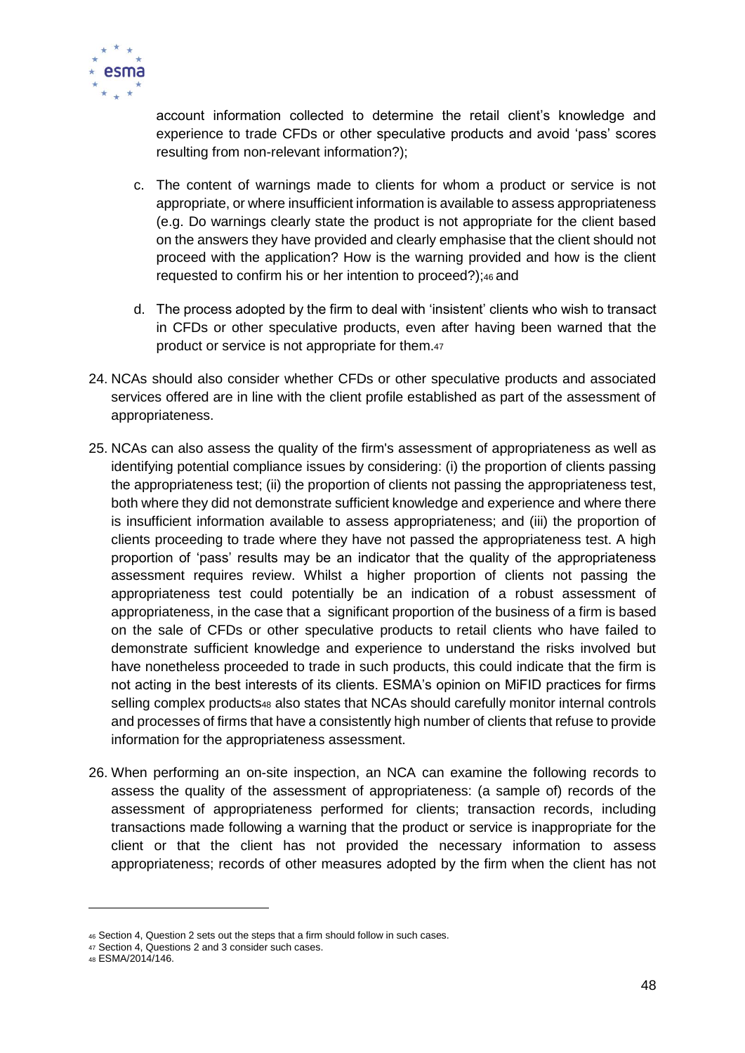account information collected to determine the retail client's knowledge and experience to trade CFDs or other speculative products and avoid 'pass' scores resulting from non-relevant information?);

c. The content of warnings made to clients for whom a product or service is not appropriate, or where insufficient information is available to assess appropriateness (e.g. Do warnings clearly state the product is not appropriate for the client based on the answers they have provided and clearly emphasise that the client should not proceed with the application? How is the warning provided and how is the client requested to confirm his or her intention to proceed?);[46] and

d. The process adopted by the firm to deal with 'insistent' clients who wish to transact in CFDs or other speculative products, even after having been warned that the product or service is not appropriate for them.[47]

24. NCAs should also consider whether CFDs or other speculative products and associated services offered are in line with the client profile established as part of the assessment of appropriateness.

25. NCAs can also assess the quality of the firm's assessment of appropriateness as well as identifying potential compliance issues by considering: (i) the proportion of clients passing the appropriateness test; (ii) the proportion of clients not passing the appropriateness test, both where they did not demonstrate sufficient knowledge and experience and where there is insufficient information available to assess appropriateness; and (iii) the proportion of clients proceeding to trade where they have not passed the appropriateness test. A high proportion of 'pass' results may be an indicator that the quality of the appropriateness assessment requires review. Whilst a higher proportion of clients not passing the appropriateness test could potentially be an indication of a robust assessment of appropriateness, in the case that a significant proportion of the business of a firm is based on the sale of CFDs or other speculative products to retail clients who have failed to demonstrate sufficient knowledge and experience to understand the risks involved but have nonetheless proceeded to trade in such products, this could indicate that the firm is not acting in the best interests of its clients. ESMA's opinion on MiFID practices for firms selling complex products[48] also states that NCAs should carefully monitor internal controls and processes of firms that have a consistently high number of clients that refuse to provide information for the appropriateness assessment.

26. When performing an on-site inspection, an NCA can examine the following records to assess the quality of the assessment of appropriateness: (a sample of) records of the assessment of appropriateness performed for clients; transaction records, including transactions made following a warning that the product or service is inappropriate for the client or that the client has not provided the necessary information to assess appropriateness; records of other measures adopted by the firm when the client has not

---

[46] Section 4, Question 2 sets out the steps that a firm should follow in such cases.

[47] Section 4, Questions 2 and 3 consider such cases.

[48] ESMA/2014/146.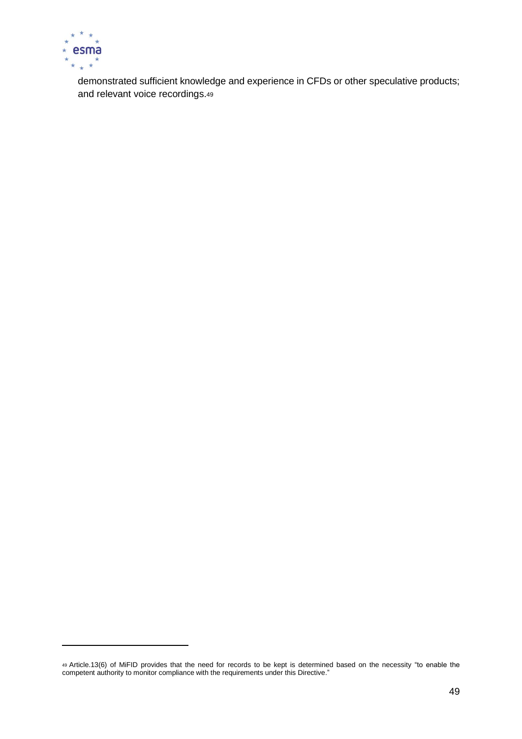demonstrated sufficient knowledge and experience in CFDs or other speculative products; and relevant voice recordings.[49]

[49] Article.13(6) of MiFID provides that the need for records to be kept is determined based on the necessity "to enable the competent authority to monitor compliance with the requirements under this Directive."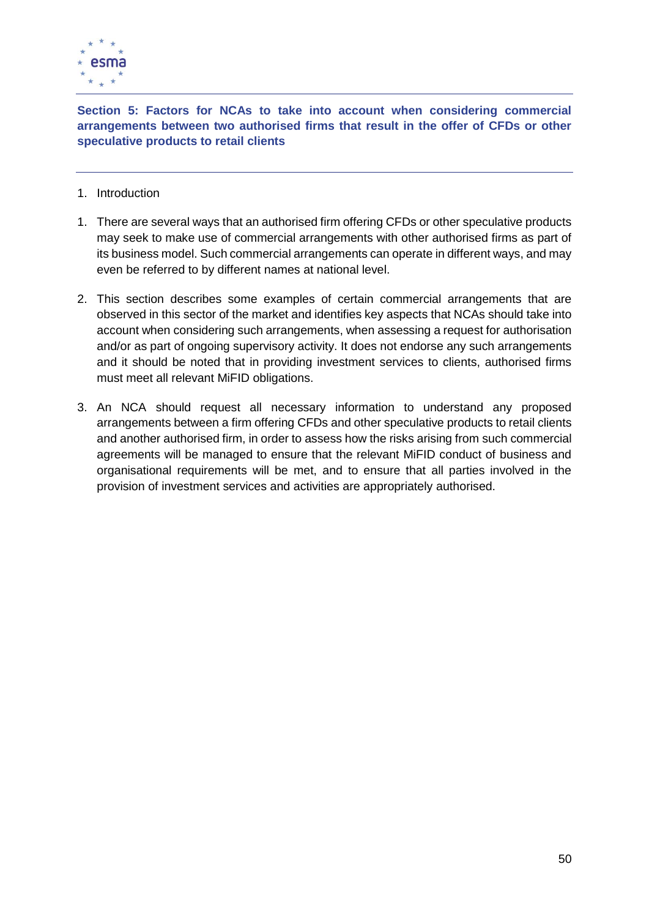## Section 5: Factors for NCAs to take into account when considering commercial arrangements between two authorised firms that result in the offer of CFDs or other speculative products to retail clients

1. Introduction

1. There are several ways that an authorised firm offering CFDs or other speculative products may seek to make use of commercial arrangements with other authorised firms as part of its business model. Such commercial arrangements can operate in different ways, and may even be referred to by different names at national level.

2. This section describes some examples of certain commercial arrangements that are observed in this sector of the market and identifies key aspects that NCAs should take into account when considering such arrangements, when assessing a request for authorisation and/or as part of ongoing supervisory activity. It does not endorse any such arrangements and it should be noted that in providing investment services to clients, authorised firms must meet all relevant MiFID obligations.

3. An NCA should request all necessary information to understand any proposed arrangements between a firm offering CFDs and other speculative products to retail clients and another authorised firm, in order to assess how the risks arising from such commercial agreements will be managed to ensure that the relevant MiFID conduct of business and organisational requirements will be met, and to ensure that all parties involved in the provision of investment services and activities are appropriately authorised.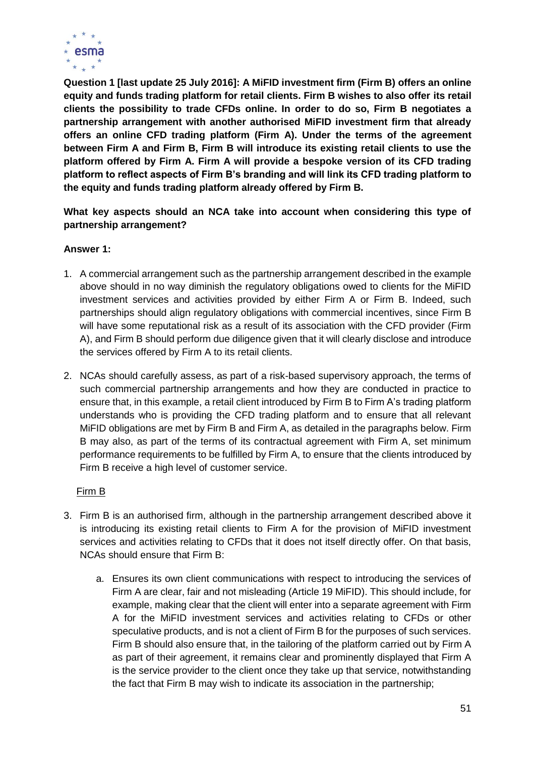**Question 1 [last update 25 July 2016]: A MiFID investment firm (Firm B) offers an online equity and funds trading platform for retail clients. Firm B wishes to also offer its retail clients the possibility to trade CFDs online. In order to do so, Firm B negotiates a partnership arrangement with another authorised MiFID investment firm that already offers an online CFD trading platform (Firm A). Under the terms of the agreement between Firm A and Firm B, Firm B will introduce its existing retail clients to use the platform offered by Firm A. Firm A will provide a bespoke version of its CFD trading platform to reflect aspects of Firm B's branding and will link its CFD trading platform to the equity and funds trading platform already offered by Firm B.**

**What key aspects should an NCA take into account when considering this type of partnership arrangement?**

**Answer 1:**

1. A commercial arrangement such as the partnership arrangement described in the example above should in no way diminish the regulatory obligations owed to clients for the MiFID investment services and activities provided by either Firm A or Firm B. Indeed, such partnerships should align regulatory obligations with commercial incentives, since Firm B will have some reputational risk as a result of its association with the CFD provider (Firm A), and Firm B should perform due diligence given that it will clearly disclose and introduce the services offered by Firm A to its retail clients.

2. NCAs should carefully assess, as part of a risk-based supervisory approach, the terms of such commercial partnership arrangements and how they are conducted in practice to ensure that, in this example, a retail client introduced by Firm B to Firm A's trading platform understands who is providing the CFD trading platform and to ensure that all relevant MiFID obligations are met by Firm B and Firm A, as detailed in the paragraphs below. Firm B may also, as part of the terms of its contractual agreement with Firm A, set minimum performance requirements to be fulfilled by Firm A, to ensure that the clients introduced by Firm B receive a high level of customer service.

<u>Firm B</u>

3. Firm B is an authorised firm, although in the partnership arrangement described above it is introducing its existing retail clients to Firm A for the provision of MiFID investment services and activities relating to CFDs that it does not itself directly offer. On that basis, NCAs should ensure that Firm B:

   a. Ensures its own client communications with respect to introducing the services of Firm A are clear, fair and not misleading (Article 19 MiFID). This should include, for example, making clear that the client will enter into a separate agreement with Firm A for the MiFID investment services and activities relating to CFDs or other speculative products, and is not a client of Firm B for the purposes of such services. Firm B should also ensure that, in the tailoring of the platform carried out by Firm A as part of their agreement, it remains clear and prominently displayed that Firm A is the service provider to the client once they take up that service, notwithstanding the fact that Firm B may wish to indicate its association in the partnership;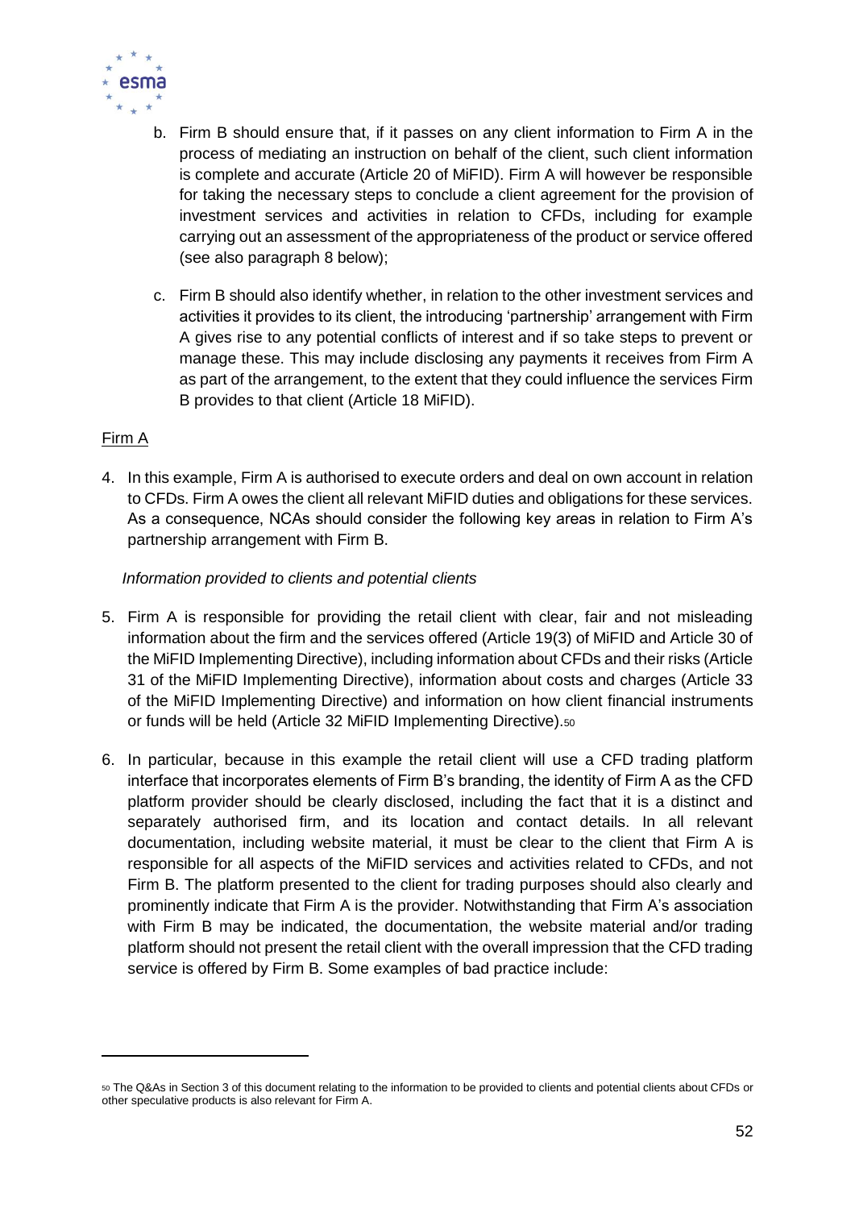b. Firm B should ensure that, if it passes on any client information to Firm A in the process of mediating an instruction on behalf of the client, such client information is complete and accurate (Article 20 of MiFID). Firm A will however be responsible for taking the necessary steps to conclude a client agreement for the provision of investment services and activities in relation to CFDs, including for example carrying out an assessment of the appropriateness of the product or service offered (see also paragraph 8 below);

c. Firm B should also identify whether, in relation to the other investment services and activities it provides to its client, the introducing 'partnership' arrangement with Firm A gives rise to any potential conflicts of interest and if so take steps to prevent or manage these. This may include disclosing any payments it receives from Firm A as part of the arrangement, to the extent that they could influence the services Firm B provides to that client (Article 18 MiFID).

<u>Firm A</u>

4. In this example, Firm A is authorised to execute orders and deal on own account in relation to CFDs. Firm A owes the client all relevant MiFID duties and obligations for these services. As a consequence, NCAs should consider the following key areas in relation to Firm A's partnership arrangement with Firm B.

*Information provided to clients and potential clients*

5. Firm A is responsible for providing the retail client with clear, fair and not misleading information about the firm and the services offered (Article 19(3) of MiFID and Article 30 of the MiFID Implementing Directive), including information about CFDs and their risks (Article 31 of the MiFID Implementing Directive), information about costs and charges (Article 33 of the MiFID Implementing Directive) and information on how client financial instruments or funds will be held (Article 32 MiFID Implementing Directive).[50]

6. In particular, because in this example the retail client will use a CFD trading platform interface that incorporates elements of Firm B's branding, the identity of Firm A as the CFD platform provider should be clearly disclosed, including the fact that it is a distinct and separately authorised firm, and its location and contact details. In all relevant documentation, including website material, it must be clear to the client that Firm A is responsible for all aspects of the MiFID services and activities related to CFDs, and not Firm B. The platform presented to the client for trading purposes should also clearly and prominently indicate that Firm A is the provider. Notwithstanding that Firm A's association with Firm B may be indicated, the documentation, the website material and/or trading platform should not present the retail client with the overall impression that the CFD trading service is offered by Firm B. Some examples of bad practice include:

---

[50] The Q&As in Section 3 of this document relating to the information to be provided to clients and potential clients about CFDs or other speculative products is also relevant for Firm A.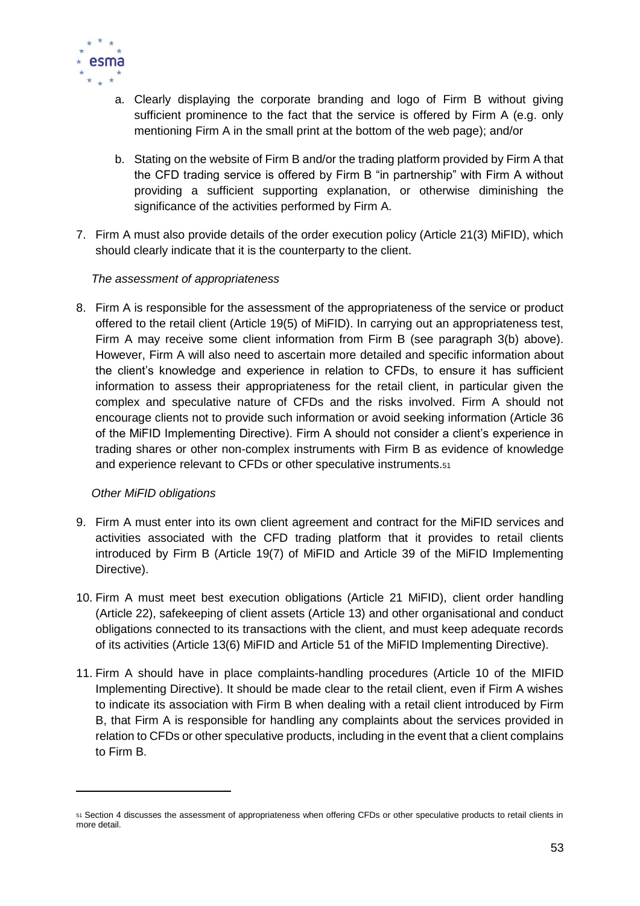a. Clearly displaying the corporate branding and logo of Firm B without giving sufficient prominence to the fact that the service is offered by Firm A (e.g. only mentioning Firm A in the small print at the bottom of the web page); and/or

b. Stating on the website of Firm B and/or the trading platform provided by Firm A that the CFD trading service is offered by Firm B "in partnership" with Firm A without providing a sufficient supporting explanation, or otherwise diminishing the significance of the activities performed by Firm A.

7. Firm A must also provide details of the order execution policy (Article 21(3) MiFID), which should clearly indicate that it is the counterparty to the client.

*The assessment of appropriateness*

8. Firm A is responsible for the assessment of the appropriateness of the service or product offered to the retail client (Article 19(5) of MiFID). In carrying out an appropriateness test, Firm A may receive some client information from Firm B (see paragraph 3(b) above). However, Firm A will also need to ascertain more detailed and specific information about the client's knowledge and experience in relation to CFDs, to ensure it has sufficient information to assess their appropriateness for the retail client, in particular given the complex and speculative nature of CFDs and the risks involved. Firm A should not encourage clients not to provide such information or avoid seeking information (Article 36 of the MiFID Implementing Directive). Firm A should not consider a client's experience in trading shares or other non-complex instruments with Firm B as evidence of knowledge and experience relevant to CFDs or other speculative instruments.[51]

*Other MiFID obligations*

9. Firm A must enter into its own client agreement and contract for the MiFID services and activities associated with the CFD trading platform that it provides to retail clients introduced by Firm B (Article 19(7) of MiFID and Article 39 of the MiFID Implementing Directive).

10. Firm A must meet best execution obligations (Article 21 MiFID), client order handling (Article 22), safekeeping of client assets (Article 13) and other organisational and conduct obligations connected to its transactions with the client, and must keep adequate records of its activities (Article 13(6) MiFID and Article 51 of the MiFID Implementing Directive).

11. Firm A should have in place complaints-handling procedures (Article 10 of the MIFID Implementing Directive). It should be made clear to the retail client, even if Firm A wishes to indicate its association with Firm B when dealing with a retail client introduced by Firm B, that Firm A is responsible for handling any complaints about the services provided in relation to CFDs or other speculative products, including in the event that a client complains to Firm B.

[51] Section 4 discusses the assessment of appropriateness when offering CFDs or other speculative products to retail clients in more detail.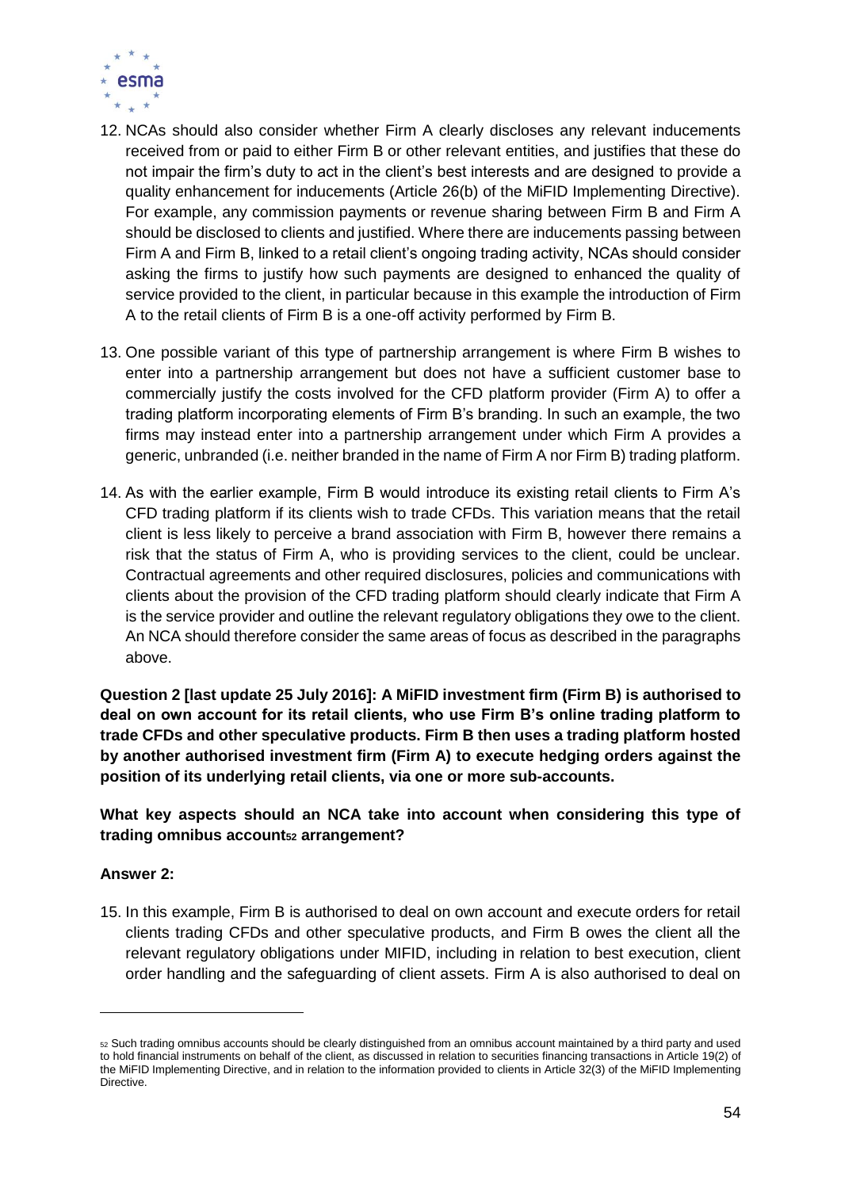12. NCAs should also consider whether Firm A clearly discloses any relevant inducements received from or paid to either Firm B or other relevant entities, and justifies that these do not impair the firm's duty to act in the client's best interests and are designed to provide a quality enhancement for inducements (Article 26(b) of the MiFID Implementing Directive). For example, any commission payments or revenue sharing between Firm B and Firm A should be disclosed to clients and justified. Where there are inducements passing between Firm A and Firm B, linked to a retail client's ongoing trading activity, NCAs should consider asking the firms to justify how such payments are designed to enhanced the quality of service provided to the client, in particular because in this example the introduction of Firm A to the retail clients of Firm B is a one-off activity performed by Firm B.

13. One possible variant of this type of partnership arrangement is where Firm B wishes to enter into a partnership arrangement but does not have a sufficient customer base to commercially justify the costs involved for the CFD platform provider (Firm A) to offer a trading platform incorporating elements of Firm B's branding. In such an example, the two firms may instead enter into a partnership arrangement under which Firm A provides a generic, unbranded (i.e. neither branded in the name of Firm A nor Firm B) trading platform.

14. As with the earlier example, Firm B would introduce its existing retail clients to Firm A's CFD trading platform if its clients wish to trade CFDs. This variation means that the retail client is less likely to perceive a brand association with Firm B, however there remains a risk that the status of Firm A, who is providing services to the client, could be unclear. Contractual agreements and other required disclosures, policies and communications with clients about the provision of the CFD trading platform should clearly indicate that Firm A is the service provider and outline the relevant regulatory obligations they owe to the client. An NCA should therefore consider the same areas of focus as described in the paragraphs above.

**Question 2 [last update 25 July 2016]: A MiFID investment firm (Firm B) is authorised to deal on own account for its retail clients, who use Firm B's online trading platform to trade CFDs and other speculative products. Firm B then uses a trading platform hosted by another authorised investment firm (Firm A) to execute hedging orders against the position of its underlying retail clients, via one or more sub-accounts.**

**What key aspects should an NCA take into account when considering this type of trading omnibus account[52] arrangement?**

**Answer 2:**

15. In this example, Firm B is authorised to deal on own account and execute orders for retail clients trading CFDs and other speculative products, and Firm B owes the client all the relevant regulatory obligations under MIFID, including in relation to best execution, client order handling and the safeguarding of client assets. Firm A is also authorised to deal on

[52] Such trading omnibus accounts should be clearly distinguished from an omnibus account maintained by a third party and used to hold financial instruments on behalf of the client, as discussed in relation to securities financing transactions in Article 19(2) of the MiFID Implementing Directive, and in relation to the information provided to clients in Article 32(3) of the MiFID Implementing Directive.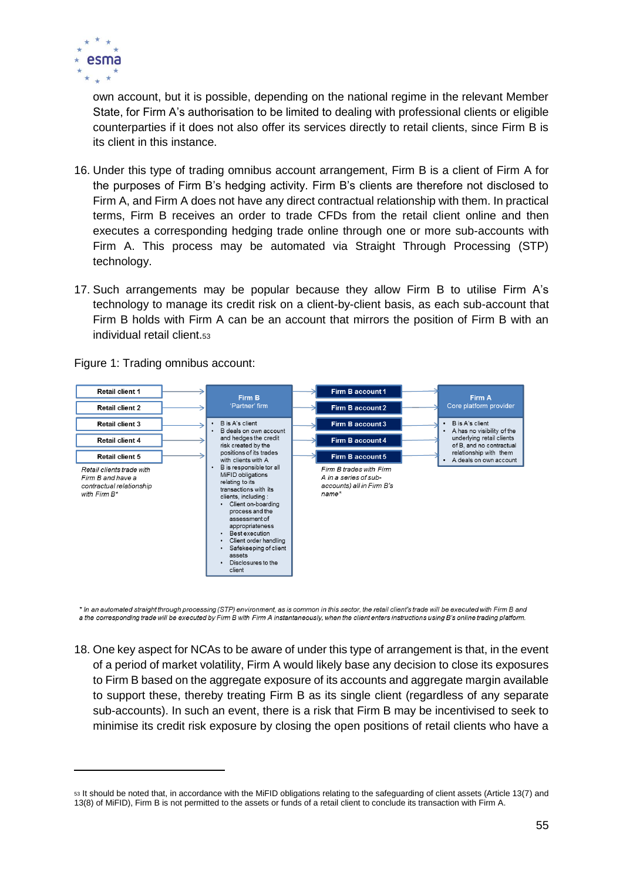own account, but it is possible, depending on the national regime in the relevant Member State, for Firm A's authorisation to be limited to dealing with professional clients or eligible counterparties if it does not also offer its services directly to retail clients, since Firm B is its client in this instance.

16. Under this type of trading omnibus account arrangement, Firm B is a client of Firm A for the purposes of Firm B's hedging activity. Firm B's clients are therefore not disclosed to Firm A, and Firm A does not have any direct contractual relationship with them. In practical terms, Firm B receives an order to trade CFDs from the retail client online and then executes a corresponding hedging trade online through one or more sub-accounts with Firm A. This process may be automated via Straight Through Processing (STP) technology.

17. Such arrangements may be popular because they allow Firm B to utilise Firm A's technology to manage its credit risk on a client-by-client basis, as each sub-account that Firm B holds with Firm A can be an account that mirrors the position of Firm B with an individual retail client.[53]

Figure 1: Trading omnibus account:

| Retail clients | Firm B 'Partner' firm | Firm B accounts | Firm A Core platform provider |
|---|---|---|---|
| Retail client 1 → | | Firm B account 1 → | |
| Retail client 2 → | | Firm B account 2 → | |
| Retail client 3 → | | Firm B account 3 → | |
| Retail client 4 → | | Firm B account 4 → | |
| Retail client 5 → | | Firm B account 5 → | |
| *Retail clients trade with Firm B and have a contractual relationship with Firm B** | • B is A's client<br>• B deals on own account and hedges the credit risk created by the positions of its trades with clients with A<br>• B is responsible for all MiFID obligations relating to its transactions with its clients, including :<br>  • Client on-boarding process and the assessment of appropriateness<br>  • Best execution<br>  • Client order handling<br>  • Safekeeping of client assets<br>  • Disclosures to the client | *Firm B trades with Firm A in a series of sub-accounts) all in Firm B's name** | • B is A's client<br>• A has no visibility of the underlying retail clients of B, and no contractual relationship with them<br>• A deals on own account |

*\* In an automated straight through processing (STP) environment, as is common in this sector, the retail client's trade will be executed with Firm B and a the corresponding trade will be executed by Firm B with Firm A instantaneously, when the client enters instructions using B's online trading platform.*

18. One key aspect for NCAs to be aware of under this type of arrangement is that, in the event of a period of market volatility, Firm A would likely base any decision to close its exposures to Firm B based on the aggregate exposure of its accounts and aggregate margin available to support these, thereby treating Firm B as its single client (regardless of any separate sub-accounts). In such an event, there is a risk that Firm B may be incentivised to seek to minimise its credit risk exposure by closing the open positions of retail clients who have a

---

[53] It should be noted that, in accordance with the MiFID obligations relating to the safeguarding of client assets (Article 13(7) and 13(8) of MiFID), Firm B is not permitted to the assets or funds of a retail client to conclude its transaction with Firm A.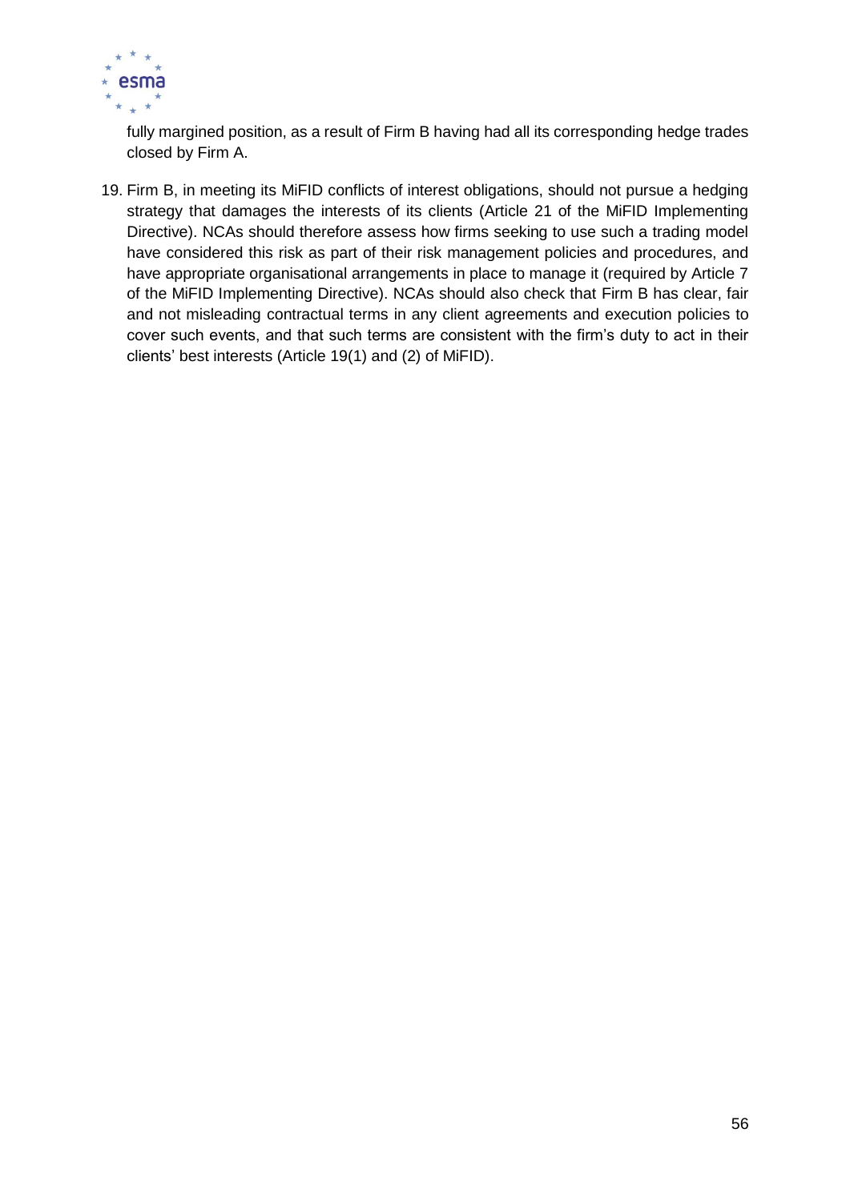fully margined position, as a result of Firm B having had all its corresponding hedge trades closed by Firm A.

19. Firm B, in meeting its MiFID conflicts of interest obligations, should not pursue a hedging strategy that damages the interests of its clients (Article 21 of the MiFID Implementing Directive). NCAs should therefore assess how firms seeking to use such a trading model have considered this risk as part of their risk management policies and procedures, and have appropriate organisational arrangements in place to manage it (required by Article 7 of the MiFID Implementing Directive). NCAs should also check that Firm B has clear, fair and not misleading contractual terms in any client agreements and execution policies to cover such events, and that such terms are consistent with the firm's duty to act in their clients' best interests (Article 19(1) and (2) of MiFID).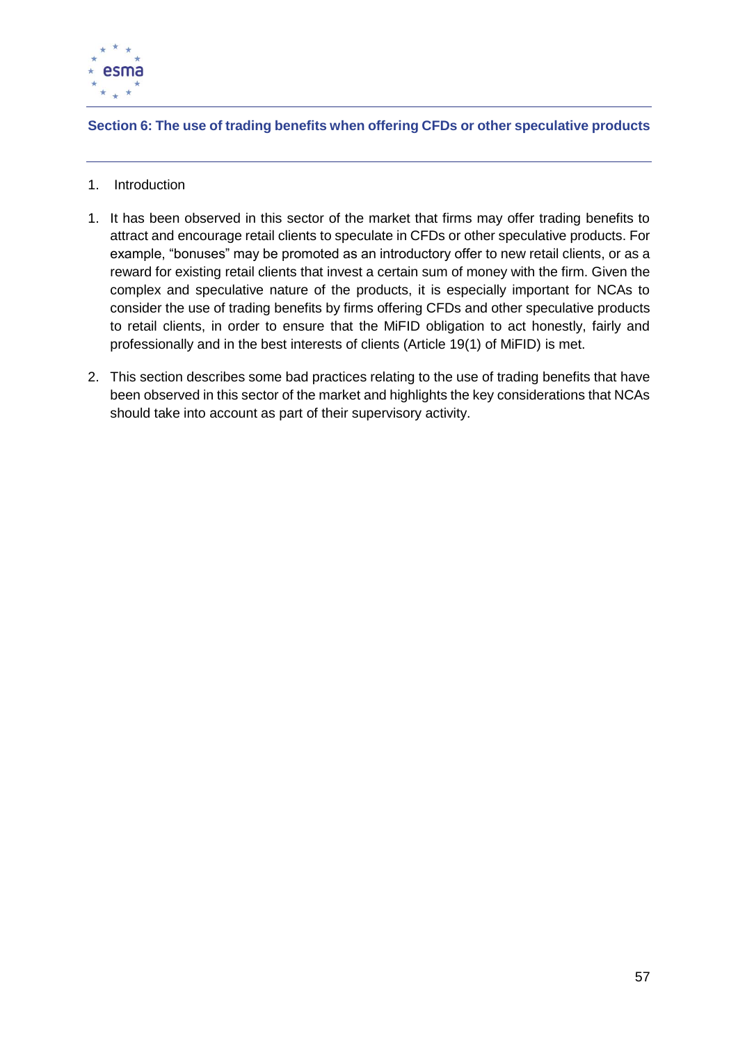## Section 6: The use of trading benefits when offering CFDs or other speculative products

1. Introduction

1. It has been observed in this sector of the market that firms may offer trading benefits to attract and encourage retail clients to speculate in CFDs or other speculative products. For example, "bonuses" may be promoted as an introductory offer to new retail clients, or as a reward for existing retail clients that invest a certain sum of money with the firm. Given the complex and speculative nature of the products, it is especially important for NCAs to consider the use of trading benefits by firms offering CFDs and other speculative products to retail clients, in order to ensure that the MiFID obligation to act honestly, fairly and professionally and in the best interests of clients (Article 19(1) of MiFID) is met.

2. This section describes some bad practices relating to the use of trading benefits that have been observed in this sector of the market and highlights the key considerations that NCAs should take into account as part of their supervisory activity.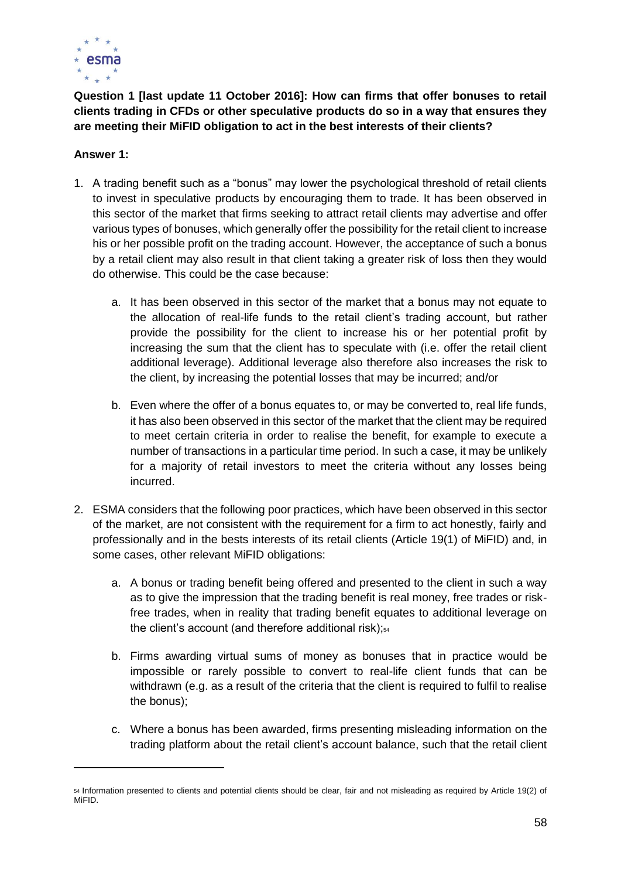**Question 1 [last update 11 October 2016]: How can firms that offer bonuses to retail clients trading in CFDs or other speculative products do so in a way that ensures they are meeting their MiFID obligation to act in the best interests of their clients?**

**Answer 1:**

1. A trading benefit such as a "bonus" may lower the psychological threshold of retail clients to invest in speculative products by encouraging them to trade. It has been observed in this sector of the market that firms seeking to attract retail clients may advertise and offer various types of bonuses, which generally offer the possibility for the retail client to increase his or her possible profit on the trading account. However, the acceptance of such a bonus by a retail client may also result in that client taking a greater risk of loss then they would do otherwise. This could be the case because:

    a. It has been observed in this sector of the market that a bonus may not equate to the allocation of real-life funds to the retail client's trading account, but rather provide the possibility for the client to increase his or her potential profit by increasing the sum that the client has to speculate with (i.e. offer the retail client additional leverage). Additional leverage also therefore also increases the risk to the client, by increasing the potential losses that may be incurred; and/or

    b. Even where the offer of a bonus equates to, or may be converted to, real life funds, it has also been observed in this sector of the market that the client may be required to meet certain criteria in order to realise the benefit, for example to execute a number of transactions in a particular time period. In such a case, it may be unlikely for a majority of retail investors to meet the criteria without any losses being incurred.

2. ESMA considers that the following poor practices, which have been observed in this sector of the market, are not consistent with the requirement for a firm to act honestly, fairly and professionally and in the bests interests of its retail clients (Article 19(1) of MiFID) and, in some cases, other relevant MiFID obligations:

    a. A bonus or trading benefit being offered and presented to the client in such a way as to give the impression that the trading benefit is real money, free trades or risk-free trades, when in reality that trading benefit equates to additional leverage on the client's account (and therefore additional risk);[54]

    b. Firms awarding virtual sums of money as bonuses that in practice would be impossible or rarely possible to convert to real-life client funds that can be withdrawn (e.g. as a result of the criteria that the client is required to fulfil to realise the bonus);

    c. Where a bonus has been awarded, firms presenting misleading information on the trading platform about the retail client's account balance, such that the retail client

---

[54] Information presented to clients and potential clients should be clear, fair and not misleading as required by Article 19(2) of MiFID.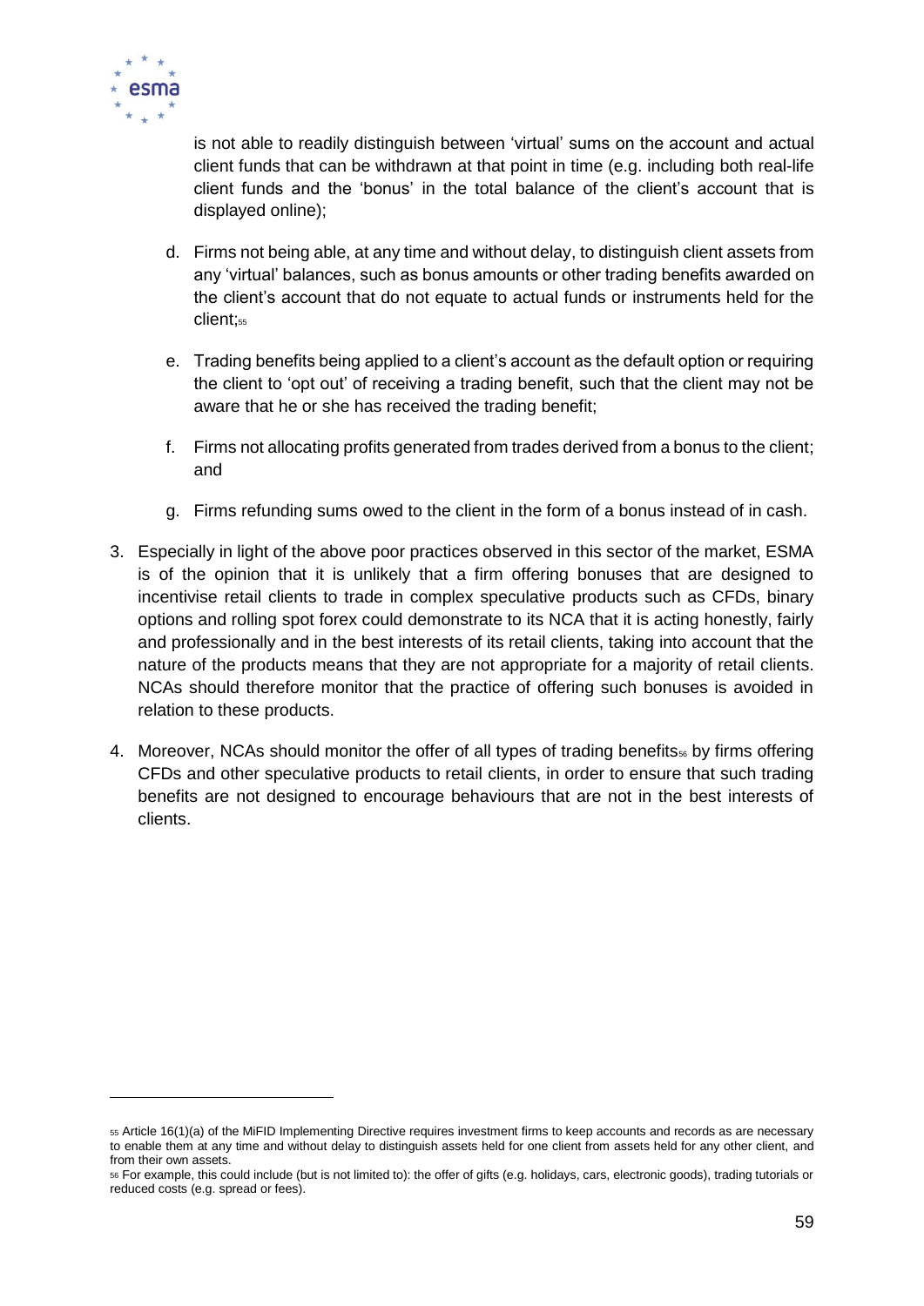is not able to readily distinguish between 'virtual' sums on the account and actual client funds that can be withdrawn at that point in time (e.g. including both real-life client funds and the 'bonus' in the total balance of the client's account that is displayed online);

d. Firms not being able, at any time and without delay, to distinguish client assets from any 'virtual' balances, such as bonus amounts or other trading benefits awarded on the client's account that do not equate to actual funds or instruments held for the client;[55]

e. Trading benefits being applied to a client's account as the default option or requiring the client to 'opt out' of receiving a trading benefit, such that the client may not be aware that he or she has received the trading benefit;

f. Firms not allocating profits generated from trades derived from a bonus to the client; and

g. Firms refunding sums owed to the client in the form of a bonus instead of in cash.

3. Especially in light of the above poor practices observed in this sector of the market, ESMA is of the opinion that it is unlikely that a firm offering bonuses that are designed to incentivise retail clients to trade in complex speculative products such as CFDs, binary options and rolling spot forex could demonstrate to its NCA that it is acting honestly, fairly and professionally and in the best interests of its retail clients, taking into account that the nature of the products means that they are not appropriate for a majority of retail clients. NCAs should therefore monitor that the practice of offering such bonuses is avoided in relation to these products.

4. Moreover, NCAs should monitor the offer of all types of trading benefits[56] by firms offering CFDs and other speculative products to retail clients, in order to ensure that such trading benefits are not designed to encourage behaviours that are not in the best interests of clients.

---

[55] Article 16(1)(a) of the MiFID Implementing Directive requires investment firms to keep accounts and records as are necessary to enable them at any time and without delay to distinguish assets held for one client from assets held for any other client, and from their own assets.

[56] For example, this could include (but is not limited to): the offer of gifts (e.g. holidays, cars, electronic goods), trading tutorials or reduced costs (e.g. spread or fees).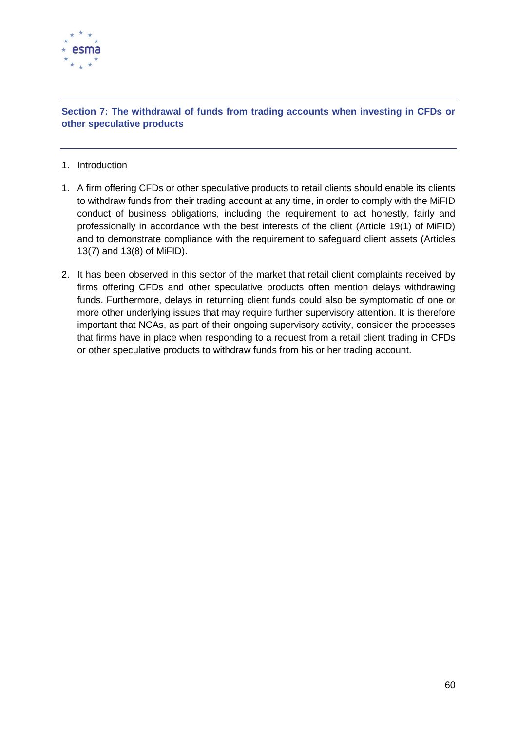## Section 7: The withdrawal of funds from trading accounts when investing in CFDs or other speculative products

1. Introduction

1. A firm offering CFDs or other speculative products to retail clients should enable its clients to withdraw funds from their trading account at any time, in order to comply with the MiFID conduct of business obligations, including the requirement to act honestly, fairly and professionally in accordance with the best interests of the client (Article 19(1) of MiFID) and to demonstrate compliance with the requirement to safeguard client assets (Articles 13(7) and 13(8) of MiFID).

2. It has been observed in this sector of the market that retail client complaints received by firms offering CFDs and other speculative products often mention delays withdrawing funds. Furthermore, delays in returning client funds could also be symptomatic of one or more other underlying issues that may require further supervisory attention. It is therefore important that NCAs, as part of their ongoing supervisory activity, consider the processes that firms have in place when responding to a request from a retail client trading in CFDs or other speculative products to withdraw funds from his or her trading account.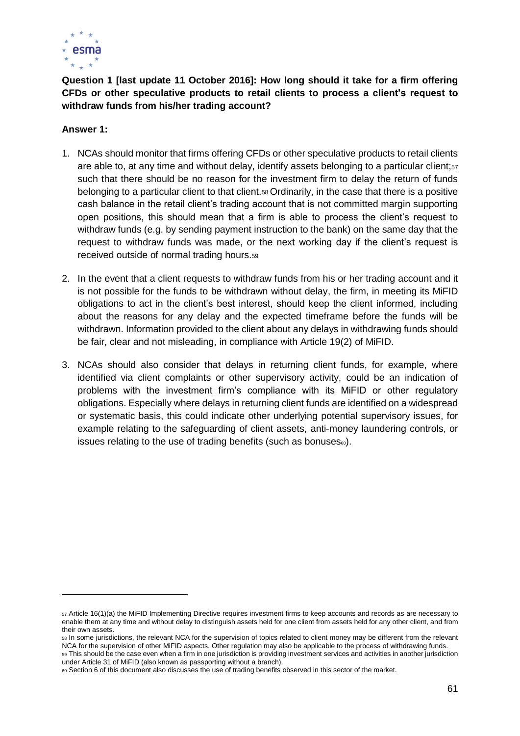**Question 1 [last update 11 October 2016]: How long should it take for a firm offering CFDs or other speculative products to retail clients to process a client's request to withdraw funds from his/her trading account?**

**Answer 1:**

1. NCAs should monitor that firms offering CFDs or other speculative products to retail clients are able to, at any time and without delay, identify assets belonging to a particular client;[57] such that there should be no reason for the investment firm to delay the return of funds belonging to a particular client to that client.[58] Ordinarily, in the case that there is a positive cash balance in the retail client's trading account that is not committed margin supporting open positions, this should mean that a firm is able to process the client's request to withdraw funds (e.g. by sending payment instruction to the bank) on the same day that the request to withdraw funds was made, or the next working day if the client's request is received outside of normal trading hours.[59]

2. In the event that a client requests to withdraw funds from his or her trading account and it is not possible for the funds to be withdrawn without delay, the firm, in meeting its MiFID obligations to act in the client's best interest, should keep the client informed, including about the reasons for any delay and the expected timeframe before the funds will be withdrawn. Information provided to the client about any delays in withdrawing funds should be fair, clear and not misleading, in compliance with Article 19(2) of MiFID.

3. NCAs should also consider that delays in returning client funds, for example, where identified via client complaints or other supervisory activity, could be an indication of problems with the investment firm's compliance with its MiFID or other regulatory obligations. Especially where delays in returning client funds are identified on a widespread or systematic basis, this could indicate other underlying potential supervisory issues, for example relating to the safeguarding of client assets, anti-money laundering controls, or issues relating to the use of trading benefits (such as bonuses[60]).

---

[57] Article 16(1)(a) the MiFID Implementing Directive requires investment firms to keep accounts and records as are necessary to enable them at any time and without delay to distinguish assets held for one client from assets held for any other client, and from their own assets.

[58] In some jurisdictions, the relevant NCA for the supervision of topics related to client money may be different from the relevant NCA for the supervision of other MiFID aspects. Other regulation may also be applicable to the process of withdrawing funds.

[59] This should be the case even when a firm in one jurisdiction is providing investment services and activities in another jurisdiction under Article 31 of MiFID (also known as passporting without a branch).

[60] Section 6 of this document also discusses the use of trading benefits observed in this sector of the market.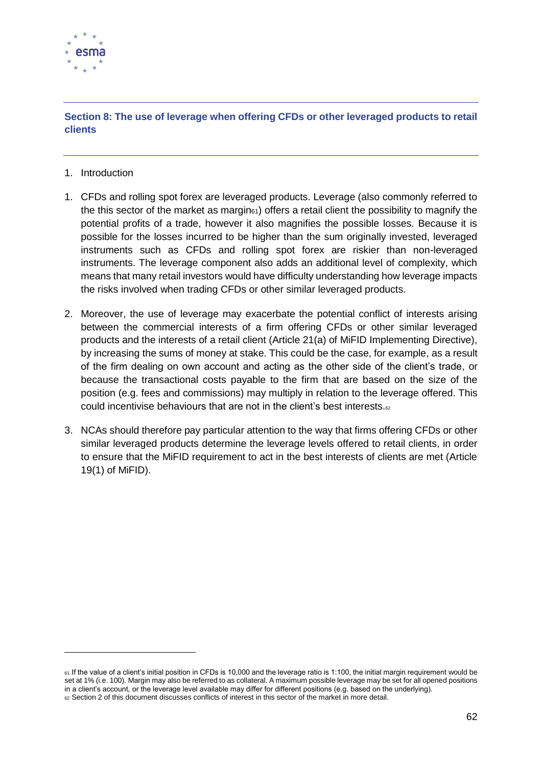## Section 8: The use of leverage when offering CFDs or other leveraged products to retail clients

1. Introduction

1. CFDs and rolling spot forex are leveraged products. Leverage (also commonly referred to the this sector of the market as margin[61]) offers a retail client the possibility to magnify the potential profits of a trade, however it also magnifies the possible losses. Because it is possible for the losses incurred to be higher than the sum originally invested, leveraged instruments such as CFDs and rolling spot forex are riskier than non-leveraged instruments. The leverage component also adds an additional level of complexity, which means that many retail investors would have difficulty understanding how leverage impacts the risks involved when trading CFDs or other similar leveraged products.

2. Moreover, the use of leverage may exacerbate the potential conflict of interests arising between the commercial interests of a firm offering CFDs or other similar leveraged products and the interests of a retail client (Article 21(a) of MiFID Implementing Directive), by increasing the sums of money at stake. This could be the case, for example, as a result of the firm dealing on own account and acting as the other side of the client's trade, or because the transactional costs payable to the firm that are based on the size of the position (e.g. fees and commissions) may multiply in relation to the leverage offered. This could incentivise behaviours that are not in the client's best interests.[62]

3. NCAs should therefore pay particular attention to the way that firms offering CFDs or other similar leveraged products determine the leverage levels offered to retail clients, in order to ensure that the MiFID requirement to act in the best interests of clients are met (Article 19(1) of MiFID).

---

[61] If the value of a client's initial position in CFDs is 10,000 and the leverage ratio is 1:100, the initial margin requirement would be set at 1% (i.e. 100). Margin may also be referred to as collateral. A maximum possible leverage may be set for all opened positions in a client's account, or the leverage level available may differ for different positions (e.g. based on the underlying).

[62] Section 2 of this document discusses conflicts of interest in this sector of the market in more detail.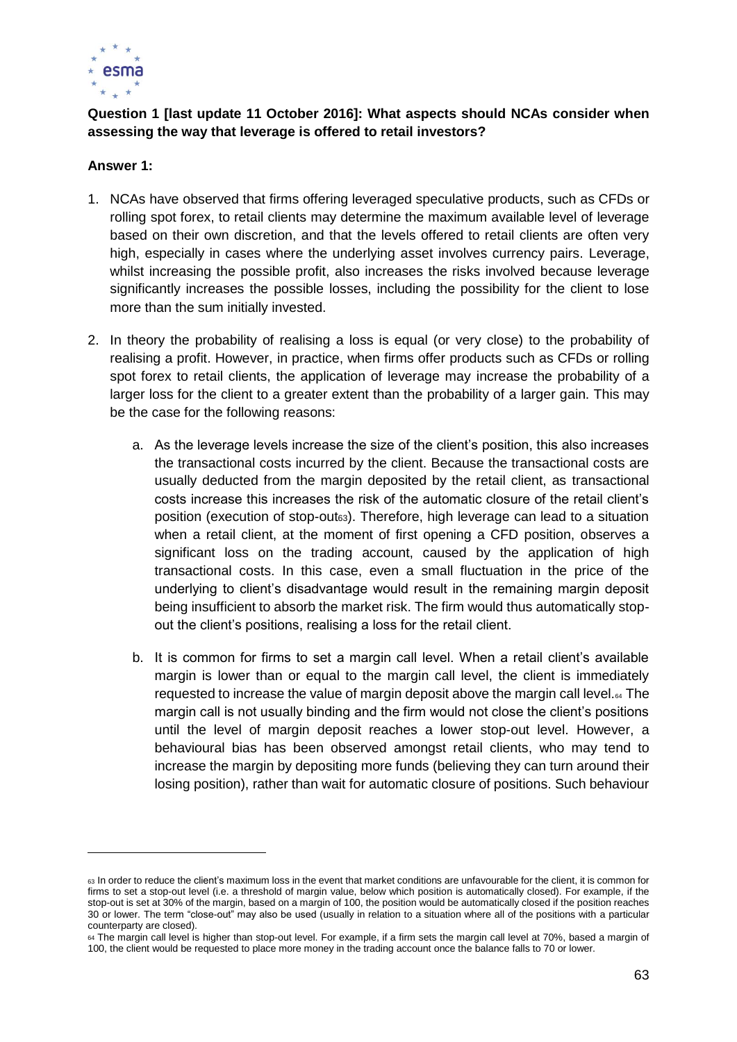**Question 1 [last update 11 October 2016]: What aspects should NCAs consider when assessing the way that leverage is offered to retail investors?**

**Answer 1:**

1. NCAs have observed that firms offering leveraged speculative products, such as CFDs or rolling spot forex, to retail clients may determine the maximum available level of leverage based on their own discretion, and that the levels offered to retail clients are often very high, especially in cases where the underlying asset involves currency pairs. Leverage, whilst increasing the possible profit, also increases the risks involved because leverage significantly increases the possible losses, including the possibility for the client to lose more than the sum initially invested.

2. In theory the probability of realising a loss is equal (or very close) to the probability of realising a profit. However, in practice, when firms offer products such as CFDs or rolling spot forex to retail clients, the application of leverage may increase the probability of a larger loss for the client to a greater extent than the probability of a larger gain. This may be the case for the following reasons:

   a. As the leverage levels increase the size of the client's position, this also increases the transactional costs incurred by the client. Because the transactional costs are usually deducted from the margin deposited by the retail client, as transactional costs increase this increases the risk of the automatic closure of the retail client's position (execution of stop-out[63]). Therefore, high leverage can lead to a situation when a retail client, at the moment of first opening a CFD position, observes a significant loss on the trading account, caused by the application of high transactional costs. In this case, even a small fluctuation in the price of the underlying to client's disadvantage would result in the remaining margin deposit being insufficient to absorb the market risk. The firm would thus automatically stop-out the client's positions, realising a loss for the retail client.

   b. It is common for firms to set a margin call level. When a retail client's available margin is lower than or equal to the margin call level, the client is immediately requested to increase the value of margin deposit above the margin call level.[64] The margin call is not usually binding and the firm would not close the client's positions until the level of margin deposit reaches a lower stop-out level. However, a behavioural bias has been observed amongst retail clients, who may tend to increase the margin by depositing more funds (believing they can turn around their losing position), rather than wait for automatic closure of positions. Such behaviour

---

[63] In order to reduce the client's maximum loss in the event that market conditions are unfavourable for the client, it is common for firms to set a stop-out level (i.e. a threshold of margin value, below which position is automatically closed). For example, if the stop-out is set at 30% of the margin, based on a margin of 100, the position would be automatically closed if the position reaches 30 or lower. The term "close-out" may also be used (usually in relation to a situation where all of the positions with a particular counterparty are closed).

[64] The margin call level is higher than stop-out level. For example, if a firm sets the margin call level at 70%, based a margin of 100, the client would be requested to place more money in the trading account once the balance falls to 70 or lower.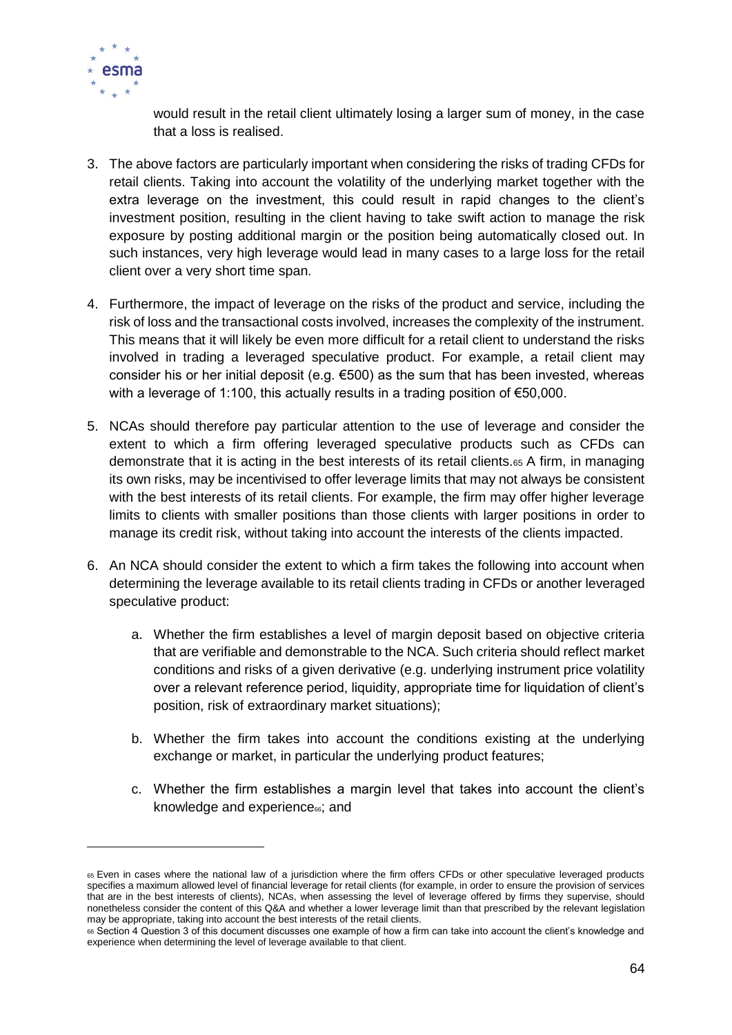would result in the retail client ultimately losing a larger sum of money, in the case that a loss is realised.

3. The above factors are particularly important when considering the risks of trading CFDs for retail clients. Taking into account the volatility of the underlying market together with the extra leverage on the investment, this could result in rapid changes to the client's investment position, resulting in the client having to take swift action to manage the risk exposure by posting additional margin or the position being automatically closed out. In such instances, very high leverage would lead in many cases to a large loss for the retail client over a very short time span.

4. Furthermore, the impact of leverage on the risks of the product and service, including the risk of loss and the transactional costs involved, increases the complexity of the instrument. This means that it will likely be even more difficult for a retail client to understand the risks involved in trading a leveraged speculative product. For example, a retail client may consider his or her initial deposit (e.g. €500) as the sum that has been invested, whereas with a leverage of 1:100, this actually results in a trading position of €50,000.

5. NCAs should therefore pay particular attention to the use of leverage and consider the extent to which a firm offering leveraged speculative products such as CFDs can demonstrate that it is acting in the best interests of its retail clients.[65] A firm, in managing its own risks, may be incentivised to offer leverage limits that may not always be consistent with the best interests of its retail clients. For example, the firm may offer higher leverage limits to clients with smaller positions than those clients with larger positions in order to manage its credit risk, without taking into account the interests of the clients impacted.

6. An NCA should consider the extent to which a firm takes the following into account when determining the leverage available to its retail clients trading in CFDs or another leveraged speculative product:

   a. Whether the firm establishes a level of margin deposit based on objective criteria that are verifiable and demonstrable to the NCA. Such criteria should reflect market conditions and risks of a given derivative (e.g. underlying instrument price volatility over a relevant reference period, liquidity, appropriate time for liquidation of client's position, risk of extraordinary market situations);

   b. Whether the firm takes into account the conditions existing at the underlying exchange or market, in particular the underlying product features;

   c. Whether the firm establishes a margin level that takes into account the client's knowledge and experience[66]; and

---

[65] Even in cases where the national law of a jurisdiction where the firm offers CFDs or other speculative leveraged products specifies a maximum allowed level of financial leverage for retail clients (for example, in order to ensure the provision of services that are in the best interests of clients), NCAs, when assessing the level of leverage offered by firms they supervise, should nonetheless consider the content of this Q&A and whether a lower leverage limit than that prescribed by the relevant legislation may be appropriate, taking into account the best interests of the retail clients.

[66] Section 4 Question 3 of this document discusses one example of how a firm can take into account the client's knowledge and experience when determining the level of leverage available to that client.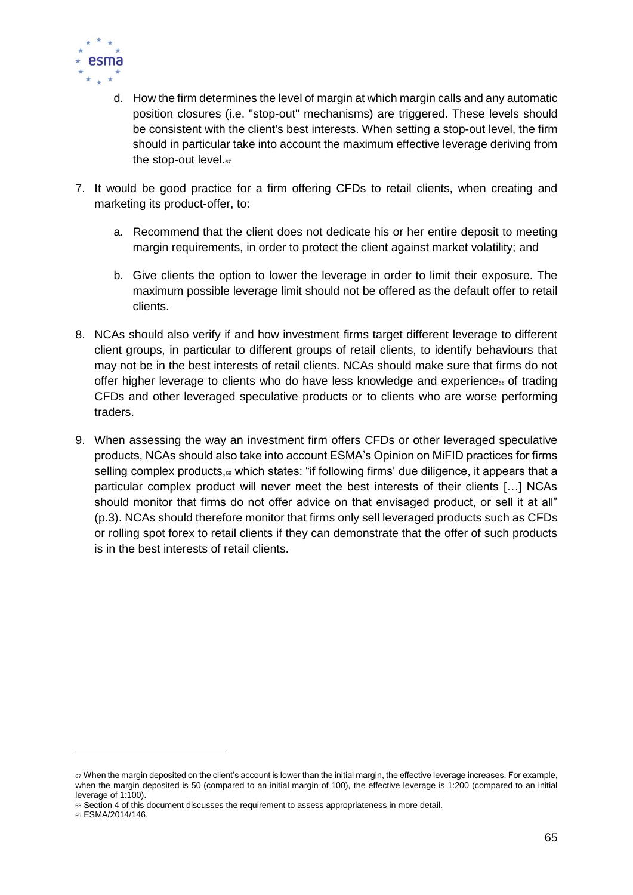d. How the firm determines the level of margin at which margin calls and any automatic position closures (i.e. "stop-out" mechanisms) are triggered. These levels should be consistent with the client's best interests. When setting a stop-out level, the firm should in particular take into account the maximum effective leverage deriving from the stop-out level.[67]

7. It would be good practice for a firm offering CFDs to retail clients, when creating and marketing its product-offer, to:

   a. Recommend that the client does not dedicate his or her entire deposit to meeting margin requirements, in order to protect the client against market volatility; and

   b. Give clients the option to lower the leverage in order to limit their exposure. The maximum possible leverage limit should not be offered as the default offer to retail clients.

8. NCAs should also verify if and how investment firms target different leverage to different client groups, in particular to different groups of retail clients, to identify behaviours that may not be in the best interests of retail clients. NCAs should make sure that firms do not offer higher leverage to clients who do have less knowledge and experience[68] of trading CFDs and other leveraged speculative products or to clients who are worse performing traders.

9. When assessing the way an investment firm offers CFDs or other leveraged speculative products, NCAs should also take into account ESMA's Opinion on MiFID practices for firms selling complex products,[69] which states: "if following firms' due diligence, it appears that a particular complex product will never meet the best interests of their clients […] NCAs should monitor that firms do not offer advice on that envisaged product, or sell it at all" (p.3). NCAs should therefore monitor that firms only sell leveraged products such as CFDs or rolling spot forex to retail clients if they can demonstrate that the offer of such products is in the best interests of retail clients.

---

[67] When the margin deposited on the client's account is lower than the initial margin, the effective leverage increases. For example, when the margin deposited is 50 (compared to an initial margin of 100), the effective leverage is 1:200 (compared to an initial leverage of 1:100).

[68] Section 4 of this document discusses the requirement to assess appropriateness in more detail.

[69] ESMA/2014/146.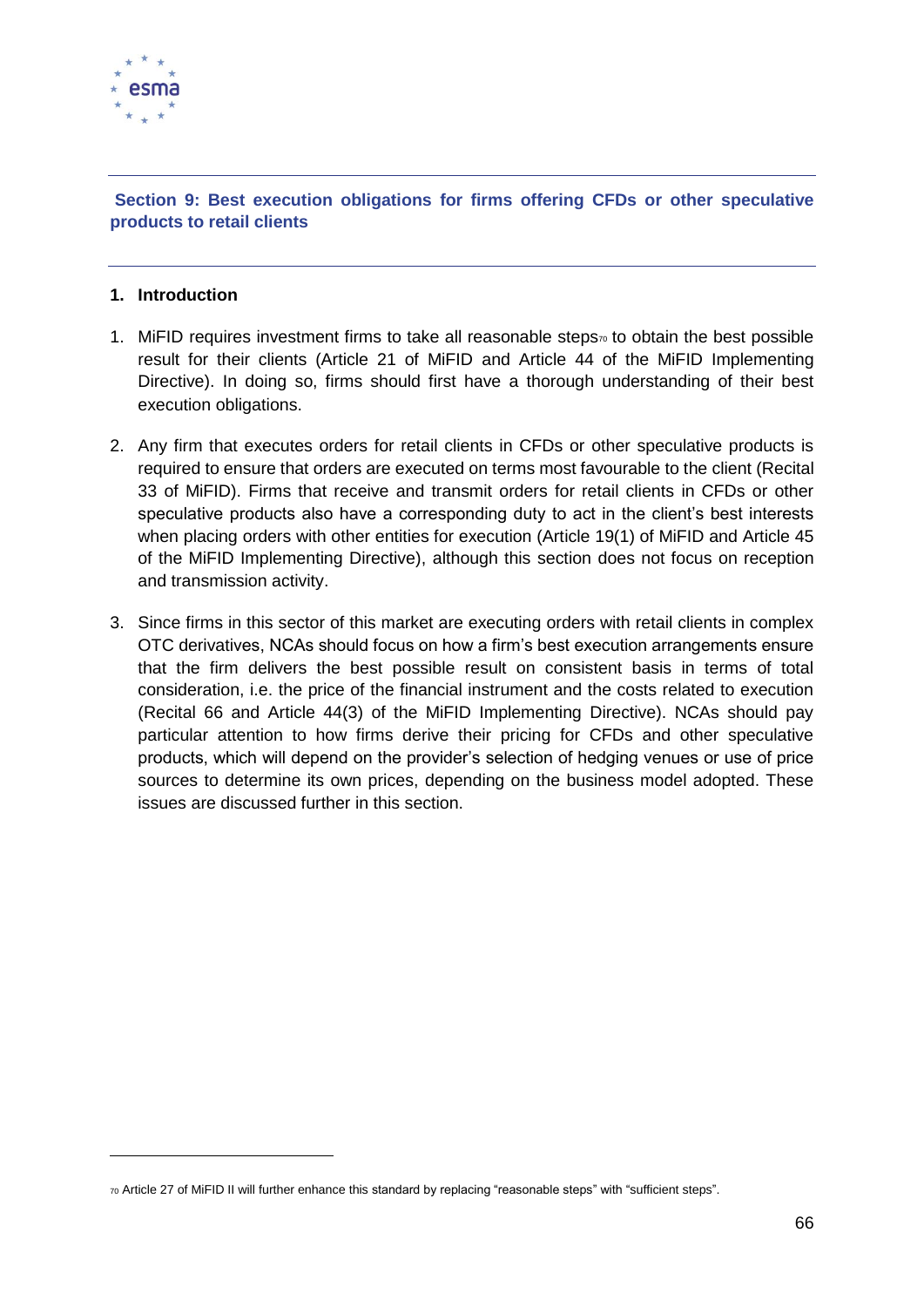## Section 9: Best execution obligations for firms offering CFDs or other speculative products to retail clients

### 1. Introduction

1. MiFID requires investment firms to take all reasonable steps[70] to obtain the best possible result for their clients (Article 21 of MiFID and Article 44 of the MiFID Implementing Directive). In doing so, firms should first have a thorough understanding of their best execution obligations.

2. Any firm that executes orders for retail clients in CFDs or other speculative products is required to ensure that orders are executed on terms most favourable to the client (Recital 33 of MiFID). Firms that receive and transmit orders for retail clients in CFDs or other speculative products also have a corresponding duty to act in the client's best interests when placing orders with other entities for execution (Article 19(1) of MiFID and Article 45 of the MiFID Implementing Directive), although this section does not focus on reception and transmission activity.

3. Since firms in this sector of this market are executing orders with retail clients in complex OTC derivatives, NCAs should focus on how a firm's best execution arrangements ensure that the firm delivers the best possible result on consistent basis in terms of total consideration, i.e. the price of the financial instrument and the costs related to execution (Recital 66 and Article 44(3) of the MiFID Implementing Directive). NCAs should pay particular attention to how firms derive their pricing for CFDs and other speculative products, which will depend on the provider's selection of hedging venues or use of price sources to determine its own prices, depending on the business model adopted. These issues are discussed further in this section.

---

[70] Article 27 of MiFID II will further enhance this standard by replacing "reasonable steps" with "sufficient steps".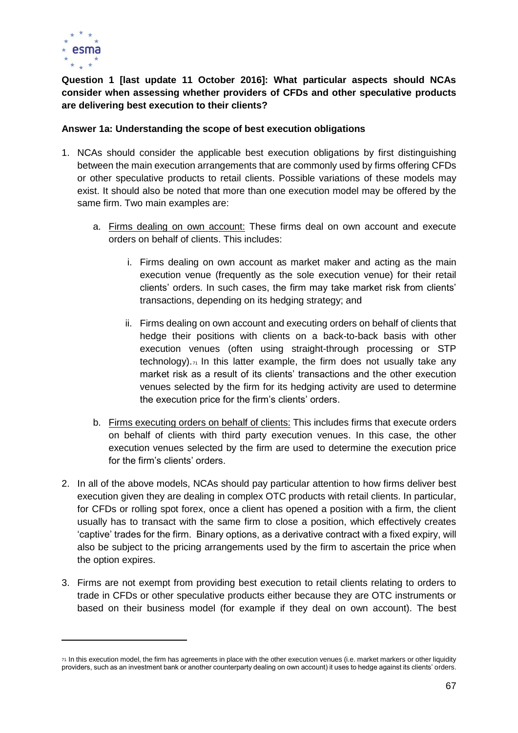**Question 1 [last update 11 October 2016]: What particular aspects should NCAs consider when assessing whether providers of CFDs and other speculative products are delivering best execution to their clients?**

**Answer 1a: Understanding the scope of best execution obligations**

1. NCAs should consider the applicable best execution obligations by first distinguishing between the main execution arrangements that are commonly used by firms offering CFDs or other speculative products to retail clients. Possible variations of these models may exist. It should also be noted that more than one execution model may be offered by the same firm. Two main examples are:

   a. Firms dealing on own account: These firms deal on own account and execute orders on behalf of clients. This includes:

      i. Firms dealing on own account as market maker and acting as the main execution venue (frequently as the sole execution venue) for their retail clients' orders. In such cases, the firm may take market risk from clients' transactions, depending on its hedging strategy; and

      ii. Firms dealing on own account and executing orders on behalf of clients that hedge their positions with clients on a back-to-back basis with other execution venues (often using straight-through processing or STP technology).[71] In this latter example, the firm does not usually take any market risk as a result of its clients' transactions and the other execution venues selected by the firm for its hedging activity are used to determine the execution price for the firm's clients' orders.

   b. Firms executing orders on behalf of clients: This includes firms that execute orders on behalf of clients with third party execution venues. In this case, the other execution venues selected by the firm are used to determine the execution price for the firm's clients' orders.

2. In all of the above models, NCAs should pay particular attention to how firms deliver best execution given they are dealing in complex OTC products with retail clients. In particular, for CFDs or rolling spot forex, once a client has opened a position with a firm, the client usually has to transact with the same firm to close a position, which effectively creates 'captive' trades for the firm. Binary options, as a derivative contract with a fixed expiry, will also be subject to the pricing arrangements used by the firm to ascertain the price when the option expires.

3. Firms are not exempt from providing best execution to retail clients relating to orders to trade in CFDs or other speculative products either because they are OTC instruments or based on their business model (for example if they deal on own account). The best

[71] In this execution model, the firm has agreements in place with the other execution venues (i.e. market markers or other liquidity providers, such as an investment bank or another counterparty dealing on own account) it uses to hedge against its clients' orders.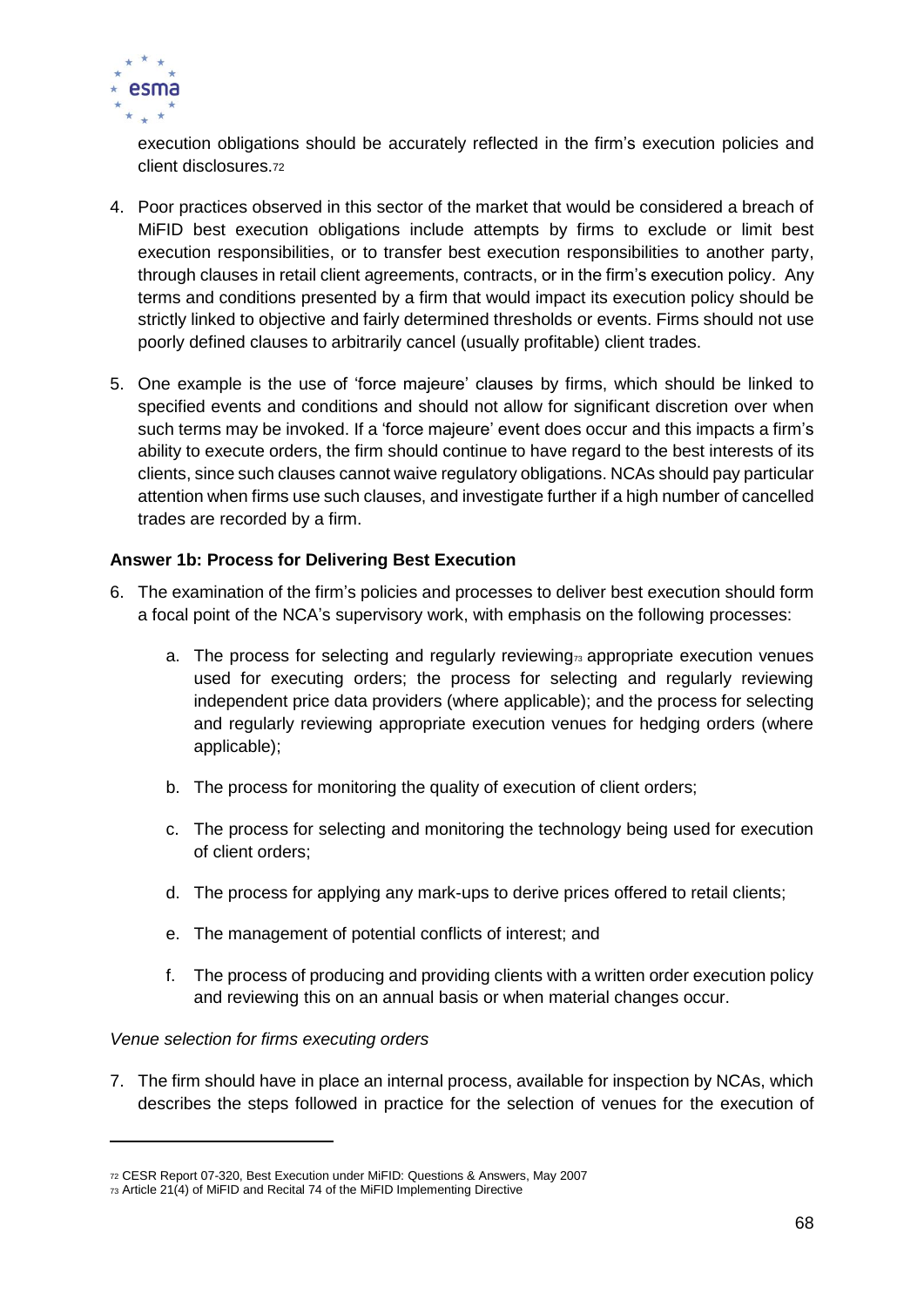execution obligations should be accurately reflected in the firm's execution policies and client disclosures.[72]

4. Poor practices observed in this sector of the market that would be considered a breach of MiFID best execution obligations include attempts by firms to exclude or limit best execution responsibilities, or to transfer best execution responsibilities to another party, through clauses in retail client agreements, contracts, or in the firm's execution policy. Any terms and conditions presented by a firm that would impact its execution policy should be strictly linked to objective and fairly determined thresholds or events. Firms should not use poorly defined clauses to arbitrarily cancel (usually profitable) client trades.

5. One example is the use of 'force majeure' clauses by firms, which should be linked to specified events and conditions and should not allow for significant discretion over when such terms may be invoked. If a 'force majeure' event does occur and this impacts a firm's ability to execute orders, the firm should continue to have regard to the best interests of its clients, since such clauses cannot waive regulatory obligations. NCAs should pay particular attention when firms use such clauses, and investigate further if a high number of cancelled trades are recorded by a firm.

**Answer 1b: Process for Delivering Best Execution**

6. The examination of the firm's policies and processes to deliver best execution should form a focal point of the NCA's supervisory work, with emphasis on the following processes:

   a. The process for selecting and regularly reviewing[73] appropriate execution venues used for executing orders; the process for selecting and regularly reviewing independent price data providers (where applicable); and the process for selecting and regularly reviewing appropriate execution venues for hedging orders (where applicable);

   b. The process for monitoring the quality of execution of client orders;

   c. The process for selecting and monitoring the technology being used for execution of client orders;

   d. The process for applying any mark-ups to derive prices offered to retail clients;

   e. The management of potential conflicts of interest; and

   f. The process of producing and providing clients with a written order execution policy and reviewing this on an annual basis or when material changes occur.

*Venue selection for firms executing orders*

7. The firm should have in place an internal process, available for inspection by NCAs, which describes the steps followed in practice for the selection of venues for the execution of

---

[72] CESR Report 07-320, Best Execution under MiFID: Questions & Answers, May 2007

[73] Article 21(4) of MiFID and Recital 74 of the MiFID Implementing Directive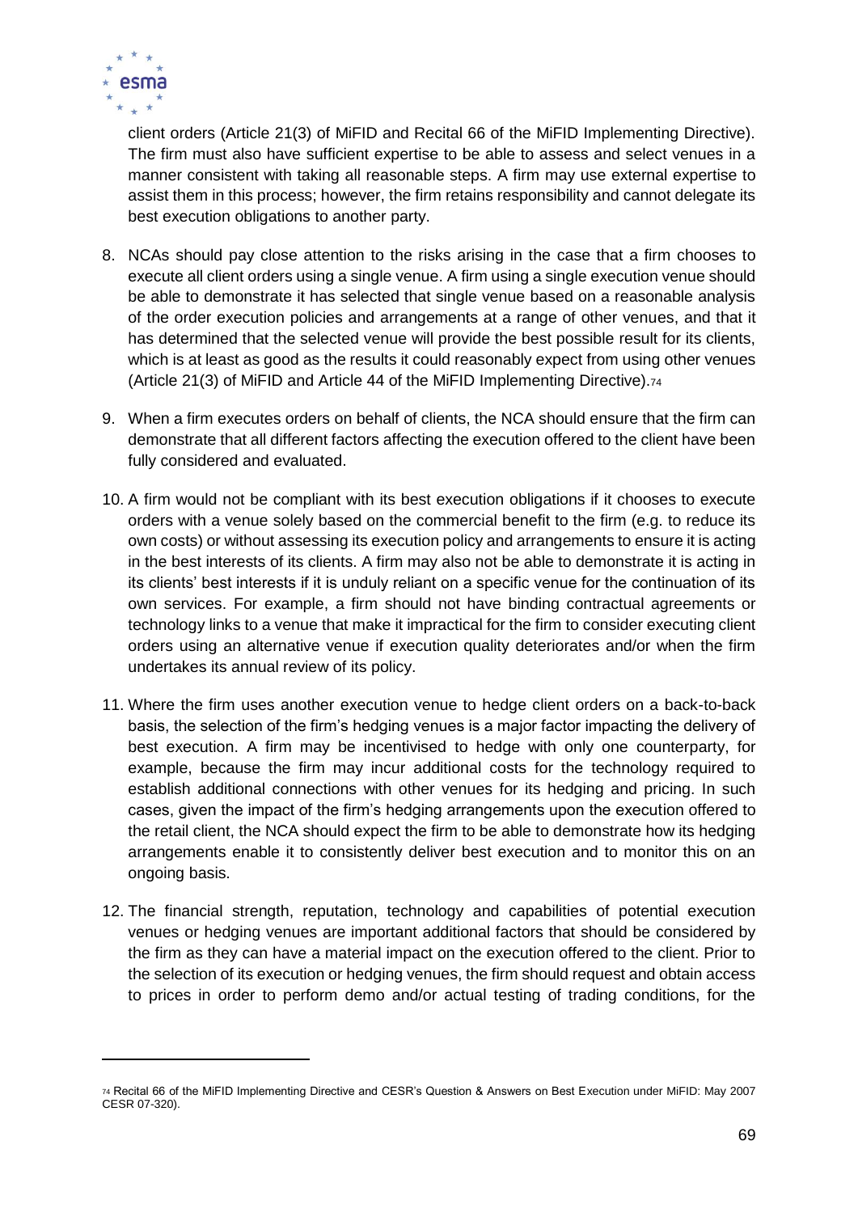client orders (Article 21(3) of MiFID and Recital 66 of the MiFID Implementing Directive). The firm must also have sufficient expertise to be able to assess and select venues in a manner consistent with taking all reasonable steps. A firm may use external expertise to assist them in this process; however, the firm retains responsibility and cannot delegate its best execution obligations to another party.

8. NCAs should pay close attention to the risks arising in the case that a firm chooses to execute all client orders using a single venue. A firm using a single execution venue should be able to demonstrate it has selected that single venue based on a reasonable analysis of the order execution policies and arrangements at a range of other venues, and that it has determined that the selected venue will provide the best possible result for its clients, which is at least as good as the results it could reasonably expect from using other venues (Article 21(3) of MiFID and Article 44 of the MiFID Implementing Directive).[74]

9. When a firm executes orders on behalf of clients, the NCA should ensure that the firm can demonstrate that all different factors affecting the execution offered to the client have been fully considered and evaluated.

10. A firm would not be compliant with its best execution obligations if it chooses to execute orders with a venue solely based on the commercial benefit to the firm (e.g. to reduce its own costs) or without assessing its execution policy and arrangements to ensure it is acting in the best interests of its clients. A firm may also not be able to demonstrate it is acting in its clients' best interests if it is unduly reliant on a specific venue for the continuation of its own services. For example, a firm should not have binding contractual agreements or technology links to a venue that make it impractical for the firm to consider executing client orders using an alternative venue if execution quality deteriorates and/or when the firm undertakes its annual review of its policy.

11. Where the firm uses another execution venue to hedge client orders on a back-to-back basis, the selection of the firm's hedging venues is a major factor impacting the delivery of best execution. A firm may be incentivised to hedge with only one counterparty, for example, because the firm may incur additional costs for the technology required to establish additional connections with other venues for its hedging and pricing. In such cases, given the impact of the firm's hedging arrangements upon the execution offered to the retail client, the NCA should expect the firm to be able to demonstrate how its hedging arrangements enable it to consistently deliver best execution and to monitor this on an ongoing basis.

12. The financial strength, reputation, technology and capabilities of potential execution venues or hedging venues are important additional factors that should be considered by the firm as they can have a material impact on the execution offered to the client. Prior to the selection of its execution or hedging venues, the firm should request and obtain access to prices in order to perform demo and/or actual testing of trading conditions, for the

---

[74] Recital 66 of the MiFID Implementing Directive and CESR's Question & Answers on Best Execution under MiFID: May 2007 CESR 07-320).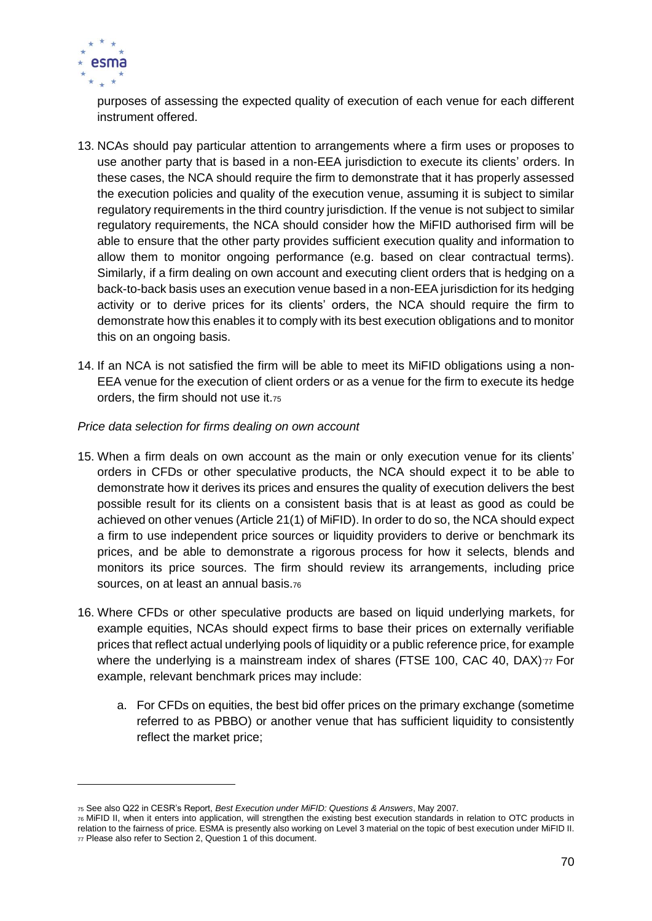purposes of assessing the expected quality of execution of each venue for each different instrument offered.

13. NCAs should pay particular attention to arrangements where a firm uses or proposes to use another party that is based in a non-EEA jurisdiction to execute its clients' orders. In these cases, the NCA should require the firm to demonstrate that it has properly assessed the execution policies and quality of the execution venue, assuming it is subject to similar regulatory requirements in the third country jurisdiction. If the venue is not subject to similar regulatory requirements, the NCA should consider how the MiFID authorised firm will be able to ensure that the other party provides sufficient execution quality and information to allow them to monitor ongoing performance (e.g. based on clear contractual terms). Similarly, if a firm dealing on own account and executing client orders that is hedging on a back-to-back basis uses an execution venue based in a non-EEA jurisdiction for its hedging activity or to derive prices for its clients' orders, the NCA should require the firm to demonstrate how this enables it to comply with its best execution obligations and to monitor this on an ongoing basis.

14. If an NCA is not satisfied the firm will be able to meet its MiFID obligations using a non-EEA venue for the execution of client orders or as a venue for the firm to execute its hedge orders, the firm should not use it.[75]

*Price data selection for firms dealing on own account*

15. When a firm deals on own account as the main or only execution venue for its clients' orders in CFDs or other speculative products, the NCA should expect it to be able to demonstrate how it derives its prices and ensures the quality of execution delivers the best possible result for its clients on a consistent basis that is at least as good as could be achieved on other venues (Article 21(1) of MiFID). In order to do so, the NCA should expect a firm to use independent price sources or liquidity providers to derive or benchmark its prices, and be able to demonstrate a rigorous process for how it selects, blends and monitors its price sources. The firm should review its arrangements, including price sources, on at least an annual basis.[76]

16. Where CFDs or other speculative products are based on liquid underlying markets, for example equities, NCAs should expect firms to base their prices on externally verifiable prices that reflect actual underlying pools of liquidity or a public reference price, for example where the underlying is a mainstream index of shares (FTSE 100, CAC 40, DAX).[77] For example, relevant benchmark prices may include:

    a. For CFDs on equities, the best bid offer prices on the primary exchange (sometime referred to as PBBO) or another venue that has sufficient liquidity to consistently reflect the market price;

---

[75] See also Q22 in CESR's Report, *Best Execution under MiFID: Questions & Answers*, May 2007.

[76] MiFID II, when it enters into application, will strengthen the existing best execution standards in relation to OTC products in relation to the fairness of price. ESMA is presently also working on Level 3 material on the topic of best execution under MiFID II.

[77] Please also refer to Section 2, Question 1 of this document.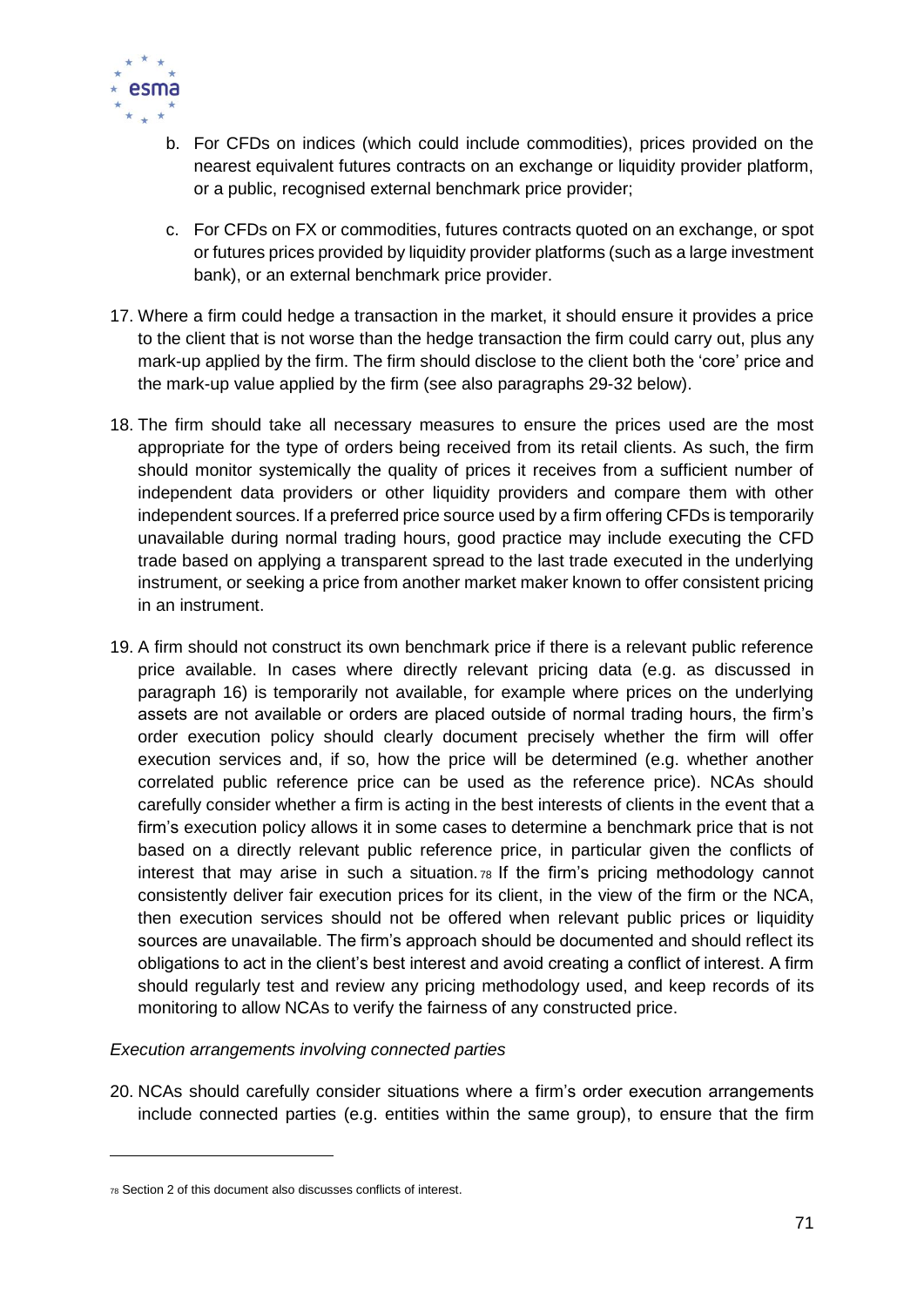b. For CFDs on indices (which could include commodities), prices provided on the nearest equivalent futures contracts on an exchange or liquidity provider platform, or a public, recognised external benchmark price provider;

c. For CFDs on FX or commodities, futures contracts quoted on an exchange, or spot or futures prices provided by liquidity provider platforms (such as a large investment bank), or an external benchmark price provider.

17. Where a firm could hedge a transaction in the market, it should ensure it provides a price to the client that is not worse than the hedge transaction the firm could carry out, plus any mark-up applied by the firm. The firm should disclose to the client both the 'core' price and the mark-up value applied by the firm (see also paragraphs 29-32 below).

18. The firm should take all necessary measures to ensure the prices used are the most appropriate for the type of orders being received from its retail clients. As such, the firm should monitor systemically the quality of prices it receives from a sufficient number of independent data providers or other liquidity providers and compare them with other independent sources. If a preferred price source used by a firm offering CFDs is temporarily unavailable during normal trading hours, good practice may include executing the CFD trade based on applying a transparent spread to the last trade executed in the underlying instrument, or seeking a price from another market maker known to offer consistent pricing in an instrument.

19. A firm should not construct its own benchmark price if there is a relevant public reference price available. In cases where directly relevant pricing data (e.g. as discussed in paragraph 16) is temporarily not available, for example where prices on the underlying assets are not available or orders are placed outside of normal trading hours, the firm's order execution policy should clearly document precisely whether the firm will offer execution services and, if so, how the price will be determined (e.g. whether another correlated public reference price can be used as the reference price). NCAs should carefully consider whether a firm is acting in the best interests of clients in the event that a firm's execution policy allows it in some cases to determine a benchmark price that is not based on a directly relevant public reference price, in particular given the conflicts of interest that may arise in such a situation.[78] If the firm's pricing methodology cannot consistently deliver fair execution prices for its client, in the view of the firm or the NCA, then execution services should not be offered when relevant public prices or liquidity sources are unavailable. The firm's approach should be documented and should reflect its obligations to act in the client's best interest and avoid creating a conflict of interest. A firm should regularly test and review any pricing methodology used, and keep records of its monitoring to allow NCAs to verify the fairness of any constructed price.

*Execution arrangements involving connected parties*

20. NCAs should carefully consider situations where a firm's order execution arrangements include connected parties (e.g. entities within the same group), to ensure that the firm

[78] Section 2 of this document also discusses conflicts of interest.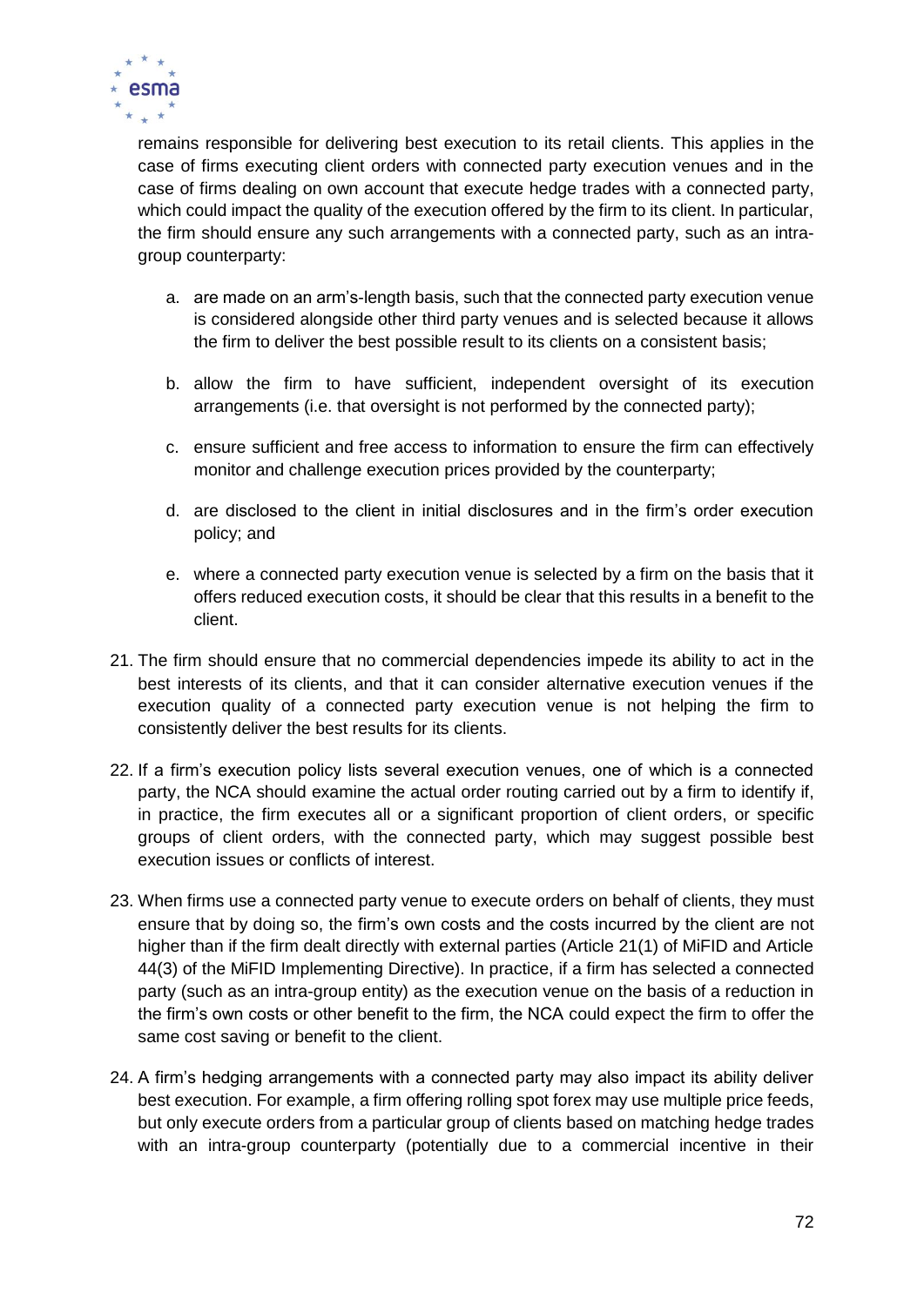remains responsible for delivering best execution to its retail clients. This applies in the case of firms executing client orders with connected party execution venues and in the case of firms dealing on own account that execute hedge trades with a connected party, which could impact the quality of the execution offered by the firm to its client. In particular, the firm should ensure any such arrangements with a connected party, such as an intra-group counterparty:

a. are made on an arm's-length basis, such that the connected party execution venue is considered alongside other third party venues and is selected because it allows the firm to deliver the best possible result to its clients on a consistent basis;

b. allow the firm to have sufficient, independent oversight of its execution arrangements (i.e. that oversight is not performed by the connected party);

c. ensure sufficient and free access to information to ensure the firm can effectively monitor and challenge execution prices provided by the counterparty;

d. are disclosed to the client in initial disclosures and in the firm's order execution policy; and

e. where a connected party execution venue is selected by a firm on the basis that it offers reduced execution costs, it should be clear that this results in a benefit to the client.

21. The firm should ensure that no commercial dependencies impede its ability to act in the best interests of its clients, and that it can consider alternative execution venues if the execution quality of a connected party execution venue is not helping the firm to consistently deliver the best results for its clients.

22. If a firm's execution policy lists several execution venues, one of which is a connected party, the NCA should examine the actual order routing carried out by a firm to identify if, in practice, the firm executes all or a significant proportion of client orders, or specific groups of client orders, with the connected party, which may suggest possible best execution issues or conflicts of interest.

23. When firms use a connected party venue to execute orders on behalf of clients, they must ensure that by doing so, the firm's own costs and the costs incurred by the client are not higher than if the firm dealt directly with external parties (Article 21(1) of MiFID and Article 44(3) of the MiFID Implementing Directive). In practice, if a firm has selected a connected party (such as an intra-group entity) as the execution venue on the basis of a reduction in the firm's own costs or other benefit to the firm, the NCA could expect the firm to offer the same cost saving or benefit to the client.

24. A firm's hedging arrangements with a connected party may also impact its ability deliver best execution. For example, a firm offering rolling spot forex may use multiple price feeds, but only execute orders from a particular group of clients based on matching hedge trades with an intra-group counterparty (potentially due to a commercial incentive in their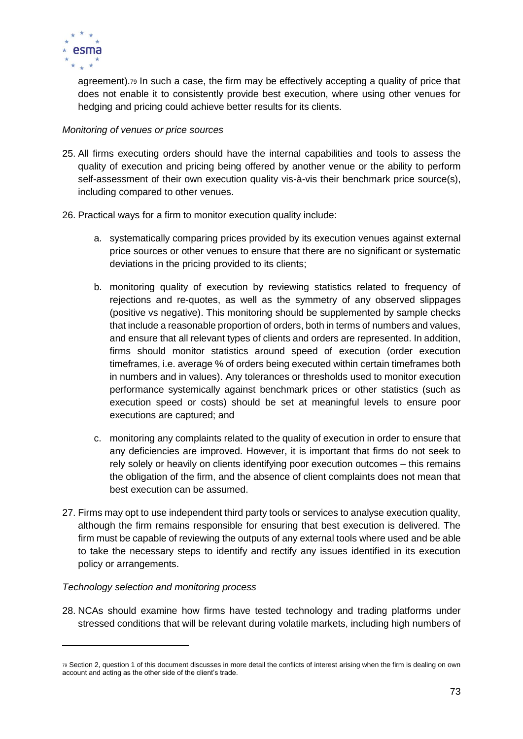agreement).[79] In such a case, the firm may be effectively accepting a quality of price that does not enable it to consistently provide best execution, where using other venues for hedging and pricing could achieve better results for its clients.

*Monitoring of venues or price sources*

25. All firms executing orders should have the internal capabilities and tools to assess the quality of execution and pricing being offered by another venue or the ability to perform self-assessment of their own execution quality vis-à-vis their benchmark price source(s), including compared to other venues.

26. Practical ways for a firm to monitor execution quality include:

    a. systematically comparing prices provided by its execution venues against external price sources or other venues to ensure that there are no significant or systematic deviations in the pricing provided to its clients;

    b. monitoring quality of execution by reviewing statistics related to frequency of rejections and re-quotes, as well as the symmetry of any observed slippages (positive vs negative). This monitoring should be supplemented by sample checks that include a reasonable proportion of orders, both in terms of numbers and values, and ensure that all relevant types of clients and orders are represented. In addition, firms should monitor statistics around speed of execution (order execution timeframes, i.e. average % of orders being executed within certain timeframes both in numbers and in values). Any tolerances or thresholds used to monitor execution performance systemically against benchmark prices or other statistics (such as execution speed or costs) should be set at meaningful levels to ensure poor executions are captured; and

    c. monitoring any complaints related to the quality of execution in order to ensure that any deficiencies are improved. However, it is important that firms do not seek to rely solely or heavily on clients identifying poor execution outcomes – this remains the obligation of the firm, and the absence of client complaints does not mean that best execution can be assumed.

27. Firms may opt to use independent third party tools or services to analyse execution quality, although the firm remains responsible for ensuring that best execution is delivered. The firm must be capable of reviewing the outputs of any external tools where used and be able to take the necessary steps to identify and rectify any issues identified in its execution policy or arrangements.

*Technology selection and monitoring process*

28. NCAs should examine how firms have tested technology and trading platforms under stressed conditions that will be relevant during volatile markets, including high numbers of

---

[79] Section 2, question 1 of this document discusses in more detail the conflicts of interest arising when the firm is dealing on own account and acting as the other side of the client's trade.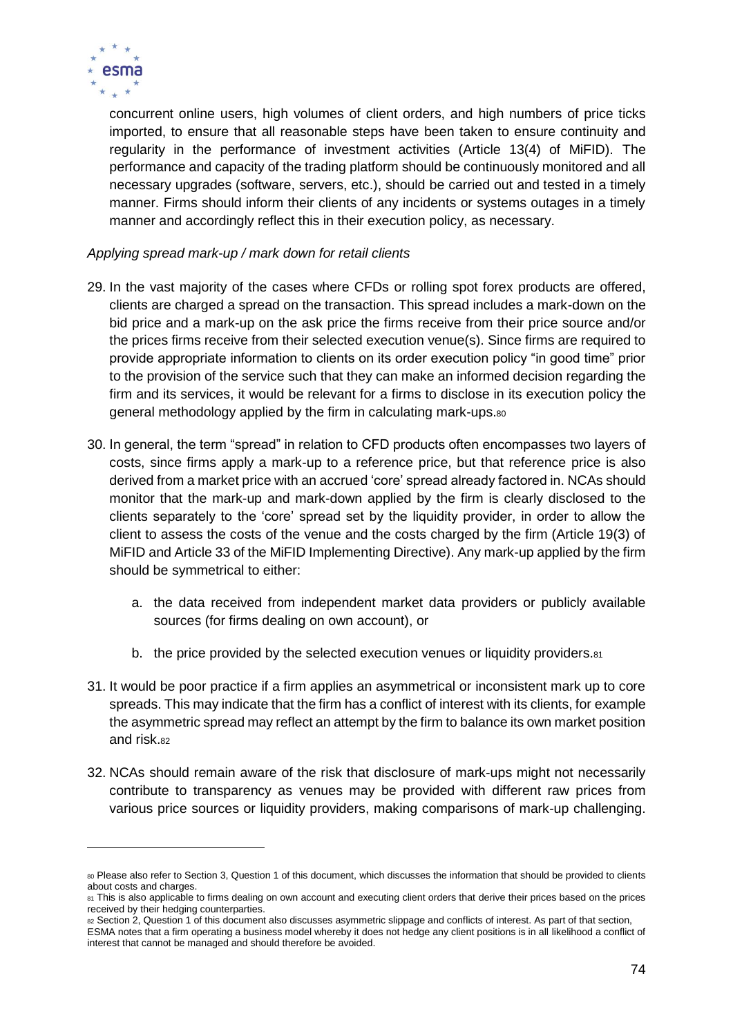concurrent online users, high volumes of client orders, and high numbers of price ticks imported, to ensure that all reasonable steps have been taken to ensure continuity and regularity in the performance of investment activities (Article 13(4) of MiFID). The performance and capacity of the trading platform should be continuously monitored and all necessary upgrades (software, servers, etc.), should be carried out and tested in a timely manner. Firms should inform their clients of any incidents or systems outages in a timely manner and accordingly reflect this in their execution policy, as necessary.

*Applying spread mark-up / mark down for retail clients*

29. In the vast majority of the cases where CFDs or rolling spot forex products are offered, clients are charged a spread on the transaction. This spread includes a mark-down on the bid price and a mark-up on the ask price the firms receive from their price source and/or the prices firms receive from their selected execution venue(s). Since firms are required to provide appropriate information to clients on its order execution policy "in good time" prior to the provision of the service such that they can make an informed decision regarding the firm and its services, it would be relevant for a firms to disclose in its execution policy the general methodology applied by the firm in calculating mark-ups.[80]

30. In general, the term "spread" in relation to CFD products often encompasses two layers of costs, since firms apply a mark-up to a reference price, but that reference price is also derived from a market price with an accrued 'core' spread already factored in. NCAs should monitor that the mark-up and mark-down applied by the firm is clearly disclosed to the clients separately to the 'core' spread set by the liquidity provider, in order to allow the client to assess the costs of the venue and the costs charged by the firm (Article 19(3) of MiFID and Article 33 of the MiFID Implementing Directive). Any mark-up applied by the firm should be symmetrical to either:

    a. the data received from independent market data providers or publicly available sources (for firms dealing on own account), or

    b. the price provided by the selected execution venues or liquidity providers.[81]

31. It would be poor practice if a firm applies an asymmetrical or inconsistent mark up to core spreads. This may indicate that the firm has a conflict of interest with its clients, for example the asymmetric spread may reflect an attempt by the firm to balance its own market position and risk.[82]

32. NCAs should remain aware of the risk that disclosure of mark-ups might not necessarily contribute to transparency as venues may be provided with different raw prices from various price sources or liquidity providers, making comparisons of mark-up challenging.

---

[80] Please also refer to Section 3, Question 1 of this document, which discusses the information that should be provided to clients about costs and charges.

[81] This is also applicable to firms dealing on own account and executing client orders that derive their prices based on the prices received by their hedging counterparties.

[82] Section 2, Question 1 of this document also discusses asymmetric slippage and conflicts of interest. As part of that section, ESMA notes that a firm operating a business model whereby it does not hedge any client positions is in all likelihood a conflict of interest that cannot be managed and should therefore be avoided.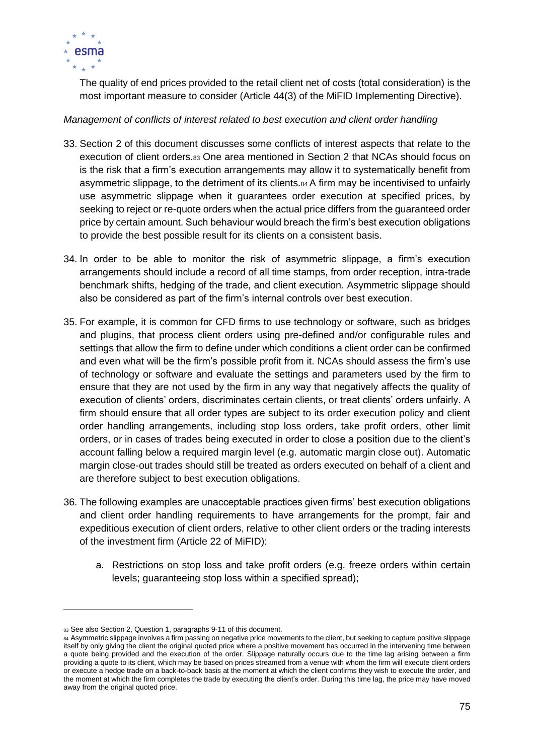The quality of end prices provided to the retail client net of costs (total consideration) is the most important measure to consider (Article 44(3) of the MiFID Implementing Directive).

*Management of conflicts of interest related to best execution and client order handling*

33. Section 2 of this document discusses some conflicts of interest aspects that relate to the execution of client orders.[83] One area mentioned in Section 2 that NCAs should focus on is the risk that a firm's execution arrangements may allow it to systematically benefit from asymmetric slippage, to the detriment of its clients.[84] A firm may be incentivised to unfairly use asymmetric slippage when it guarantees order execution at specified prices, by seeking to reject or re-quote orders when the actual price differs from the guaranteed order price by certain amount. Such behaviour would breach the firm's best execution obligations to provide the best possible result for its clients on a consistent basis.

34. In order to be able to monitor the risk of asymmetric slippage, a firm's execution arrangements should include a record of all time stamps, from order reception, intra-trade benchmark shifts, hedging of the trade, and client execution. Asymmetric slippage should also be considered as part of the firm's internal controls over best execution.

35. For example, it is common for CFD firms to use technology or software, such as bridges and plugins, that process client orders using pre-defined and/or configurable rules and settings that allow the firm to define under which conditions a client order can be confirmed and even what will be the firm's possible profit from it. NCAs should assess the firm's use of technology or software and evaluate the settings and parameters used by the firm to ensure that they are not used by the firm in any way that negatively affects the quality of execution of clients' orders, discriminates certain clients, or treat clients' orders unfairly. A firm should ensure that all order types are subject to its order execution policy and client order handling arrangements, including stop loss orders, take profit orders, other limit orders, or in cases of trades being executed in order to close a position due to the client's account falling below a required margin level (e.g. automatic margin close out). Automatic margin close-out trades should still be treated as orders executed on behalf of a client and are therefore subject to best execution obligations.

36. The following examples are unacceptable practices given firms' best execution obligations and client order handling requirements to have arrangements for the prompt, fair and expeditious execution of client orders, relative to other client orders or the trading interests of the investment firm (Article 22 of MiFID):

    a. Restrictions on stop loss and take profit orders (e.g. freeze orders within certain levels; guaranteeing stop loss within a specified spread);

---

[83] See also Section 2, Question 1, paragraphs 9-11 of this document.

[84] Asymmetric slippage involves a firm passing on negative price movements to the client, but seeking to capture positive slippage itself by only giving the client the original quoted price where a positive movement has occurred in the intervening time between a quote being provided and the execution of the order. Slippage naturally occurs due to the time lag arising between a firm providing a quote to its client, which may be based on prices streamed from a venue with whom the firm will execute client orders or execute a hedge trade on a back-to-back basis at the moment at which the client confirms they wish to execute the order, and the moment at which the firm completes the trade by executing the client's order. During this time lag, the price may have moved away from the original quoted price.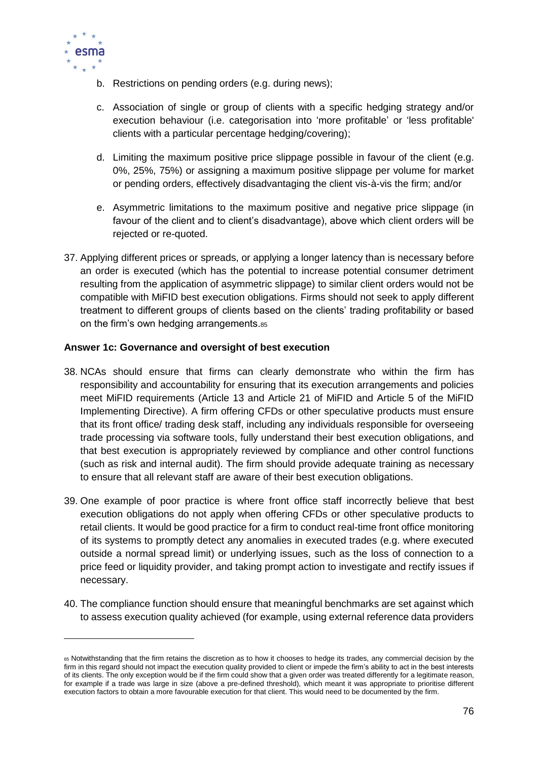b. Restrictions on pending orders (e.g. during news);

c. Association of single or group of clients with a specific hedging strategy and/or execution behaviour (i.e. categorisation into 'more profitable' or 'less profitable' clients with a particular percentage hedging/covering);

d. Limiting the maximum positive price slippage possible in favour of the client (e.g. 0%, 25%, 75%) or assigning a maximum positive slippage per volume for market or pending orders, effectively disadvantaging the client vis-à-vis the firm; and/or

e. Asymmetric limitations to the maximum positive and negative price slippage (in favour of the client and to client's disadvantage), above which client orders will be rejected or re-quoted.

37. Applying different prices or spreads, or applying a longer latency than is necessary before an order is executed (which has the potential to increase potential consumer detriment resulting from the application of asymmetric slippage) to similar client orders would not be compatible with MiFID best execution obligations. Firms should not seek to apply different treatment to different groups of clients based on the clients' trading profitability or based on the firm's own hedging arrangements.[85]

**Answer 1c: Governance and oversight of best execution**

38. NCAs should ensure that firms can clearly demonstrate who within the firm has responsibility and accountability for ensuring that its execution arrangements and policies meet MiFID requirements (Article 13 and Article 21 of MiFID and Article 5 of the MiFID Implementing Directive). A firm offering CFDs or other speculative products must ensure that its front office/ trading desk staff, including any individuals responsible for overseeing trade processing via software tools, fully understand their best execution obligations, and that best execution is appropriately reviewed by compliance and other control functions (such as risk and internal audit). The firm should provide adequate training as necessary to ensure that all relevant staff are aware of their best execution obligations.

39. One example of poor practice is where front office staff incorrectly believe that best execution obligations do not apply when offering CFDs or other speculative products to retail clients. It would be good practice for a firm to conduct real-time front office monitoring of its systems to promptly detect any anomalies in executed trades (e.g. where executed outside a normal spread limit) or underlying issues, such as the loss of connection to a price feed or liquidity provider, and taking prompt action to investigate and rectify issues if necessary.

40. The compliance function should ensure that meaningful benchmarks are set against which to assess execution quality achieved (for example, using external reference data providers

[85] Notwithstanding that the firm retains the discretion as to how it chooses to hedge its trades, any commercial decision by the firm in this regard should not impact the execution quality provided to client or impede the firm's ability to act in the best interests of its clients. The only exception would be if the firm could show that a given order was treated differently for a legitimate reason, for example if a trade was large in size (above a pre-defined threshold), which meant it was appropriate to prioritise different execution factors to obtain a more favourable execution for that client. This would need to be documented by the firm.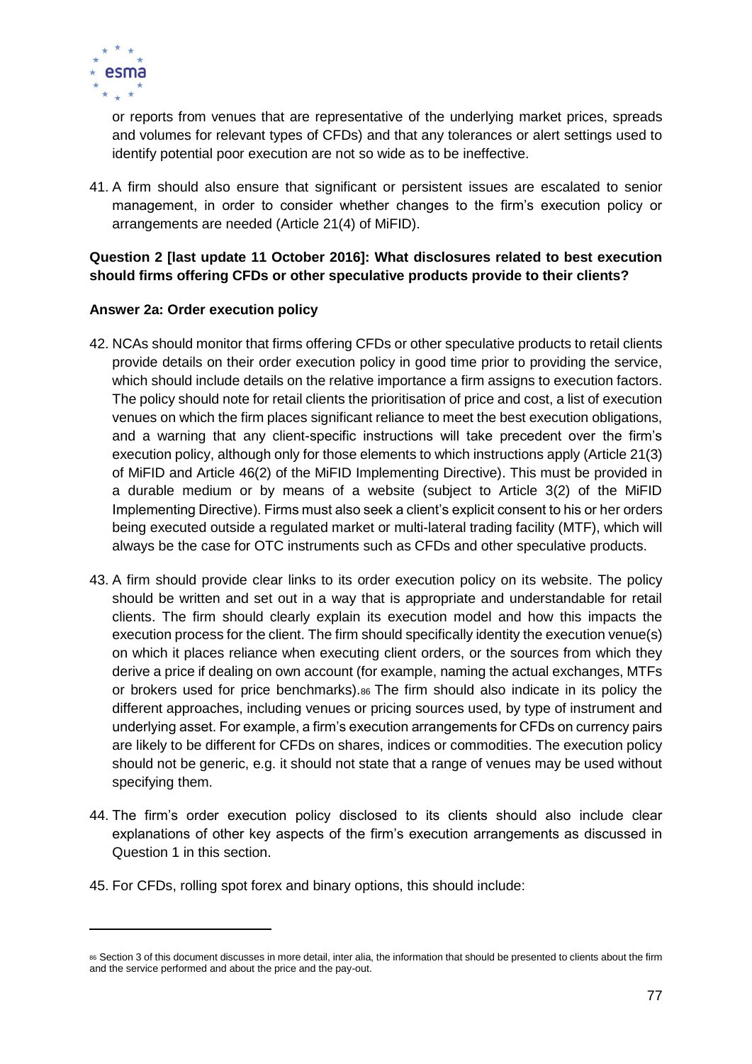or reports from venues that are representative of the underlying market prices, spreads and volumes for relevant types of CFDs) and that any tolerances or alert settings used to identify potential poor execution are not so wide as to be ineffective.

41. A firm should also ensure that significant or persistent issues are escalated to senior management, in order to consider whether changes to the firm's execution policy or arrangements are needed (Article 21(4) of MiFID).

**Question 2 [last update 11 October 2016]: What disclosures related to best execution should firms offering CFDs or other speculative products provide to their clients?**

**Answer 2a: Order execution policy**

42. NCAs should monitor that firms offering CFDs or other speculative products to retail clients provide details on their order execution policy in good time prior to providing the service, which should include details on the relative importance a firm assigns to execution factors. The policy should note for retail clients the prioritisation of price and cost, a list of execution venues on which the firm places significant reliance to meet the best execution obligations, and a warning that any client-specific instructions will take precedent over the firm's execution policy, although only for those elements to which instructions apply (Article 21(3) of MiFID and Article 46(2) of the MiFID Implementing Directive). This must be provided in a durable medium or by means of a website (subject to Article 3(2) of the MiFID Implementing Directive). Firms must also seek a client's explicit consent to his or her orders being executed outside a regulated market or multi-lateral trading facility (MTF), which will always be the case for OTC instruments such as CFDs and other speculative products.

43. A firm should provide clear links to its order execution policy on its website. The policy should be written and set out in a way that is appropriate and understandable for retail clients. The firm should clearly explain its execution model and how this impacts the execution process for the client. The firm should specifically identity the execution venue(s) on which it places reliance when executing client orders, or the sources from which they derive a price if dealing on own account (for example, naming the actual exchanges, MTFs or brokers used for price benchmarks).[86] The firm should also indicate in its policy the different approaches, including venues or pricing sources used, by type of instrument and underlying asset. For example, a firm's execution arrangements for CFDs on currency pairs are likely to be different for CFDs on shares, indices or commodities. The execution policy should not be generic, e.g. it should not state that a range of venues may be used without specifying them.

44. The firm's order execution policy disclosed to its clients should also include clear explanations of other key aspects of the firm's execution arrangements as discussed in Question 1 in this section.

45. For CFDs, rolling spot forex and binary options, this should include:

[86] Section 3 of this document discusses in more detail, inter alia, the information that should be presented to clients about the firm and the service performed and about the price and the pay-out.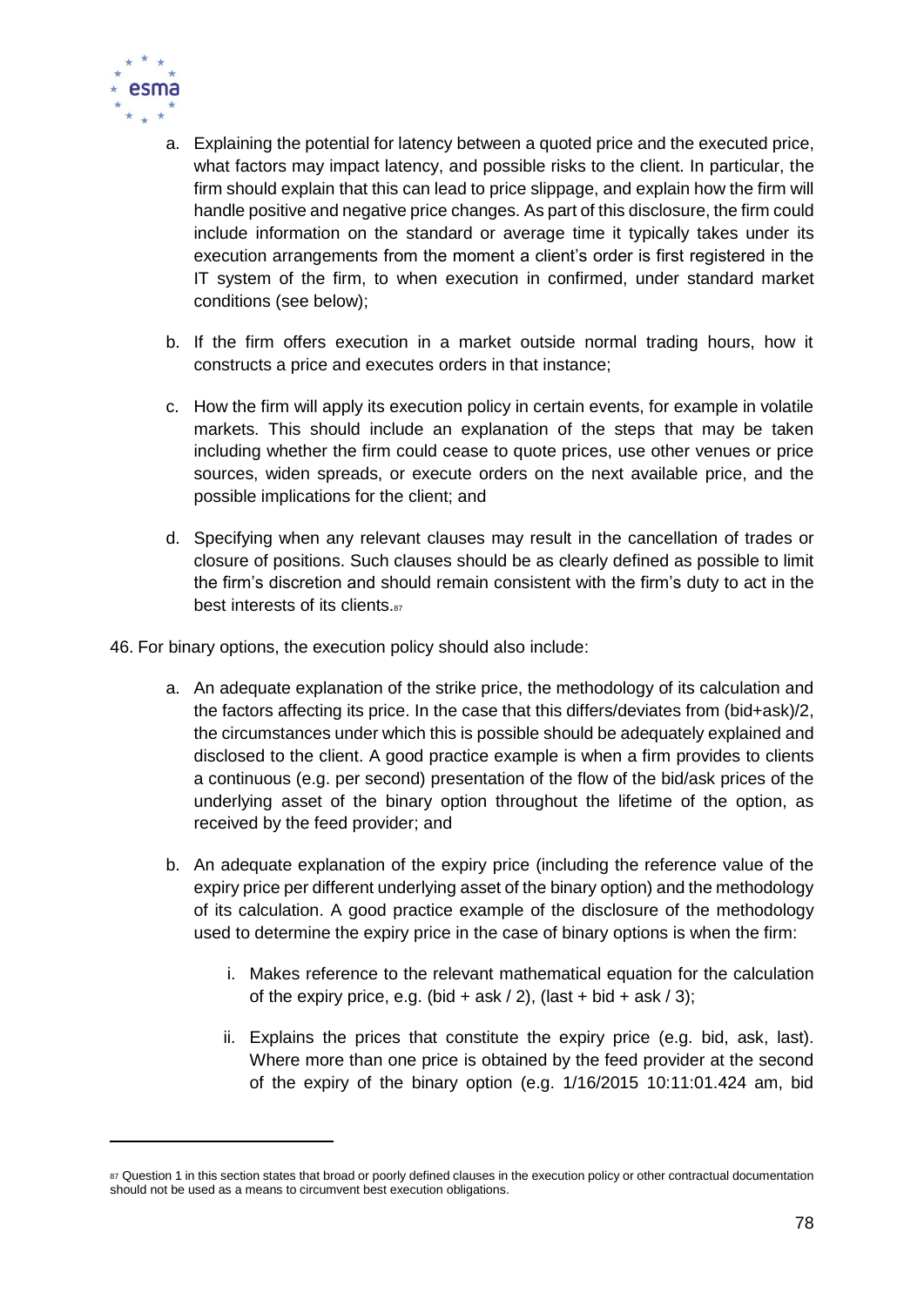a. Explaining the potential for latency between a quoted price and the executed price, what factors may impact latency, and possible risks to the client. In particular, the firm should explain that this can lead to price slippage, and explain how the firm will handle positive and negative price changes. As part of this disclosure, the firm could include information on the standard or average time it typically takes under its execution arrangements from the moment a client's order is first registered in the IT system of the firm, to when execution in confirmed, under standard market conditions (see below);

b. If the firm offers execution in a market outside normal trading hours, how it constructs a price and executes orders in that instance;

c. How the firm will apply its execution policy in certain events, for example in volatile markets. This should include an explanation of the steps that may be taken including whether the firm could cease to quote prices, use other venues or price sources, widen spreads, or execute orders on the next available price, and the possible implications for the client; and

d. Specifying when any relevant clauses may result in the cancellation of trades or closure of positions. Such clauses should be as clearly defined as possible to limit the firm's discretion and should remain consistent with the firm's duty to act in the best interests of its clients.[87]

46. For binary options, the execution policy should also include:

a. An adequate explanation of the strike price, the methodology of its calculation and the factors affecting its price. In the case that this differs/deviates from (bid+ask)/2, the circumstances under which this is possible should be adequately explained and disclosed to the client. A good practice example is when a firm provides to clients a continuous (e.g. per second) presentation of the flow of the bid/ask prices of the underlying asset of the binary option throughout the lifetime of the option, as received by the feed provider; and

b. An adequate explanation of the expiry price (including the reference value of the expiry price per different underlying asset of the binary option) and the methodology of its calculation. A good practice example of the disclosure of the methodology used to determine the expiry price in the case of binary options is when the firm:

   i. Makes reference to the relevant mathematical equation for the calculation of the expiry price, e.g. (bid + ask / 2), (last + bid + ask / 3);

   ii. Explains the prices that constitute the expiry price (e.g. bid, ask, last). Where more than one price is obtained by the feed provider at the second of the expiry of the binary option (e.g. 1/16/2015 10:11:01.424 am, bid

---

[87] Question 1 in this section states that broad or poorly defined clauses in the execution policy or other contractual documentation should not be used as a means to circumvent best execution obligations.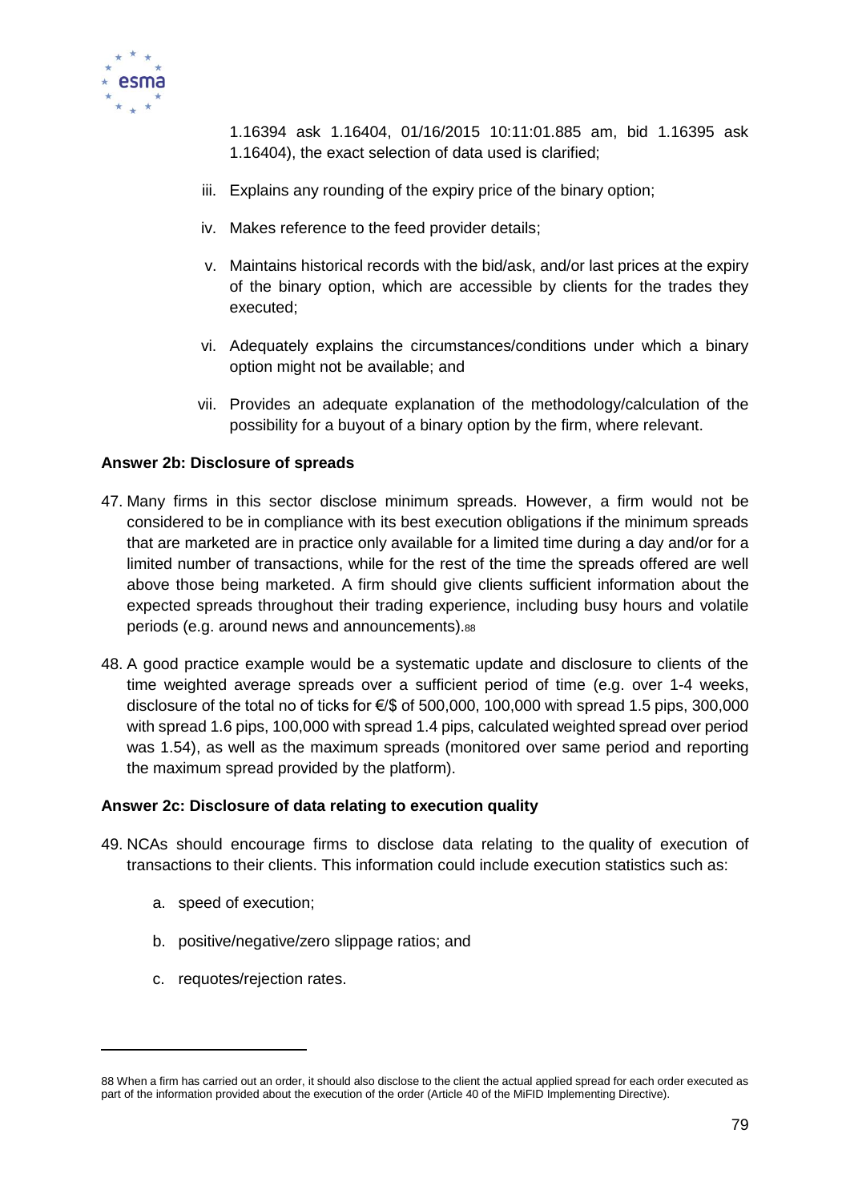1.16394 ask 1.16404, 01/16/2015 10:11:01.885 am, bid 1.16395 ask 1.16404), the exact selection of data used is clarified;

iii. Explains any rounding of the expiry price of the binary option;

iv. Makes reference to the feed provider details;

v. Maintains historical records with the bid/ask, and/or last prices at the expiry of the binary option, which are accessible by clients for the trades they executed;

vi. Adequately explains the circumstances/conditions under which a binary option might not be available; and

vii. Provides an adequate explanation of the methodology/calculation of the possibility for a buyout of a binary option by the firm, where relevant.

**Answer 2b: Disclosure of spreads**

47. Many firms in this sector disclose minimum spreads. However, a firm would not be considered to be in compliance with its best execution obligations if the minimum spreads that are marketed are in practice only available for a limited time during a day and/or for a limited number of transactions, while for the rest of the time the spreads offered are well above those being marketed. A firm should give clients sufficient information about the expected spreads throughout their trading experience, including busy hours and volatile periods (e.g. around news and announcements).[88]

48. A good practice example would be a systematic update and disclosure to clients of the time weighted average spreads over a sufficient period of time (e.g. over 1-4 weeks, disclosure of the total no of ticks for €/$ of 500,000, 100,000 with spread 1.5 pips, 300,000 with spread 1.6 pips, 100,000 with spread 1.4 pips, calculated weighted spread over period was 1.54), as well as the maximum spreads (monitored over same period and reporting the maximum spread provided by the platform).

**Answer 2c: Disclosure of data relating to execution quality**

49. NCAs should encourage firms to disclose data relating to the quality of execution of transactions to their clients. This information could include execution statistics such as:

   a. speed of execution;

   b. positive/negative/zero slippage ratios; and

   c. requotes/rejection rates.

---

88 When a firm has carried out an order, it should also disclose to the client the actual applied spread for each order executed as part of the information provided about the execution of the order (Article 40 of the MiFID Implementing Directive).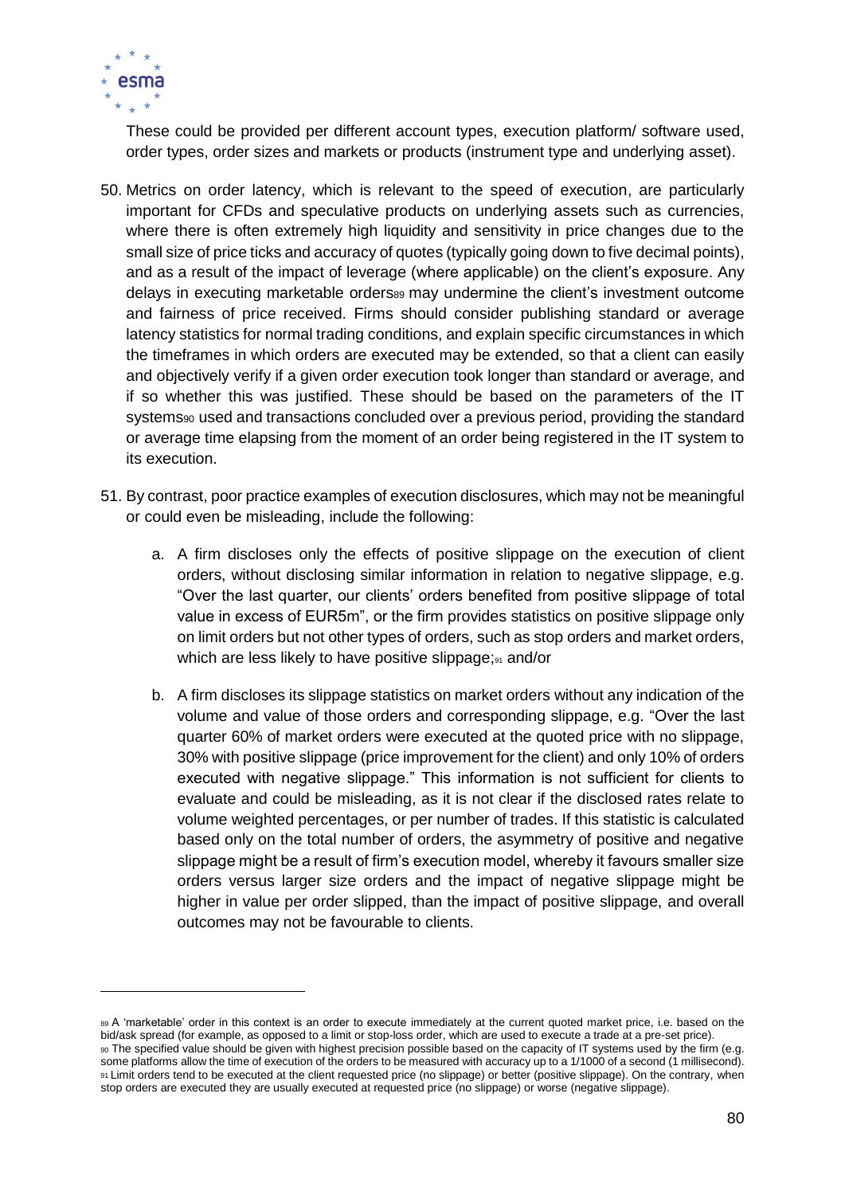These could be provided per different account types, execution platform/ software used, order types, order sizes and markets or products (instrument type and underlying asset).

50. Metrics on order latency, which is relevant to the speed of execution, are particularly important for CFDs and speculative products on underlying assets such as currencies, where there is often extremely high liquidity and sensitivity in price changes due to the small size of price ticks and accuracy of quotes (typically going down to five decimal points), and as a result of the impact of leverage (where applicable) on the client's exposure. Any delays in executing marketable orders[89] may undermine the client's investment outcome and fairness of price received. Firms should consider publishing standard or average latency statistics for normal trading conditions, and explain specific circumstances in which the timeframes in which orders are executed may be extended, so that a client can easily and objectively verify if a given order execution took longer than standard or average, and if so whether this was justified. These should be based on the parameters of the IT systems[90] used and transactions concluded over a previous period, providing the standard or average time elapsing from the moment of an order being registered in the IT system to its execution.

51. By contrast, poor practice examples of execution disclosures, which may not be meaningful or could even be misleading, include the following:

    a. A firm discloses only the effects of positive slippage on the execution of client orders, without disclosing similar information in relation to negative slippage, e.g. "Over the last quarter, our clients' orders benefited from positive slippage of total value in excess of EUR5m", or the firm provides statistics on positive slippage only on limit orders but not other types of orders, such as stop orders and market orders, which are less likely to have positive slippage;[91] and/or

    b. A firm discloses its slippage statistics on market orders without any indication of the volume and value of those orders and corresponding slippage, e.g. "Over the last quarter 60% of market orders were executed at the quoted price with no slippage, 30% with positive slippage (price improvement for the client) and only 10% of orders executed with negative slippage." This information is not sufficient for clients to evaluate and could be misleading, as it is not clear if the disclosed rates relate to volume weighted percentages, or per number of trades. If this statistic is calculated based only on the total number of orders, the asymmetry of positive and negative slippage might be a result of firm's execution model, whereby it favours smaller size orders versus larger size orders and the impact of negative slippage might be higher in value per order slipped, than the impact of positive slippage, and overall outcomes may not be favourable to clients.

---

[89] A 'marketable' order in this context is an order to execute immediately at the current quoted market price, i.e. based on the bid/ask spread (for example, as opposed to a limit or stop-loss order, which are used to execute a trade at a pre-set price).

[90] The specified value should be given with highest precision possible based on the capacity of IT systems used by the firm (e.g. some platforms allow the time of execution of the orders to be measured with accuracy up to a 1/1000 of a second (1 millisecond).

[91] Limit orders tend to be executed at the client requested price (no slippage) or better (positive slippage). On the contrary, when stop orders are executed they are usually executed at requested price (no slippage) or worse (negative slippage).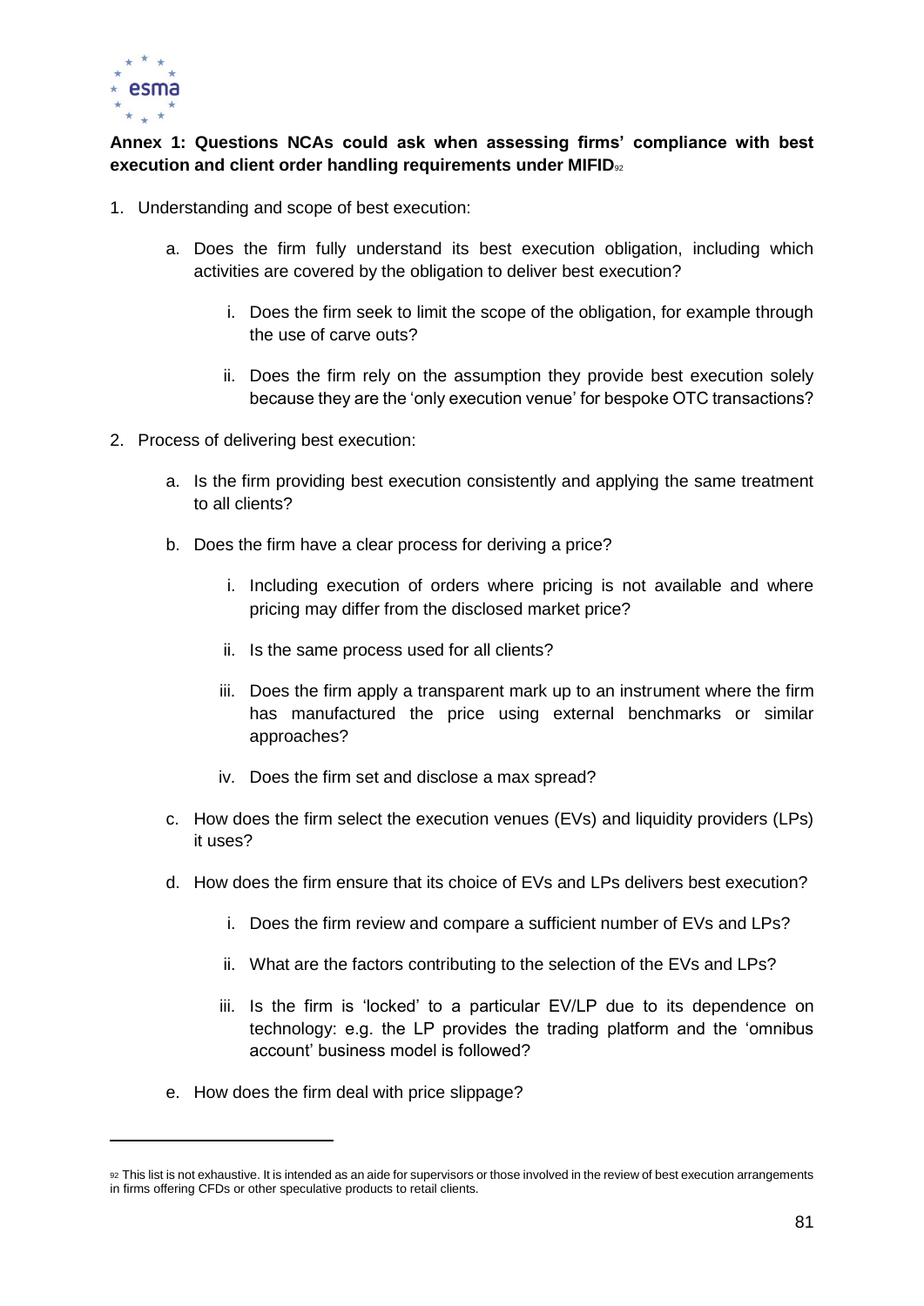**Annex 1: Questions NCAs could ask when assessing firms' compliance with best execution and client order handling requirements under MIFID**[92]

1. Understanding and scope of best execution:

    a. Does the firm fully understand its best execution obligation, including which activities are covered by the obligation to deliver best execution?

        i. Does the firm seek to limit the scope of the obligation, for example through the use of carve outs?

        ii. Does the firm rely on the assumption they provide best execution solely because they are the 'only execution venue' for bespoke OTC transactions?

2. Process of delivering best execution:

    a. Is the firm providing best execution consistently and applying the same treatment to all clients?

    b. Does the firm have a clear process for deriving a price?

        i. Including execution of orders where pricing is not available and where pricing may differ from the disclosed market price?

        ii. Is the same process used for all clients?

        iii. Does the firm apply a transparent mark up to an instrument where the firm has manufactured the price using external benchmarks or similar approaches?

        iv. Does the firm set and disclose a max spread?

    c. How does the firm select the execution venues (EVs) and liquidity providers (LPs) it uses?

    d. How does the firm ensure that its choice of EVs and LPs delivers best execution?

        i. Does the firm review and compare a sufficient number of EVs and LPs?

        ii. What are the factors contributing to the selection of the EVs and LPs?

        iii. Is the firm is 'locked' to a particular EV/LP due to its dependence on technology: e.g. the LP provides the trading platform and the 'omnibus account' business model is followed?

    e. How does the firm deal with price slippage?

---

[92] This list is not exhaustive. It is intended as an aide for supervisors or those involved in the review of best execution arrangements in firms offering CFDs or other speculative products to retail clients.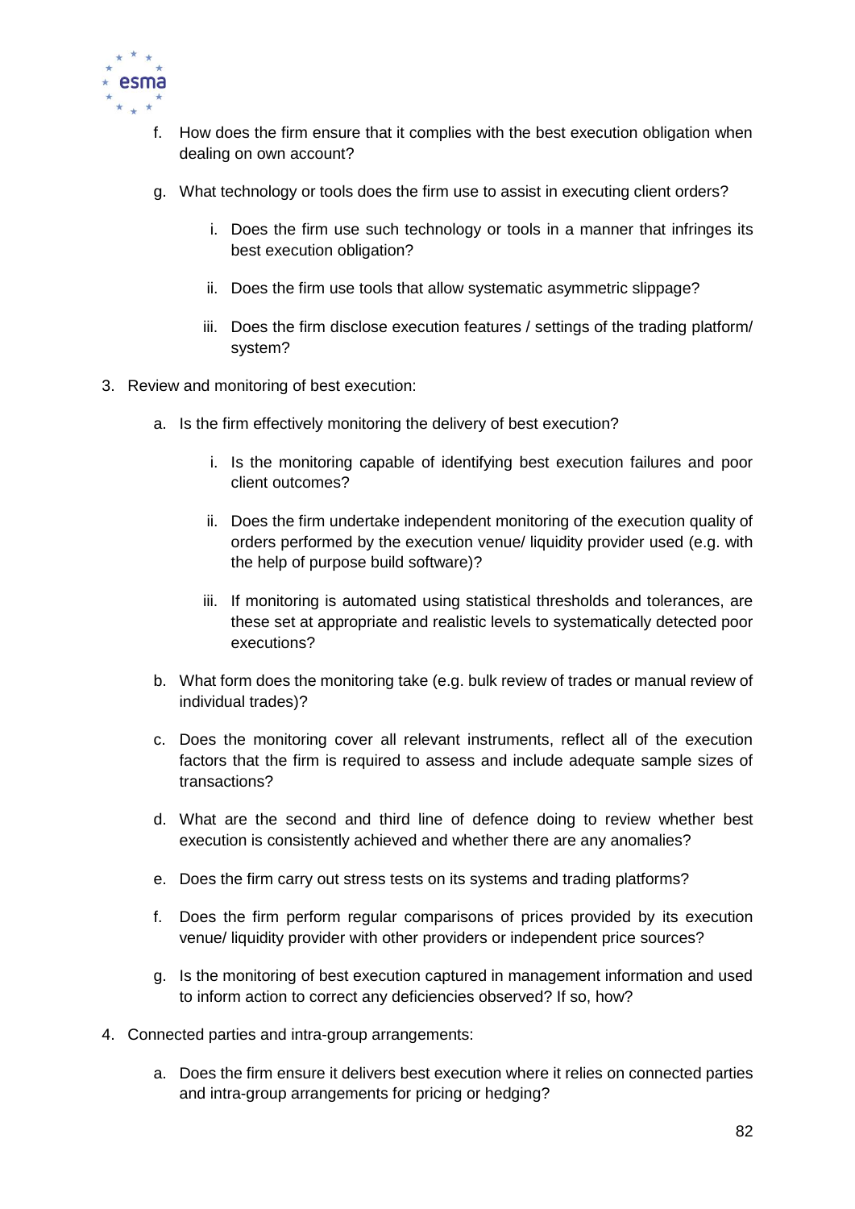f. How does the firm ensure that it complies with the best execution obligation when dealing on own account?

   g. What technology or tools does the firm use to assist in executing client orders?

      i. Does the firm use such technology or tools in a manner that infringes its best execution obligation?

      ii. Does the firm use tools that allow systematic asymmetric slippage?

      iii. Does the firm disclose execution features / settings of the trading platform/ system?

3. Review and monitoring of best execution:

   a. Is the firm effectively monitoring the delivery of best execution?

      i. Is the monitoring capable of identifying best execution failures and poor client outcomes?

      ii. Does the firm undertake independent monitoring of the execution quality of orders performed by the execution venue/ liquidity provider used (e.g. with the help of purpose build software)?

      iii. If monitoring is automated using statistical thresholds and tolerances, are these set at appropriate and realistic levels to systematically detected poor executions?

   b. What form does the monitoring take (e.g. bulk review of trades or manual review of individual trades)?

   c. Does the monitoring cover all relevant instruments, reflect all of the execution factors that the firm is required to assess and include adequate sample sizes of transactions?

   d. What are the second and third line of defence doing to review whether best execution is consistently achieved and whether there are any anomalies?

   e. Does the firm carry out stress tests on its systems and trading platforms?

   f. Does the firm perform regular comparisons of prices provided by its execution venue/ liquidity provider with other providers or independent price sources?

   g. Is the monitoring of best execution captured in management information and used to inform action to correct any deficiencies observed? If so, how?

4. Connected parties and intra-group arrangements:

   a. Does the firm ensure it delivers best execution where it relies on connected parties and intra-group arrangements for pricing or hedging?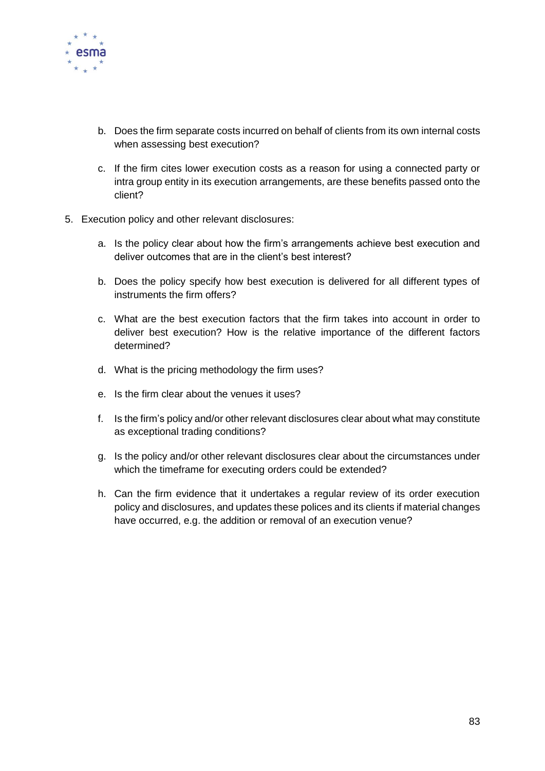b. Does the firm separate costs incurred on behalf of clients from its own internal costs when assessing best execution?

   c. If the firm cites lower execution costs as a reason for using a connected party or intra group entity in its execution arrangements, are these benefits passed onto the client?

5. Execution policy and other relevant disclosures:

   a. Is the policy clear about how the firm's arrangements achieve best execution and deliver outcomes that are in the client's best interest?

   b. Does the policy specify how best execution is delivered for all different types of instruments the firm offers?

   c. What are the best execution factors that the firm takes into account in order to deliver best execution? How is the relative importance of the different factors determined?

   d. What is the pricing methodology the firm uses?

   e. Is the firm clear about the venues it uses?

   f. Is the firm's policy and/or other relevant disclosures clear about what may constitute as exceptional trading conditions?

   g. Is the policy and/or other relevant disclosures clear about the circumstances under which the timeframe for executing orders could be extended?

   h. Can the firm evidence that it undertakes a regular review of its order execution policy and disclosures, and updates these polices and its clients if material changes have occurred, e.g. the addition or removal of an execution venue?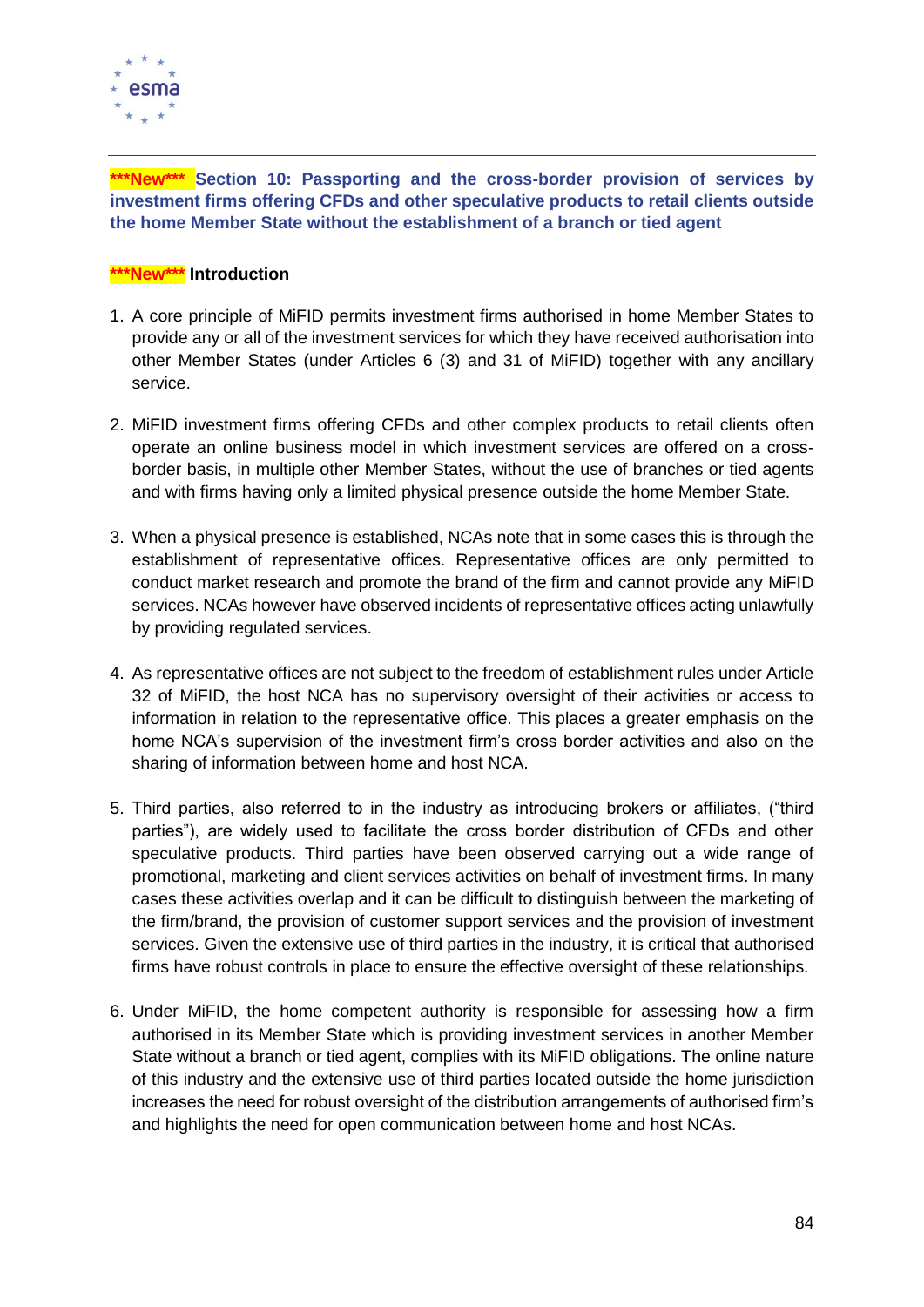## \*\*\*New\*\*\* Section 10: Passporting and the cross-border provision of services by investment firms offering CFDs and other speculative products to retail clients outside the home Member State without the establishment of a branch or tied agent

### \*\*\*New\*\*\* Introduction

1. A core principle of MiFID permits investment firms authorised in home Member States to provide any or all of the investment services for which they have received authorisation into other Member States (under Articles 6 (3) and 31 of MiFID) together with any ancillary service.

2. MiFID investment firms offering CFDs and other complex products to retail clients often operate an online business model in which investment services are offered on a cross-border basis, in multiple other Member States, without the use of branches or tied agents and with firms having only a limited physical presence outside the home Member State.

3. When a physical presence is established, NCAs note that in some cases this is through the establishment of representative offices. Representative offices are only permitted to conduct market research and promote the brand of the firm and cannot provide any MiFID services. NCAs however have observed incidents of representative offices acting unlawfully by providing regulated services.

4. As representative offices are not subject to the freedom of establishment rules under Article 32 of MiFID, the host NCA has no supervisory oversight of their activities or access to information in relation to the representative office. This places a greater emphasis on the home NCA's supervision of the investment firm's cross border activities and also on the sharing of information between home and host NCA.

5. Third parties, also referred to in the industry as introducing brokers or affiliates, ("third parties"), are widely used to facilitate the cross border distribution of CFDs and other speculative products. Third parties have been observed carrying out a wide range of promotional, marketing and client services activities on behalf of investment firms. In many cases these activities overlap and it can be difficult to distinguish between the marketing of the firm/brand, the provision of customer support services and the provision of investment services. Given the extensive use of third parties in the industry, it is critical that authorised firms have robust controls in place to ensure the effective oversight of these relationships.

6. Under MiFID, the home competent authority is responsible for assessing how a firm authorised in its Member State which is providing investment services in another Member State without a branch or tied agent, complies with its MiFID obligations. The online nature of this industry and the extensive use of third parties located outside the home jurisdiction increases the need for robust oversight of the distribution arrangements of authorised firm's and highlights the need for open communication between home and host NCAs.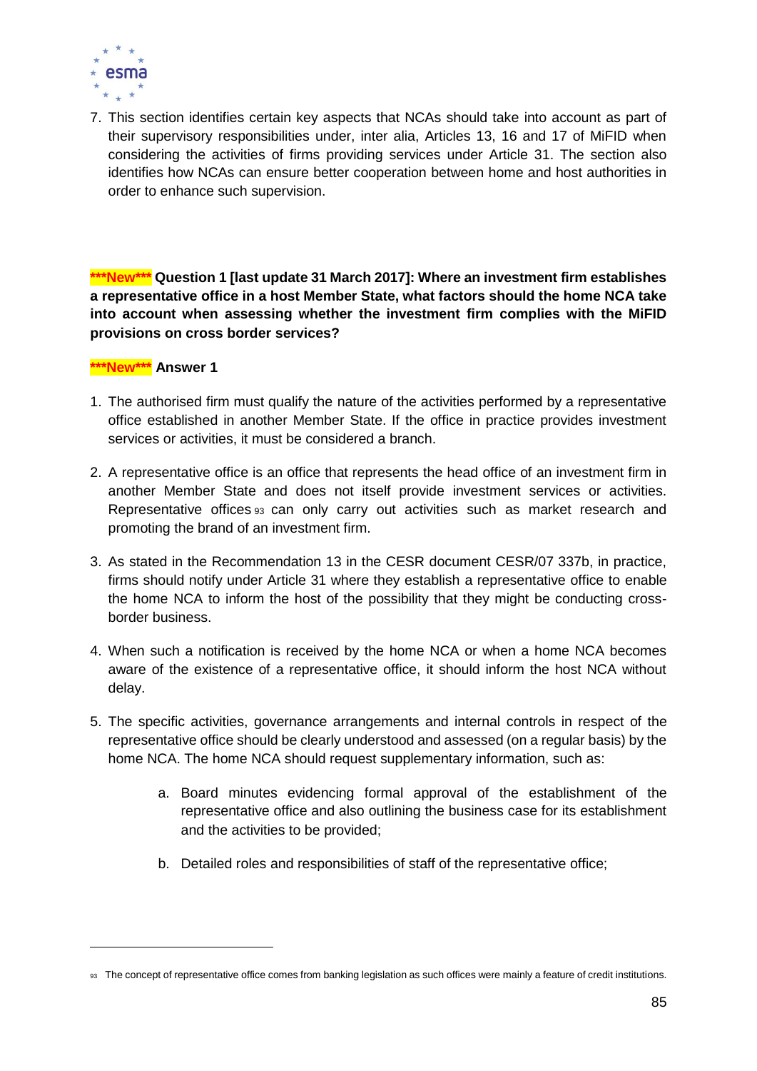7. This section identifies certain key aspects that NCAs should take into account as part of their supervisory responsibilities under, inter alia, Articles 13, 16 and 17 of MiFID when considering the activities of firms providing services under Article 31. The section also identifies how NCAs can ensure better cooperation between home and host authorities in order to enhance such supervision.

**\*\*\*New\*\*\* Question 1 [last update 31 March 2017]: Where an investment firm establishes a representative office in a host Member State, what factors should the home NCA take into account when assessing whether the investment firm complies with the MiFID provisions on cross border services?**

**\*\*\*New\*\*\* Answer 1**

1. The authorised firm must qualify the nature of the activities performed by a representative office established in another Member State. If the office in practice provides investment services or activities, it must be considered a branch.

2. A representative office is an office that represents the head office of an investment firm in another Member State and does not itself provide investment services or activities. Representative offices [93] can only carry out activities such as market research and promoting the brand of an investment firm.

3. As stated in the Recommendation 13 in the CESR document CESR/07 337b, in practice, firms should notify under Article 31 where they establish a representative office to enable the home NCA to inform the host of the possibility that they might be conducting cross-border business.

4. When such a notification is received by the home NCA or when a home NCA becomes aware of the existence of a representative office, it should inform the host NCA without delay.

5. The specific activities, governance arrangements and internal controls in respect of the representative office should be clearly understood and assessed (on a regular basis) by the home NCA. The home NCA should request supplementary information, such as:

    a. Board minutes evidencing formal approval of the establishment of the representative office and also outlining the business case for its establishment and the activities to be provided;

    b. Detailed roles and responsibilities of staff of the representative office;

[93] The concept of representative office comes from banking legislation as such offices were mainly a feature of credit institutions.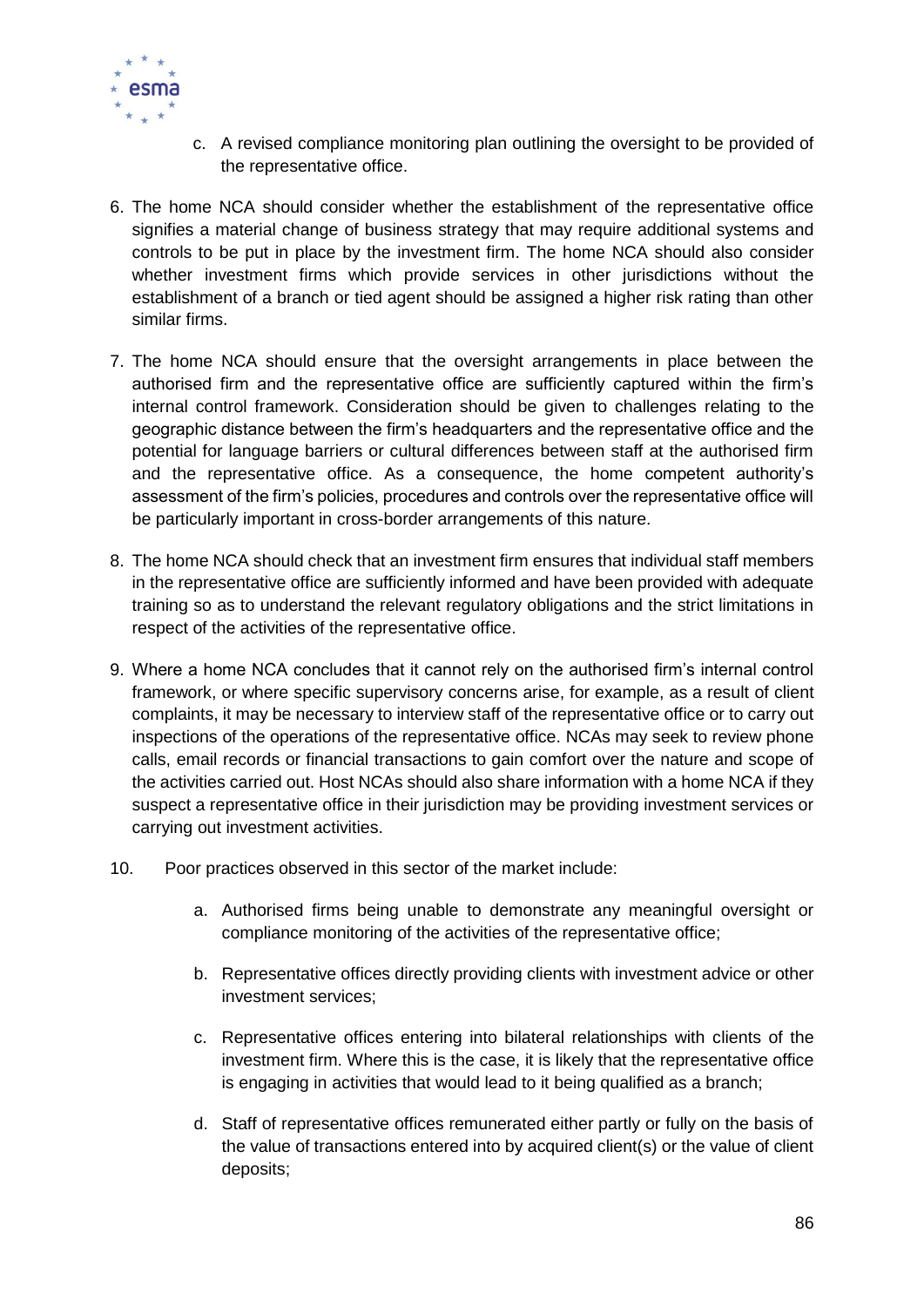c. A revised compliance monitoring plan outlining the oversight to be provided of the representative office.

6. The home NCA should consider whether the establishment of the representative office signifies a material change of business strategy that may require additional systems and controls to be put in place by the investment firm. The home NCA should also consider whether investment firms which provide services in other jurisdictions without the establishment of a branch or tied agent should be assigned a higher risk rating than other similar firms.

7. The home NCA should ensure that the oversight arrangements in place between the authorised firm and the representative office are sufficiently captured within the firm's internal control framework. Consideration should be given to challenges relating to the geographic distance between the firm's headquarters and the representative office and the potential for language barriers or cultural differences between staff at the authorised firm and the representative office. As a consequence, the home competent authority's assessment of the firm's policies, procedures and controls over the representative office will be particularly important in cross-border arrangements of this nature.

8. The home NCA should check that an investment firm ensures that individual staff members in the representative office are sufficiently informed and have been provided with adequate training so as to understand the relevant regulatory obligations and the strict limitations in respect of the activities of the representative office.

9. Where a home NCA concludes that it cannot rely on the authorised firm's internal control framework, or where specific supervisory concerns arise, for example, as a result of client complaints, it may be necessary to interview staff of the representative office or to carry out inspections of the operations of the representative office. NCAs may seek to review phone calls, email records or financial transactions to gain comfort over the nature and scope of the activities carried out. Host NCAs should also share information with a home NCA if they suspect a representative office in their jurisdiction may be providing investment services or carrying out investment activities.

10. Poor practices observed in this sector of the market include:

    a. Authorised firms being unable to demonstrate any meaningful oversight or compliance monitoring of the activities of the representative office;

    b. Representative offices directly providing clients with investment advice or other investment services;

    c. Representative offices entering into bilateral relationships with clients of the investment firm. Where this is the case, it is likely that the representative office is engaging in activities that would lead to it being qualified as a branch;

    d. Staff of representative offices remunerated either partly or fully on the basis of the value of transactions entered into by acquired client(s) or the value of client deposits;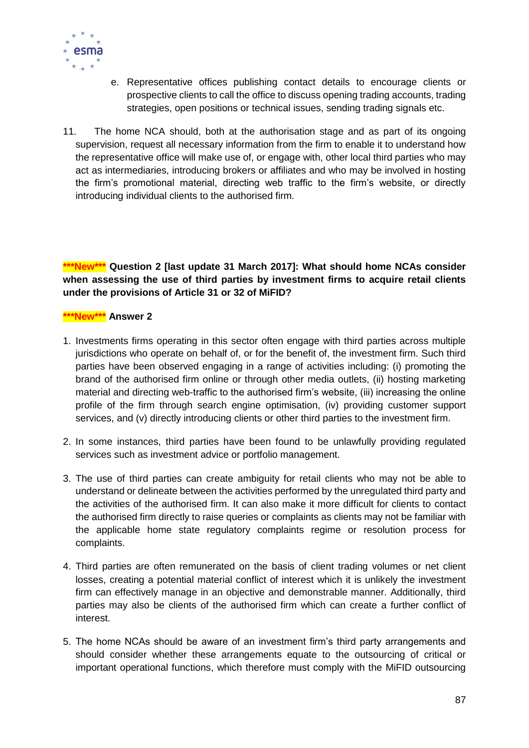e. Representative offices publishing contact details to encourage clients or prospective clients to call the office to discuss opening trading accounts, trading strategies, open positions or technical issues, sending trading signals etc.

11. The home NCA should, both at the authorisation stage and as part of its ongoing supervision, request all necessary information from the firm to enable it to understand how the representative office will make use of, or engage with, other local third parties who may act as intermediaries, introducing brokers or affiliates and who may be involved in hosting the firm's promotional material, directing web traffic to the firm's website, or directly introducing individual clients to the authorised firm.

**\*\*\*New\*\*\* Question 2 [last update 31 March 2017]: What should home NCAs consider when assessing the use of third parties by investment firms to acquire retail clients under the provisions of Article 31 or 32 of MiFID?**

**\*\*\*New\*\*\* Answer 2**

1. Investments firms operating in this sector often engage with third parties across multiple jurisdictions who operate on behalf of, or for the benefit of, the investment firm. Such third parties have been observed engaging in a range of activities including: (i) promoting the brand of the authorised firm online or through other media outlets, (ii) hosting marketing material and directing web-traffic to the authorised firm's website, (iii) increasing the online profile of the firm through search engine optimisation, (iv) providing customer support services, and (v) directly introducing clients or other third parties to the investment firm.

2. In some instances, third parties have been found to be unlawfully providing regulated services such as investment advice or portfolio management.

3. The use of third parties can create ambiguity for retail clients who may not be able to understand or delineate between the activities performed by the unregulated third party and the activities of the authorised firm. It can also make it more difficult for clients to contact the authorised firm directly to raise queries or complaints as clients may not be familiar with the applicable home state regulatory complaints regime or resolution process for complaints.

4. Third parties are often remunerated on the basis of client trading volumes or net client losses, creating a potential material conflict of interest which it is unlikely the investment firm can effectively manage in an objective and demonstrable manner. Additionally, third parties may also be clients of the authorised firm which can create a further conflict of interest.

5. The home NCAs should be aware of an investment firm's third party arrangements and should consider whether these arrangements equate to the outsourcing of critical or important operational functions, which therefore must comply with the MiFID outsourcing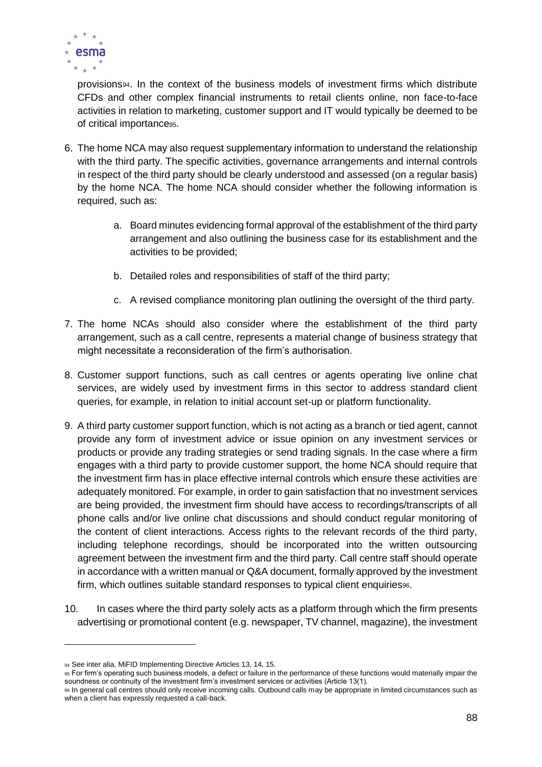provisions[94]. In the context of the business models of investment firms which distribute CFDs and other complex financial instruments to retail clients online, non face-to-face activities in relation to marketing, customer support and IT would typically be deemed to be of critical importance[95].

6. The home NCA may also request supplementary information to understand the relationship with the third party. The specific activities, governance arrangements and internal controls in respect of the third party should be clearly understood and assessed (on a regular basis) by the home NCA. The home NCA should consider whether the following information is required, such as:

    a. Board minutes evidencing formal approval of the establishment of the third party arrangement and also outlining the business case for its establishment and the activities to be provided;

    b. Detailed roles and responsibilities of staff of the third party;

    c. A revised compliance monitoring plan outlining the oversight of the third party.

7. The home NCAs should also consider where the establishment of the third party arrangement, such as a call centre, represents a material change of business strategy that might necessitate a reconsideration of the firm's authorisation.

8. Customer support functions, such as call centres or agents operating live online chat services, are widely used by investment firms in this sector to address standard client queries, for example, in relation to initial account set-up or platform functionality.

9. A third party customer support function, which is not acting as a branch or tied agent, cannot provide any form of investment advice or issue opinion on any investment services or products or provide any trading strategies or send trading signals. In the case where a firm engages with a third party to provide customer support, the home NCA should require that the investment firm has in place effective internal controls which ensure these activities are adequately monitored. For example, in order to gain satisfaction that no investment services are being provided, the investment firm should have access to recordings/transcripts of all phone calls and/or live online chat discussions and should conduct regular monitoring of the content of client interactions. Access rights to the relevant records of the third party, including telephone recordings, should be incorporated into the written outsourcing agreement between the investment firm and the third party. Call centre staff should operate in accordance with a written manual or Q&A document, formally approved by the investment firm, which outlines suitable standard responses to typical client enquiries[96].

10. In cases where the third party solely acts as a platform through which the firm presents advertising or promotional content (e.g. newspaper, TV channel, magazine), the investment

---

[94] See inter alia, MiFID Implementing Directive Articles 13, 14, 15.

[95] For firm's operating such business models, a defect or failure in the performance of these functions would materially impair the soundness or continuity of the investment firm's investment services or activities (Article 13(1).

[96] In general call centres should only receive incoming calls. Outbound calls may be appropriate in limited circumstances such as when a client has expressly requested a call-back.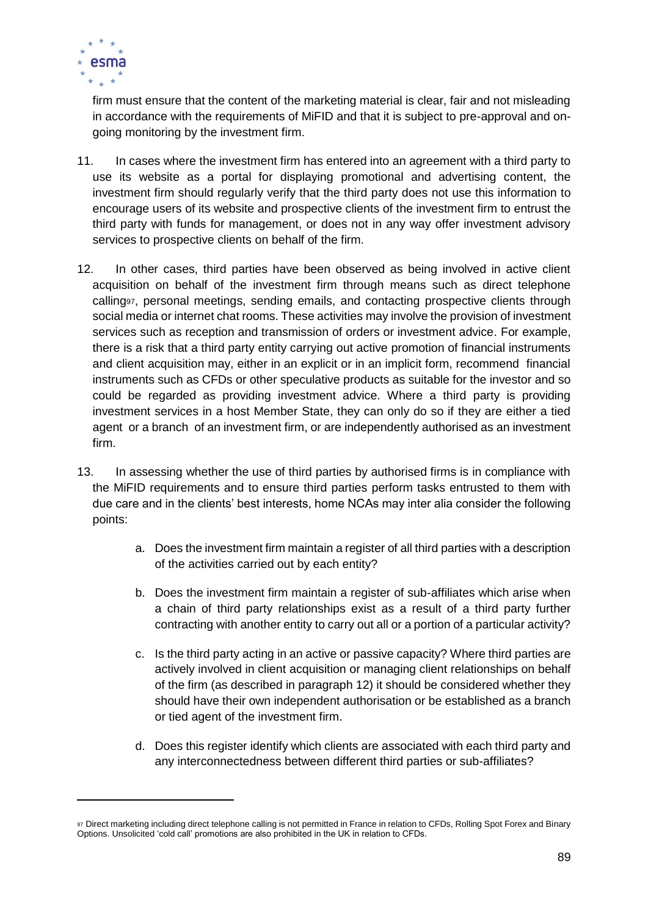firm must ensure that the content of the marketing material is clear, fair and not misleading in accordance with the requirements of MiFID and that it is subject to pre-approval and on-going monitoring by the investment firm.

11. In cases where the investment firm has entered into an agreement with a third party to use its website as a portal for displaying promotional and advertising content, the investment firm should regularly verify that the third party does not use this information to encourage users of its website and prospective clients of the investment firm to entrust the third party with funds for management, or does not in any way offer investment advisory services to prospective clients on behalf of the firm.

12. In other cases, third parties have been observed as being involved in active client acquisition on behalf of the investment firm through means such as direct telephone calling[97], personal meetings, sending emails, and contacting prospective clients through social media or internet chat rooms. These activities may involve the provision of investment services such as reception and transmission of orders or investment advice. For example, there is a risk that a third party entity carrying out active promotion of financial instruments and client acquisition may, either in an explicit or in an implicit form, recommend financial instruments such as CFDs or other speculative products as suitable for the investor and so could be regarded as providing investment advice. Where a third party is providing investment services in a host Member State, they can only do so if they are either a tied agent or a branch of an investment firm, or are independently authorised as an investment firm.

13. In assessing whether the use of third parties by authorised firms is in compliance with the MiFID requirements and to ensure third parties perform tasks entrusted to them with due care and in the clients' best interests, home NCAs may inter alia consider the following points:

   a. Does the investment firm maintain a register of all third parties with a description of the activities carried out by each entity?

   b. Does the investment firm maintain a register of sub-affiliates which arise when a chain of third party relationships exist as a result of a third party further contracting with another entity to carry out all or a portion of a particular activity?

   c. Is the third party acting in an active or passive capacity? Where third parties are actively involved in client acquisition or managing client relationships on behalf of the firm (as described in paragraph 12) it should be considered whether they should have their own independent authorisation or be established as a branch or tied agent of the investment firm.

   d. Does this register identify which clients are associated with each third party and any interconnectedness between different third parties or sub-affiliates?

---

[97] Direct marketing including direct telephone calling is not permitted in France in relation to CFDs, Rolling Spot Forex and Binary Options. Unsolicited 'cold call' promotions are also prohibited in the UK in relation to CFDs.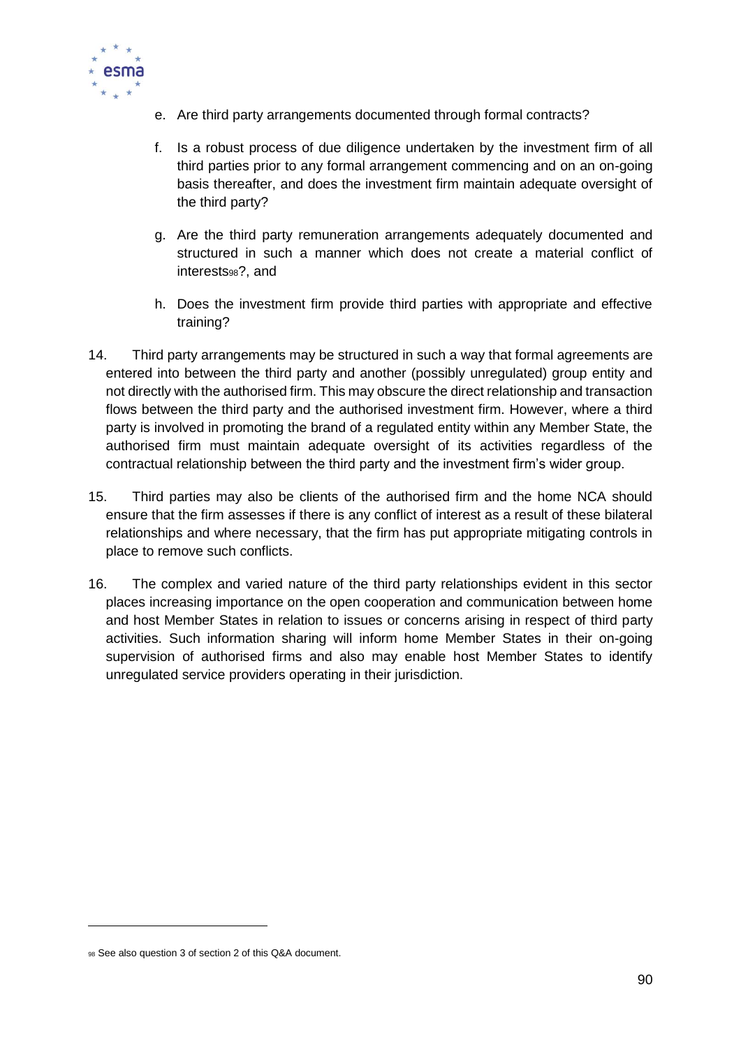e. Are third party arrangements documented through formal contracts?

f. Is a robust process of due diligence undertaken by the investment firm of all third parties prior to any formal arrangement commencing and on an on-going basis thereafter, and does the investment firm maintain adequate oversight of the third party?

g. Are the third party remuneration arrangements adequately documented and structured in such a manner which does not create a material conflict of interests[98]?, and

h. Does the investment firm provide third parties with appropriate and effective training?

14. Third party arrangements may be structured in such a way that formal agreements are entered into between the third party and another (possibly unregulated) group entity and not directly with the authorised firm. This may obscure the direct relationship and transaction flows between the third party and the authorised investment firm. However, where a third party is involved in promoting the brand of a regulated entity within any Member State, the authorised firm must maintain adequate oversight of its activities regardless of the contractual relationship between the third party and the investment firm's wider group.

15. Third parties may also be clients of the authorised firm and the home NCA should ensure that the firm assesses if there is any conflict of interest as a result of these bilateral relationships and where necessary, that the firm has put appropriate mitigating controls in place to remove such conflicts.

16. The complex and varied nature of the third party relationships evident in this sector places increasing importance on the open cooperation and communication between home and host Member States in relation to issues or concerns arising in respect of third party activities. Such information sharing will inform home Member States in their on-going supervision of authorised firms and also may enable host Member States to identify unregulated service providers operating in their jurisdiction.

[98] See also question 3 of section 2 of this Q&A document.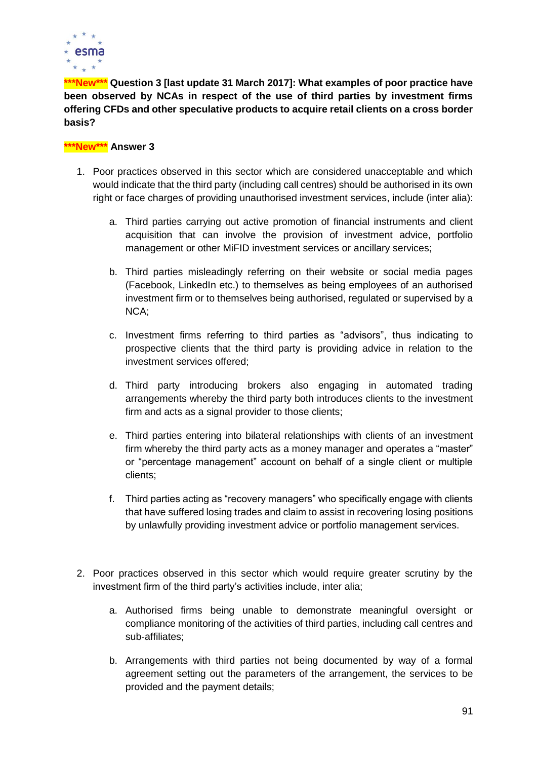**\*\*\*New\*\*\* Question 3 [last update 31 March 2017]: What examples of poor practice have been observed by NCAs in respect of the use of third parties by investment firms offering CFDs and other speculative products to acquire retail clients on a cross border basis?**

**\*\*\*New\*\*\* Answer 3**

1. Poor practices observed in this sector which are considered unacceptable and which would indicate that the third party (including call centres) should be authorised in its own right or face charges of providing unauthorised investment services, include (inter alia):

   a. Third parties carrying out active promotion of financial instruments and client acquisition that can involve the provision of investment advice, portfolio management or other MiFID investment services or ancillary services;

   b. Third parties misleadingly referring on their website or social media pages (Facebook, LinkedIn etc.) to themselves as being employees of an authorised investment firm or to themselves being authorised, regulated or supervised by a NCA;

   c. Investment firms referring to third parties as "advisors", thus indicating to prospective clients that the third party is providing advice in relation to the investment services offered;

   d. Third party introducing brokers also engaging in automated trading arrangements whereby the third party both introduces clients to the investment firm and acts as a signal provider to those clients;

   e. Third parties entering into bilateral relationships with clients of an investment firm whereby the third party acts as a money manager and operates a "master" or "percentage management" account on behalf of a single client or multiple clients;

   f. Third parties acting as "recovery managers" who specifically engage with clients that have suffered losing trades and claim to assist in recovering losing positions by unlawfully providing investment advice or portfolio management services.

2. Poor practices observed in this sector which would require greater scrutiny by the investment firm of the third party's activities include, inter alia;

   a. Authorised firms being unable to demonstrate meaningful oversight or compliance monitoring of the activities of third parties, including call centres and sub-affiliates;

   b. Arrangements with third parties not being documented by way of a formal agreement setting out the parameters of the arrangement, the services to be provided and the payment details;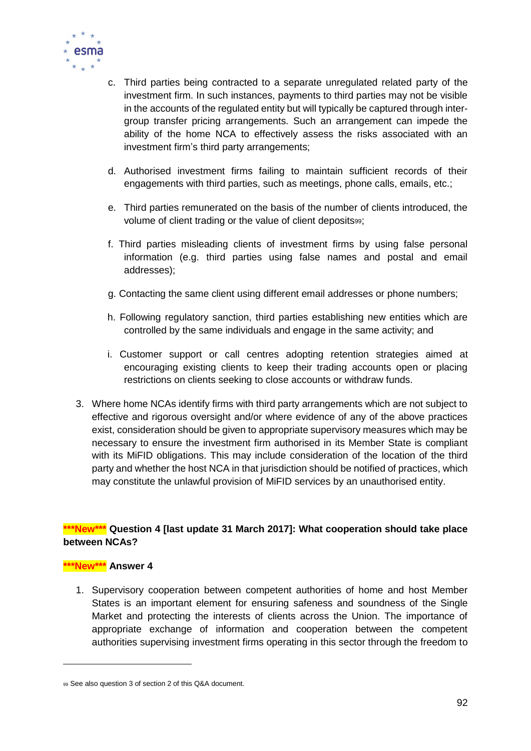c. Third parties being contracted to a separate unregulated related party of the investment firm. In such instances, payments to third parties may not be visible in the accounts of the regulated entity but will typically be captured through inter-group transfer pricing arrangements. Such an arrangement can impede the ability of the home NCA to effectively assess the risks associated with an investment firm's third party arrangements;

d. Authorised investment firms failing to maintain sufficient records of their engagements with third parties, such as meetings, phone calls, emails, etc.;

e. Third parties remunerated on the basis of the number of clients introduced, the volume of client trading or the value of client deposits[99];

f. Third parties misleading clients of investment firms by using false personal information (e.g. third parties using false names and postal and email addresses);

g. Contacting the same client using different email addresses or phone numbers;

h. Following regulatory sanction, third parties establishing new entities which are controlled by the same individuals and engage in the same activity; and

i. Customer support or call centres adopting retention strategies aimed at encouraging existing clients to keep their trading accounts open or placing restrictions on clients seeking to close accounts or withdraw funds.

3. Where home NCAs identify firms with third party arrangements which are not subject to effective and rigorous oversight and/or where evidence of any of the above practices exist, consideration should be given to appropriate supervisory measures which may be necessary to ensure the investment firm authorised in its Member State is compliant with its MiFID obligations. This may include consideration of the location of the third party and whether the host NCA in that jurisdiction should be notified of practices, which may constitute the unlawful provision of MiFID services by an unauthorised entity.

**\*\*\*New\*\*\* Question 4 [last update 31 March 2017]: What cooperation should take place between NCAs?**

**\*\*\*New\*\*\* Answer 4**

1. Supervisory cooperation between competent authorities of home and host Member States is an important element for ensuring safeness and soundness of the Single Market and protecting the interests of clients across the Union. The importance of appropriate exchange of information and cooperation between the competent authorities supervising investment firms operating in this sector through the freedom to

[99] See also question 3 of section 2 of this Q&A document.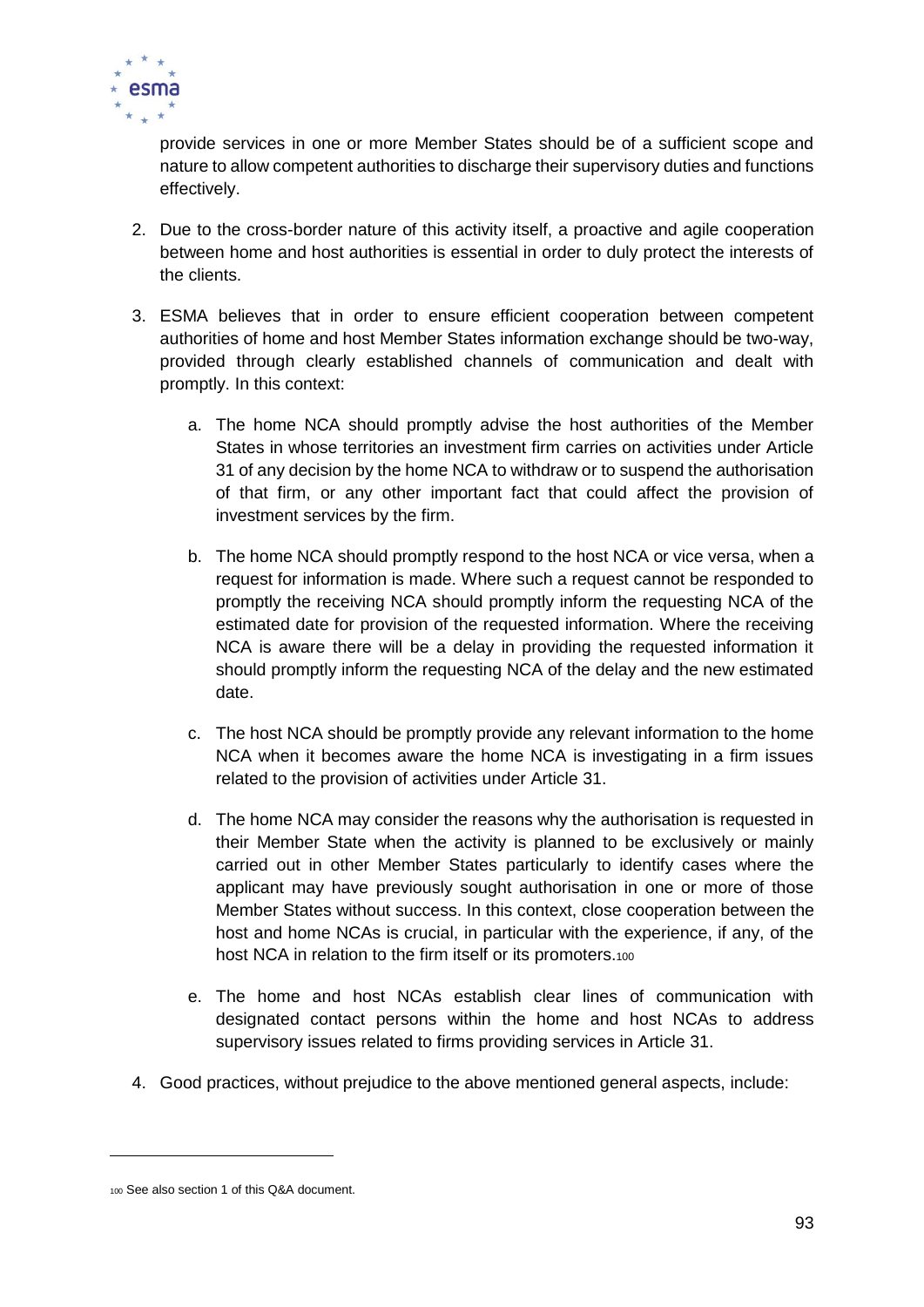provide services in one or more Member States should be of a sufficient scope and nature to allow competent authorities to discharge their supervisory duties and functions effectively.

2. Due to the cross-border nature of this activity itself, a proactive and agile cooperation between home and host authorities is essential in order to duly protect the interests of the clients.

3. ESMA believes that in order to ensure efficient cooperation between competent authorities of home and host Member States information exchange should be two-way, provided through clearly established channels of communication and dealt with promptly. In this context:

   a. The home NCA should promptly advise the host authorities of the Member States in whose territories an investment firm carries on activities under Article 31 of any decision by the home NCA to withdraw or to suspend the authorisation of that firm, or any other important fact that could affect the provision of investment services by the firm.

   b. The home NCA should promptly respond to the host NCA or vice versa, when a request for information is made. Where such a request cannot be responded to promptly the receiving NCA should promptly inform the requesting NCA of the estimated date for provision of the requested information. Where the receiving NCA is aware there will be a delay in providing the requested information it should promptly inform the requesting NCA of the delay and the new estimated date.

   c. The host NCA should be promptly provide any relevant information to the home NCA when it becomes aware the home NCA is investigating in a firm issues related to the provision of activities under Article 31.

   d. The home NCA may consider the reasons why the authorisation is requested in their Member State when the activity is planned to be exclusively or mainly carried out in other Member States particularly to identify cases where the applicant may have previously sought authorisation in one or more of those Member States without success. In this context, close cooperation between the host and home NCAs is crucial, in particular with the experience, if any, of the host NCA in relation to the firm itself or its promoters.[100]

   e. The home and host NCAs establish clear lines of communication with designated contact persons within the home and host NCAs to address supervisory issues related to firms providing services in Article 31.

4. Good practices, without prejudice to the above mentioned general aspects, include:

---

[100] See also section 1 of this Q&A document.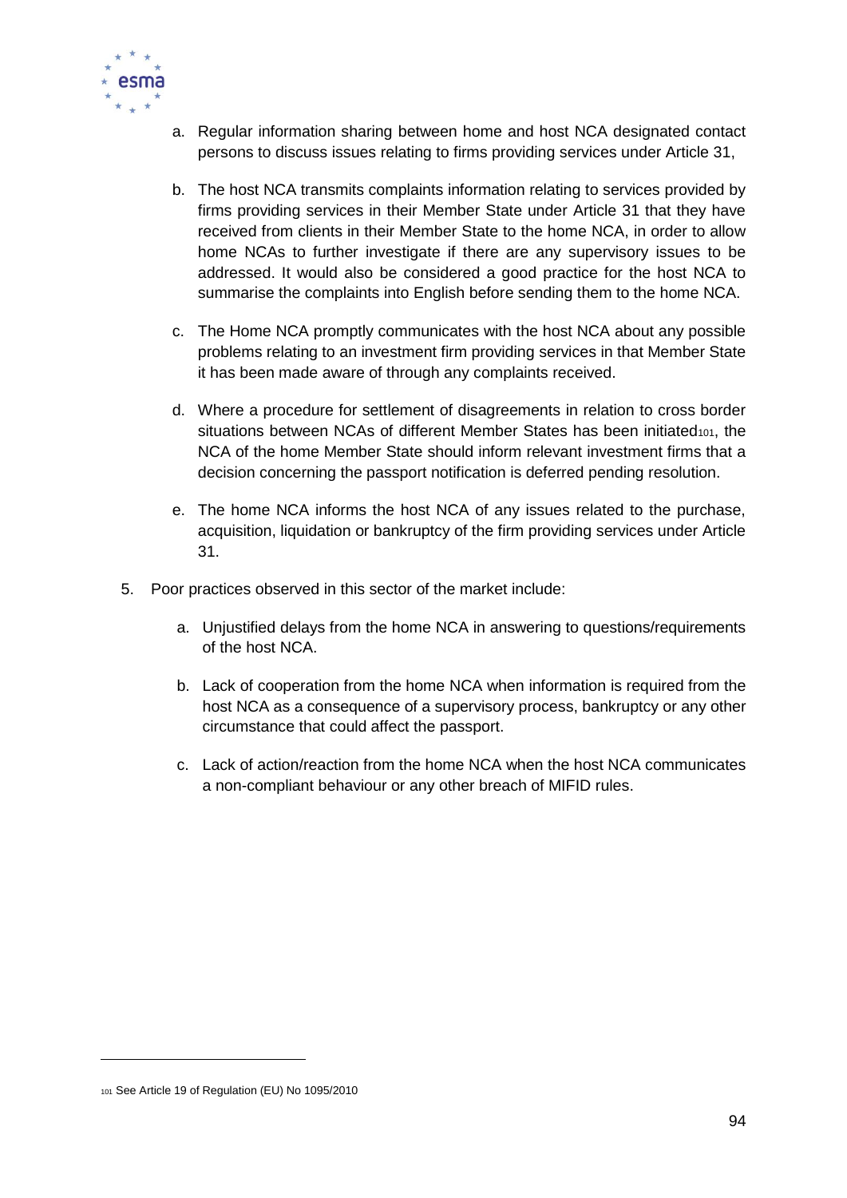a. Regular information sharing between home and host NCA designated contact persons to discuss issues relating to firms providing services under Article 31,

b. The host NCA transmits complaints information relating to services provided by firms providing services in their Member State under Article 31 that they have received from clients in their Member State to the home NCA, in order to allow home NCAs to further investigate if there are any supervisory issues to be addressed. It would also be considered a good practice for the host NCA to summarise the complaints into English before sending them to the home NCA.

c. The Home NCA promptly communicates with the host NCA about any possible problems relating to an investment firm providing services in that Member State it has been made aware of through any complaints received.

d. Where a procedure for settlement of disagreements in relation to cross border situations between NCAs of different Member States has been initiated[101], the NCA of the home Member State should inform relevant investment firms that a decision concerning the passport notification is deferred pending resolution.

e. The home NCA informs the host NCA of any issues related to the purchase, acquisition, liquidation or bankruptcy of the firm providing services under Article 31.

5. Poor practices observed in this sector of the market include:

   a. Unjustified delays from the home NCA in answering to questions/requirements of the host NCA.

   b. Lack of cooperation from the home NCA when information is required from the host NCA as a consequence of a supervisory process, bankruptcy or any other circumstance that could affect the passport.

   c. Lack of action/reaction from the home NCA when the host NCA communicates a non-compliant behaviour or any other breach of MIFID rules.

---

[101] See Article 19 of Regulation (EU) No 1095/2010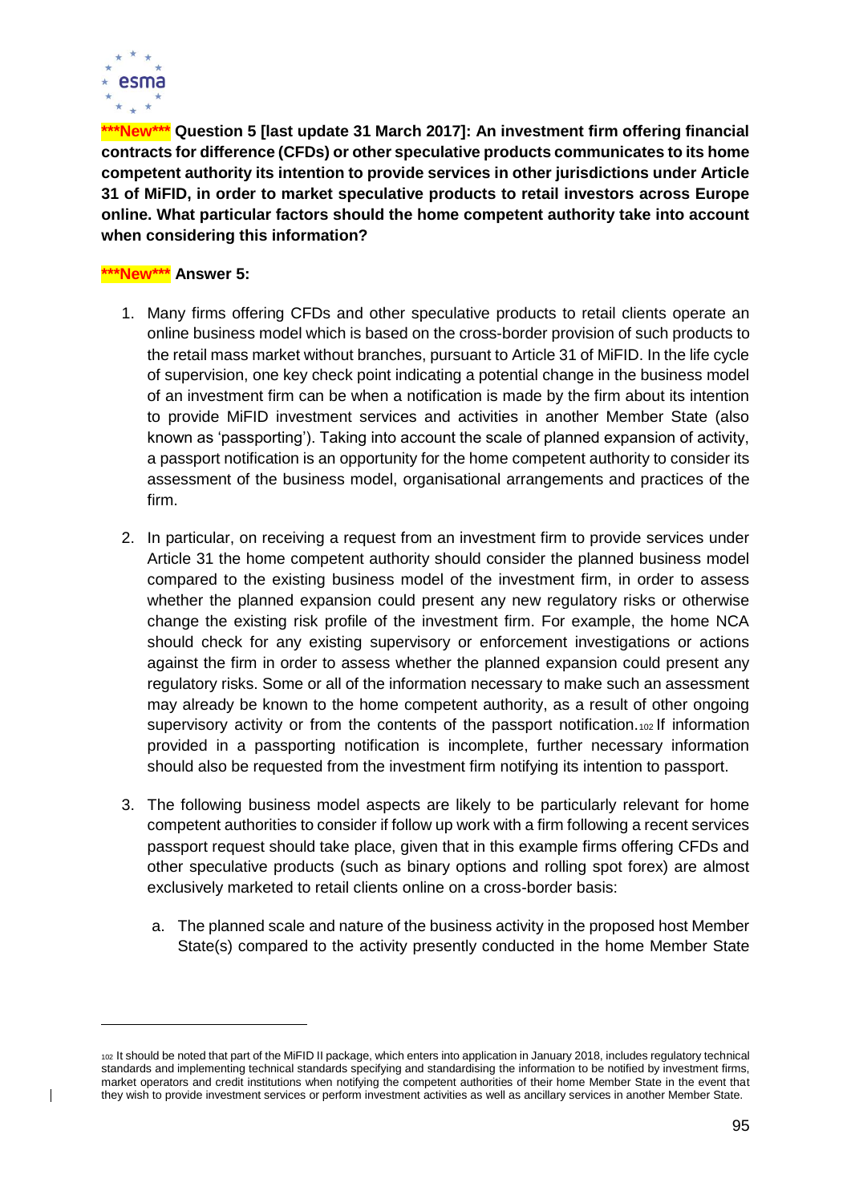**\*\*\*New\*\*\* Question 5 [last update 31 March 2017]: An investment firm offering financial contracts for difference (CFDs) or other speculative products communicates to its home competent authority its intention to provide services in other jurisdictions under Article 31 of MiFID, in order to market speculative products to retail investors across Europe online. What particular factors should the home competent authority take into account when considering this information?**

**\*\*\*New\*\*\* Answer 5:**

1. Many firms offering CFDs and other speculative products to retail clients operate an online business model which is based on the cross-border provision of such products to the retail mass market without branches, pursuant to Article 31 of MiFID. In the life cycle of supervision, one key check point indicating a potential change in the business model of an investment firm can be when a notification is made by the firm about its intention to provide MiFID investment services and activities in another Member State (also known as 'passporting'). Taking into account the scale of planned expansion of activity, a passport notification is an opportunity for the home competent authority to consider its assessment of the business model, organisational arrangements and practices of the firm.

2. In particular, on receiving a request from an investment firm to provide services under Article 31 the home competent authority should consider the planned business model compared to the existing business model of the investment firm, in order to assess whether the planned expansion could present any new regulatory risks or otherwise change the existing risk profile of the investment firm. For example, the home NCA should check for any existing supervisory or enforcement investigations or actions against the firm in order to assess whether the planned expansion could present any regulatory risks. Some or all of the information necessary to make such an assessment may already be known to the home competent authority, as a result of other ongoing supervisory activity or from the contents of the passport notification.[102] If information provided in a passporting notification is incomplete, further necessary information should also be requested from the investment firm notifying its intention to passport.

3. The following business model aspects are likely to be particularly relevant for home competent authorities to consider if follow up work with a firm following a recent services passport request should take place, given that in this example firms offering CFDs and other speculative products (such as binary options and rolling spot forex) are almost exclusively marketed to retail clients online on a cross-border basis:

   a. The planned scale and nature of the business activity in the proposed host Member State(s) compared to the activity presently conducted in the home Member State

---

[102] It should be noted that part of the MiFID II package, which enters into application in January 2018, includes regulatory technical standards and implementing technical standards specifying and standardising the information to be notified by investment firms, market operators and credit institutions when notifying the competent authorities of their home Member State in the event that they wish to provide investment services or perform investment activities as well as ancillary services in another Member State.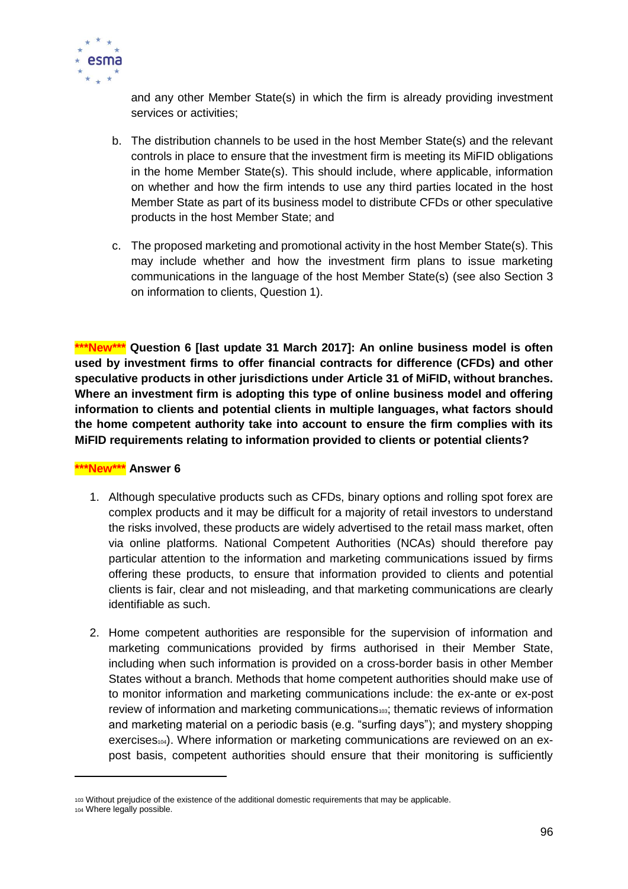and any other Member State(s) in which the firm is already providing investment services or activities;

b. The distribution channels to be used in the host Member State(s) and the relevant controls in place to ensure that the investment firm is meeting its MiFID obligations in the home Member State(s). This should include, where applicable, information on whether and how the firm intends to use any third parties located in the host Member State as part of its business model to distribute CFDs or other speculative products in the host Member State; and

c. The proposed marketing and promotional activity in the host Member State(s). This may include whether and how the investment firm plans to issue marketing communications in the language of the host Member State(s) (see also Section 3 on information to clients, Question 1).

**\*\*\*New\*\*\* Question 6 [last update 31 March 2017]: An online business model is often used by investment firms to offer financial contracts for difference (CFDs) and other speculative products in other jurisdictions under Article 31 of MiFID, without branches. Where an investment firm is adopting this type of online business model and offering information to clients and potential clients in multiple languages, what factors should the home competent authority take into account to ensure the firm complies with its MiFID requirements relating to information provided to clients or potential clients?**

**\*\*\*New\*\*\* Answer 6**

1. Although speculative products such as CFDs, binary options and rolling spot forex are complex products and it may be difficult for a majority of retail investors to understand the risks involved, these products are widely advertised to the retail mass market, often via online platforms. National Competent Authorities (NCAs) should therefore pay particular attention to the information and marketing communications issued by firms offering these products, to ensure that information provided to clients and potential clients is fair, clear and not misleading, and that marketing communications are clearly identifiable as such.

2. Home competent authorities are responsible for the supervision of information and marketing communications provided by firms authorised in their Member State, including when such information is provided on a cross-border basis in other Member States without a branch. Methods that home competent authorities should make use of to monitor information and marketing communications include: the ex-ante or ex-post review of information and marketing communications[103]; thematic reviews of information and marketing material on a periodic basis (e.g. "surfing days"); and mystery shopping exercises[104]). Where information or marketing communications are reviewed on an ex-post basis, competent authorities should ensure that their monitoring is sufficiently

---

[103] Without prejudice of the existence of the additional domestic requirements that may be applicable.

[104] Where legally possible.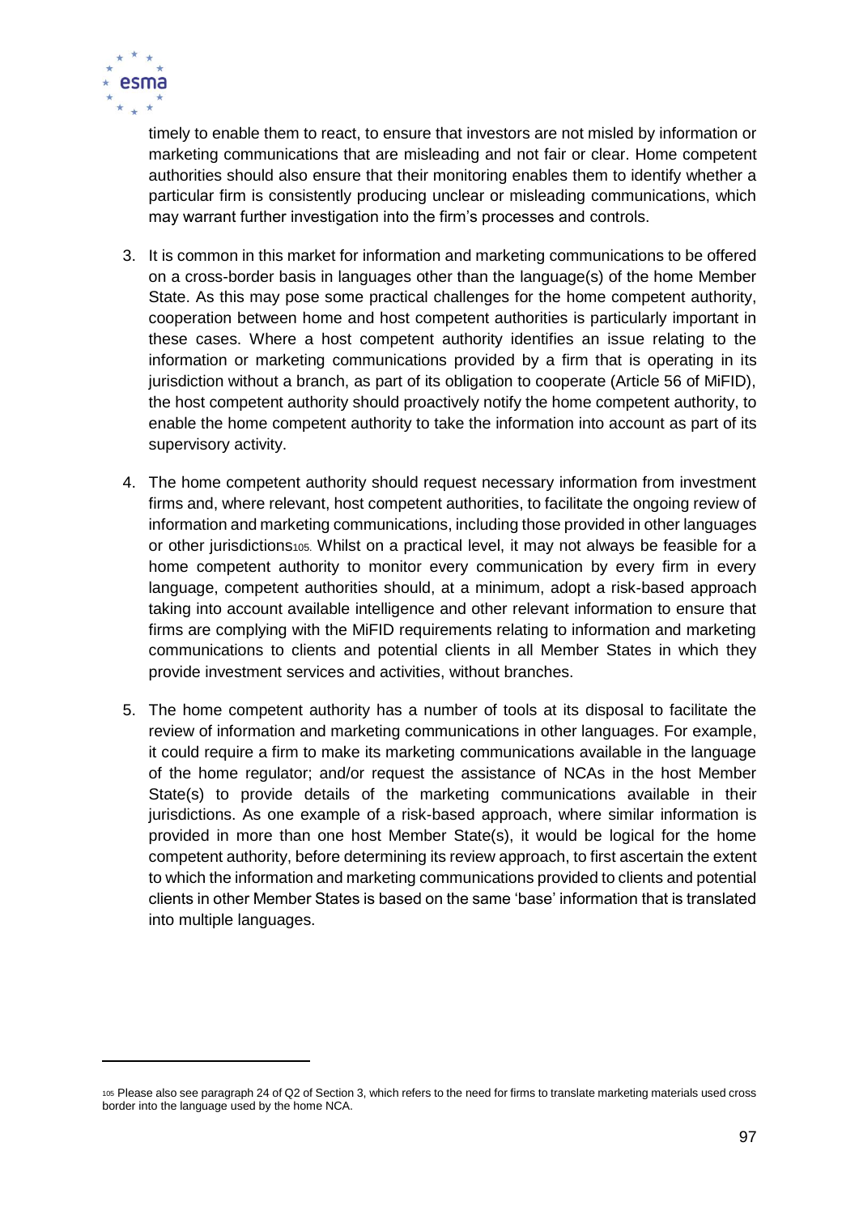timely to enable them to react, to ensure that investors are not misled by information or marketing communications that are misleading and not fair or clear. Home competent authorities should also ensure that their monitoring enables them to identify whether a particular firm is consistently producing unclear or misleading communications, which may warrant further investigation into the firm's processes and controls.

3. It is common in this market for information and marketing communications to be offered on a cross-border basis in languages other than the language(s) of the home Member State. As this may pose some practical challenges for the home competent authority, cooperation between home and host competent authorities is particularly important in these cases. Where a host competent authority identifies an issue relating to the information or marketing communications provided by a firm that is operating in its jurisdiction without a branch, as part of its obligation to cooperate (Article 56 of MiFID), the host competent authority should proactively notify the home competent authority, to enable the home competent authority to take the information into account as part of its supervisory activity.

4. The home competent authority should request necessary information from investment firms and, where relevant, host competent authorities, to facilitate the ongoing review of information and marketing communications, including those provided in other languages or other jurisdictions[105]. Whilst on a practical level, it may not always be feasible for a home competent authority to monitor every communication by every firm in every language, competent authorities should, at a minimum, adopt a risk-based approach taking into account available intelligence and other relevant information to ensure that firms are complying with the MiFID requirements relating to information and marketing communications to clients and potential clients in all Member States in which they provide investment services and activities, without branches.

5. The home competent authority has a number of tools at its disposal to facilitate the review of information and marketing communications in other languages. For example, it could require a firm to make its marketing communications available in the language of the home regulator; and/or request the assistance of NCAs in the host Member State(s) to provide details of the marketing communications available in their jurisdictions. As one example of a risk-based approach, where similar information is provided in more than one host Member State(s), it would be logical for the home competent authority, before determining its review approach, to first ascertain the extent to which the information and marketing communications provided to clients and potential clients in other Member States is based on the same 'base' information that is translated into multiple languages.

---

[105] Please also see paragraph 24 of Q2 of Section 3, which refers to the need for firms to translate marketing materials used cross border into the language used by the home NCA.